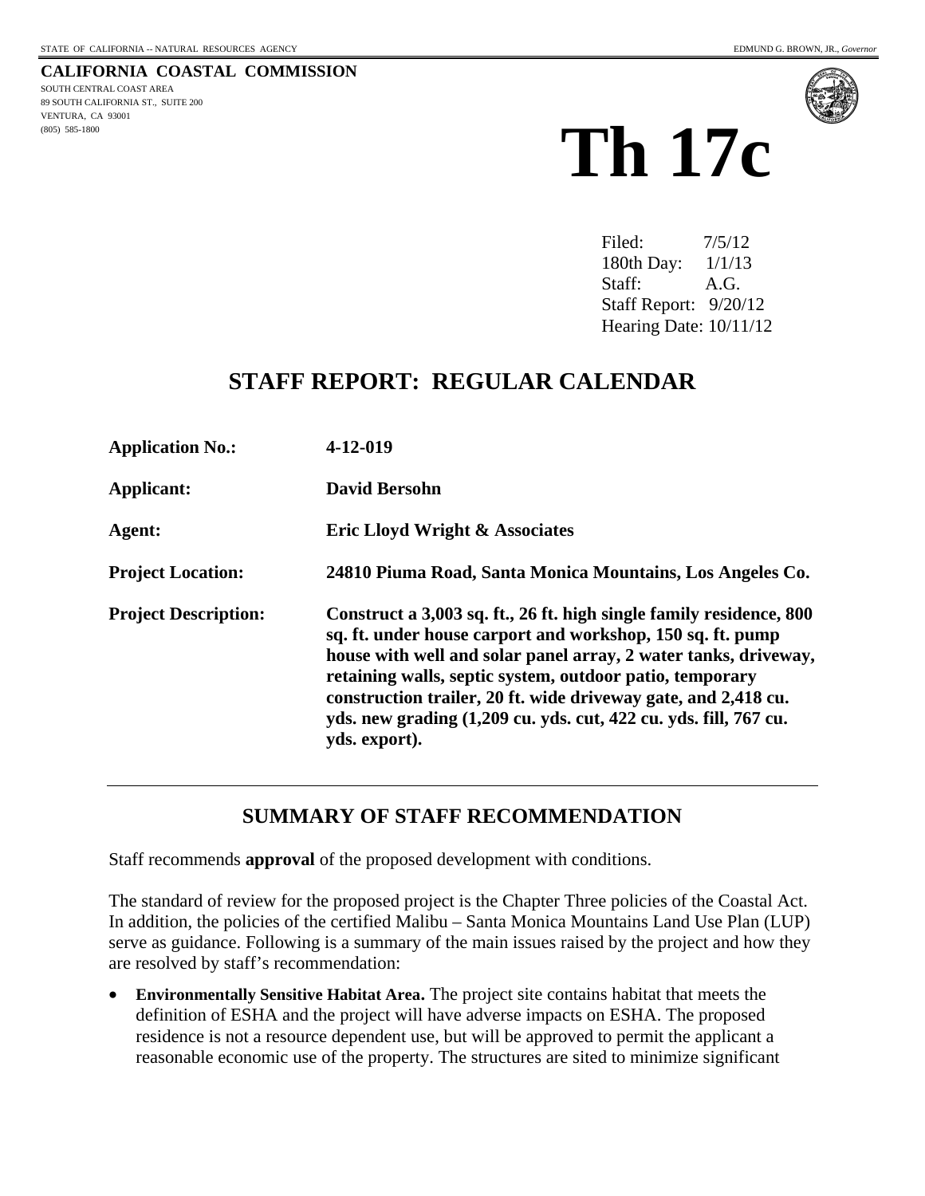STATE OF CALIFORNIA -- NATURAL RESOURCES AGENCY

EDMUND G. BROWN, JR., *Governor*

**CALIFORNIA COASTAL COMMISSION**

SOUTH CENTRAL COAST AREA
89 SOUTH CALIFORNIA ST., SUITE 200
VENTURA, CA 93001
(805) 585-1800

# Th 17c

Filed: 7/5/12
180th Day: 1/1/13
Staff: A.G.
Staff Report: 9/20/12
Hearing Date: 10/11/12

## STAFF REPORT: REGULAR CALENDAR

| | |
|---|---|
| **Application No.:** | **4-12-019** |
| **Applicant:** | **David Bersohn** |
| **Agent:** | **Eric Lloyd Wright & Associates** |
| **Project Location:** | **24810 Piuma Road, Santa Monica Mountains, Los Angeles Co.** |
| **Project Description:** | **Construct a 3,003 sq. ft., 26 ft. high single family residence, 800 sq. ft. under house carport and workshop, 150 sq. ft. pump house with well and solar panel array, 2 water tanks, driveway, retaining walls, septic system, outdoor patio, temporary construction trailer, 20 ft. wide driveway gate, and 2,418 cu. yds. new grading (1,209 cu. yds. cut, 422 cu. yds. fill, 767 cu. yds. export).** |

## SUMMARY OF STAFF RECOMMENDATION

Staff recommends **approval** of the proposed development with conditions.

The standard of review for the proposed project is the Chapter Three policies of the Coastal Act. In addition, the policies of the certified Malibu – Santa Monica Mountains Land Use Plan (LUP) serve as guidance. Following is a summary of the main issues raised by the project and how they are resolved by staff's recommendation:

- **Environmentally Sensitive Habitat Area.** The project site contains habitat that meets the definition of ESHA and the project will have adverse impacts on ESHA. The proposed residence is not a resource dependent use, but will be approved to permit the applicant a reasonable economic use of the property. The structures are sited to minimize significant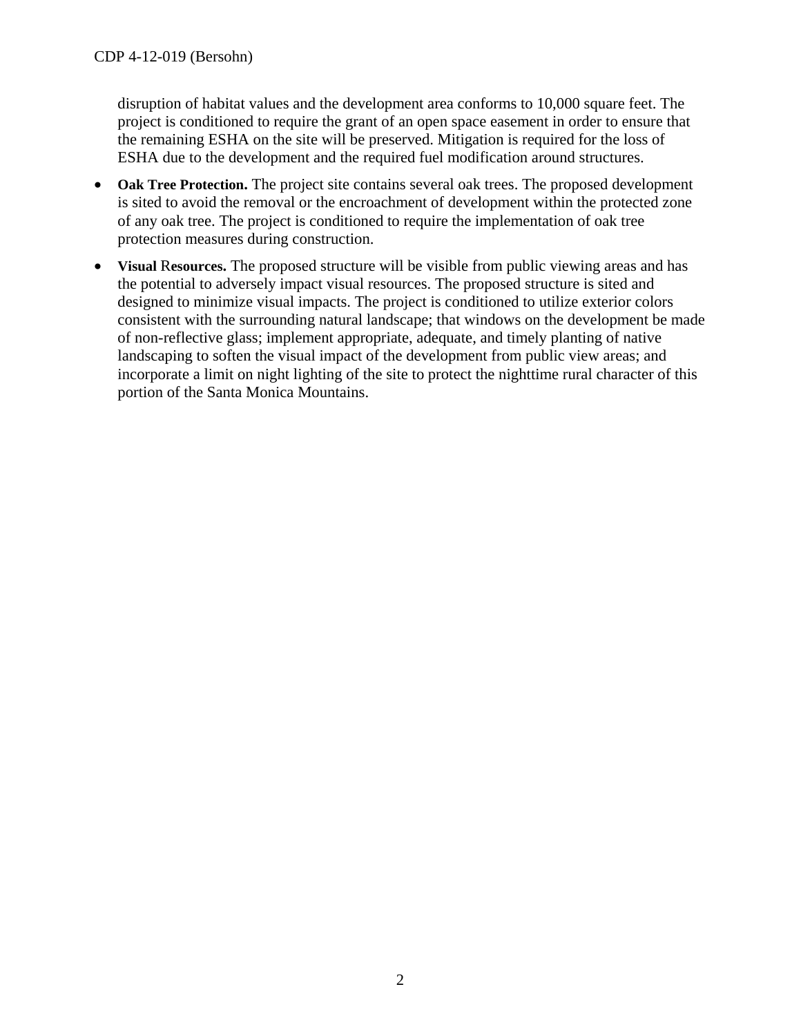disruption of habitat values and the development area conforms to 10,000 square feet. The project is conditioned to require the grant of an open space easement in order to ensure that the remaining ESHA on the site will be preserved. Mitigation is required for the loss of ESHA due to the development and the required fuel modification around structures.

- **Oak Tree Protection.** The project site contains several oak trees. The proposed development is sited to avoid the removal or the encroachment of development within the protected zone of any oak tree. The project is conditioned to require the implementation of oak tree protection measures during construction.
- **Visual Resources.** The proposed structure will be visible from public viewing areas and has the potential to adversely impact visual resources. The proposed structure is sited and designed to minimize visual impacts. The project is conditioned to utilize exterior colors consistent with the surrounding natural landscape; that windows on the development be made of non-reflective glass; implement appropriate, adequate, and timely planting of native landscaping to soften the visual impact of the development from public view areas; and incorporate a limit on night lighting of the site to protect the nighttime rural character of this portion of the Santa Monica Mountains.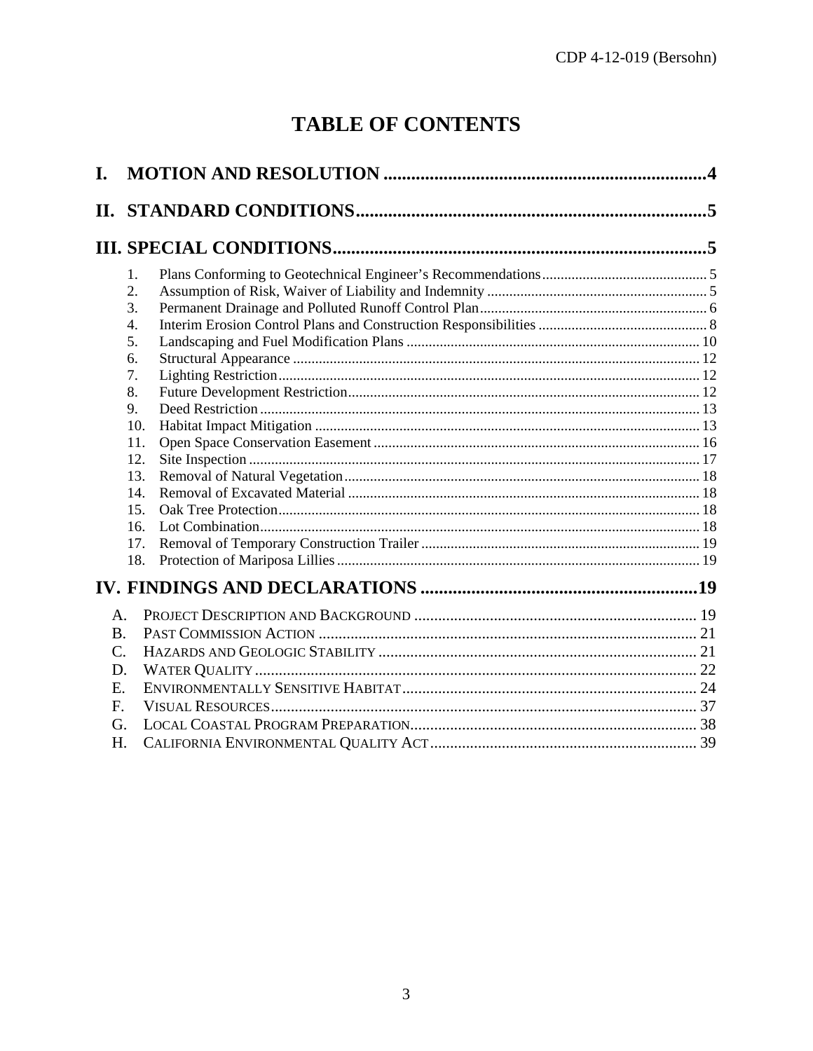# TABLE OF CONTENTS

**I. MOTION AND RESOLUTION** .......................................................................4

**II. STANDARD CONDITIONS** .............................................................................5

**III. SPECIAL CONDITIONS** .................................................................................5

1. Plans Conforming to Geotechnical Engineer's Recommendations ............................................ 5
2. Assumption of Risk, Waiver of Liability and Indemnity ............................................................ 5
3. Permanent Drainage and Polluted Runoff Control Plan .............................................................. 6
4. Interim Erosion Control Plans and Construction Responsibilities ............................................. 8
5. Landscaping and Fuel Modification Plans ............................................................................... 10
6. Structural Appearance ............................................................................................................... 12
7. Lighting Restriction ................................................................................................................... 12
8. Future Development Restriction ................................................................................................ 12
9. Deed Restriction ........................................................................................................................ 13
10. Habitat Impact Mitigation ......................................................................................................... 13
11. Open Space Conservation Easement ......................................................................................... 16
12. Site Inspection ........................................................................................................................... 17
13. Removal of Natural Vegetation ................................................................................................. 18
14. Removal of Excavated Material ................................................................................................ 18
15. Oak Tree Protection ................................................................................................................... 18
16. Lot Combination ........................................................................................................................ 18
17. Removal of Temporary Construction Trailer ............................................................................ 19
18. Protection of Mariposa Lillies .................................................................................................. 19

**IV. FINDINGS AND DECLARATIONS** .............................................................19

A. PROJECT DESCRIPTION AND BACKGROUND ....................................................................... 19
B. PAST COMMISSION ACTION ................................................................................................ 21
C. HAZARDS AND GEOLOGIC STABILITY ................................................................................ 21
D. WATER QUALITY ............................................................................................................... 22
E. ENVIRONMENTALLY SENSITIVE HABITAT .......................................................................... 24
F. VISUAL RESOURCES ............................................................................................................ 37
G. LOCAL COASTAL PROGRAM PREPARATION ......................................................................... 38
H. CALIFORNIA ENVIRONMENTAL QUALITY ACT ................................................................... 39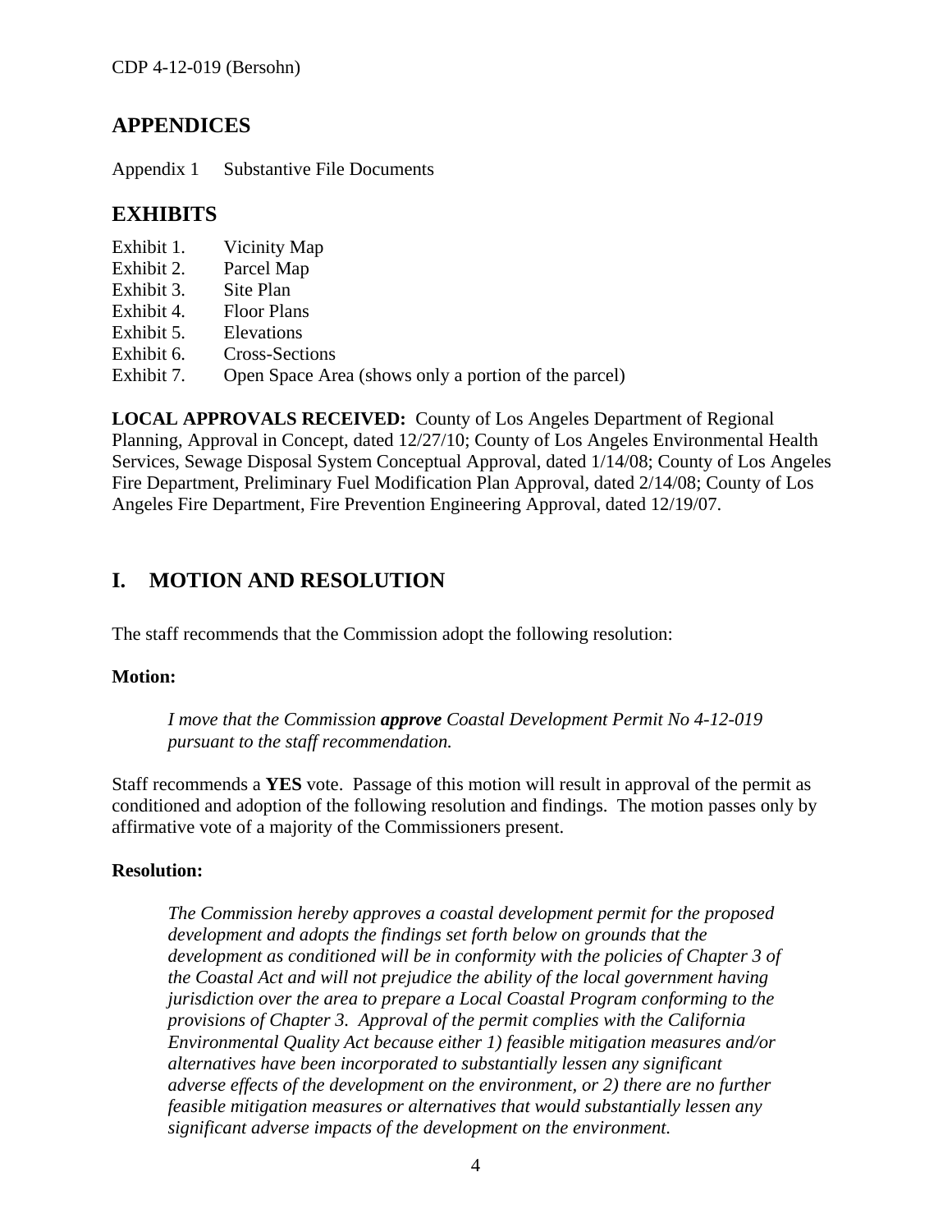## APPENDICES

Appendix 1 Substantive File Documents

## EXHIBITS

Exhibit 1. Vicinity Map
Exhibit 2. Parcel Map
Exhibit 3. Site Plan
Exhibit 4. Floor Plans
Exhibit 5. Elevations
Exhibit 6. Cross-Sections
Exhibit 7. Open Space Area (shows only a portion of the parcel)

**LOCAL APPROVALS RECEIVED:** County of Los Angeles Department of Regional Planning, Approval in Concept, dated 12/27/10; County of Los Angeles Environmental Health Services, Sewage Disposal System Conceptual Approval, dated 1/14/08; County of Los Angeles Fire Department, Preliminary Fuel Modification Plan Approval, dated 2/14/08; County of Los Angeles Fire Department, Fire Prevention Engineering Approval, dated 12/19/07.

## I. MOTION AND RESOLUTION

The staff recommends that the Commission adopt the following resolution:

**Motion:**

> *I move that the Commission **approve** Coastal Development Permit No 4-12-019 pursuant to the staff recommendation.*

Staff recommends a **YES** vote. Passage of this motion will result in approval of the permit as conditioned and adoption of the following resolution and findings. The motion passes only by affirmative vote of a majority of the Commissioners present.

**Resolution:**

> *The Commission hereby approves a coastal development permit for the proposed development and adopts the findings set forth below on grounds that the development as conditioned will be in conformity with the policies of Chapter 3 of the Coastal Act and will not prejudice the ability of the local government having jurisdiction over the area to prepare a Local Coastal Program conforming to the provisions of Chapter 3. Approval of the permit complies with the California Environmental Quality Act because either 1) feasible mitigation measures and/or alternatives have been incorporated to substantially lessen any significant adverse effects of the development on the environment, or 2) there are no further feasible mitigation measures or alternatives that would substantially lessen any significant adverse impacts of the development on the environment.*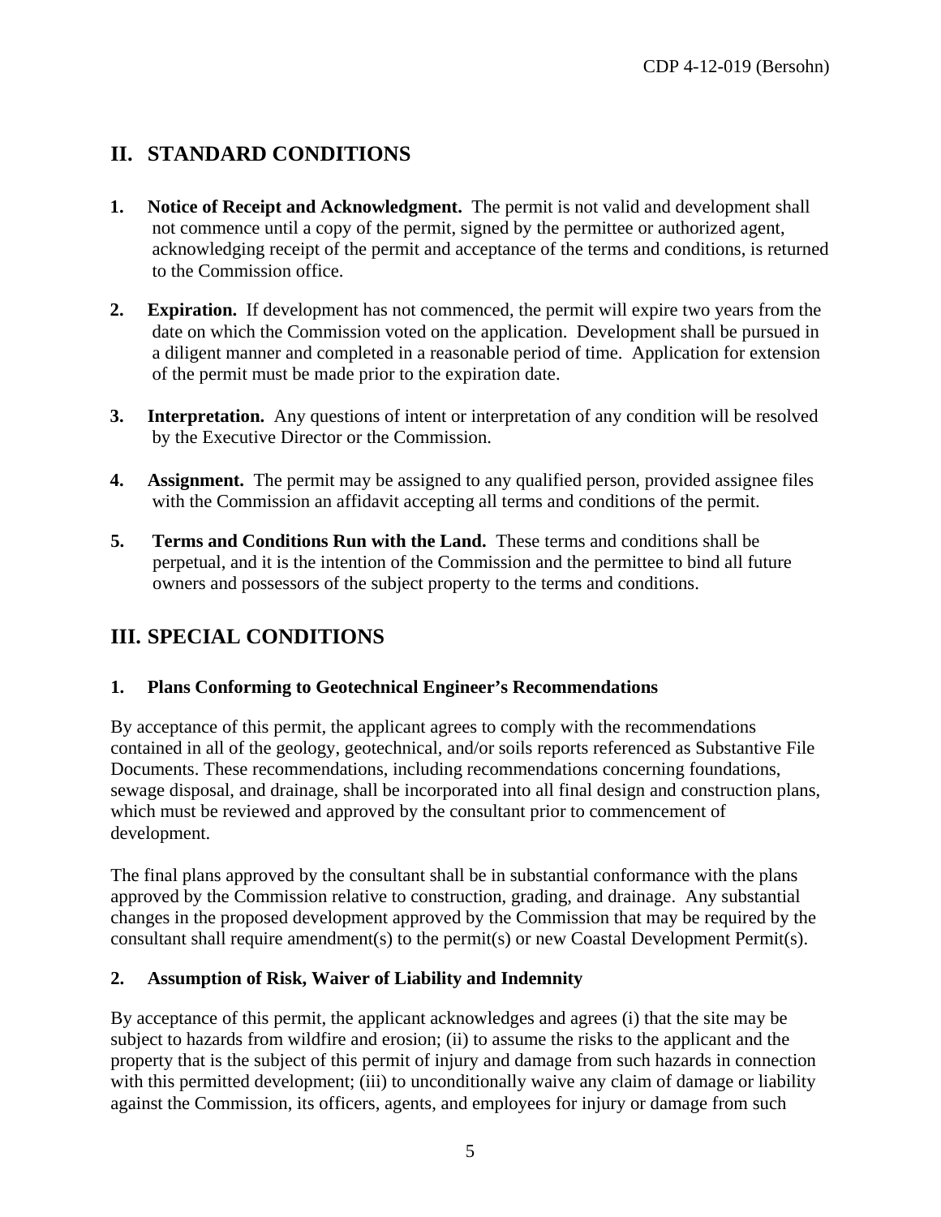## II. STANDARD CONDITIONS

1. **Notice of Receipt and Acknowledgment.** The permit is not valid and development shall not commence until a copy of the permit, signed by the permittee or authorized agent, acknowledging receipt of the permit and acceptance of the terms and conditions, is returned to the Commission office.

2. **Expiration.** If development has not commenced, the permit will expire two years from the date on which the Commission voted on the application. Development shall be pursued in a diligent manner and completed in a reasonable period of time. Application for extension of the permit must be made prior to the expiration date.

3. **Interpretation.** Any questions of intent or interpretation of any condition will be resolved by the Executive Director or the Commission.

4. **Assignment.** The permit may be assigned to any qualified person, provided assignee files with the Commission an affidavit accepting all terms and conditions of the permit.

5. **Terms and Conditions Run with the Land.** These terms and conditions shall be perpetual, and it is the intention of the Commission and the permittee to bind all future owners and possessors of the subject property to the terms and conditions.

## III. SPECIAL CONDITIONS

### 1. Plans Conforming to Geotechnical Engineer's Recommendations

By acceptance of this permit, the applicant agrees to comply with the recommendations contained in all of the geology, geotechnical, and/or soils reports referenced as Substantive File Documents. These recommendations, including recommendations concerning foundations, sewage disposal, and drainage, shall be incorporated into all final design and construction plans, which must be reviewed and approved by the consultant prior to commencement of development.

The final plans approved by the consultant shall be in substantial conformance with the plans approved by the Commission relative to construction, grading, and drainage. Any substantial changes in the proposed development approved by the Commission that may be required by the consultant shall require amendment(s) to the permit(s) or new Coastal Development Permit(s).

### 2. Assumption of Risk, Waiver of Liability and Indemnity

By acceptance of this permit, the applicant acknowledges and agrees (i) that the site may be subject to hazards from wildfire and erosion; (ii) to assume the risks to the applicant and the property that is the subject of this permit of injury and damage from such hazards in connection with this permitted development; (iii) to unconditionally waive any claim of damage or liability against the Commission, its officers, agents, and employees for injury or damage from such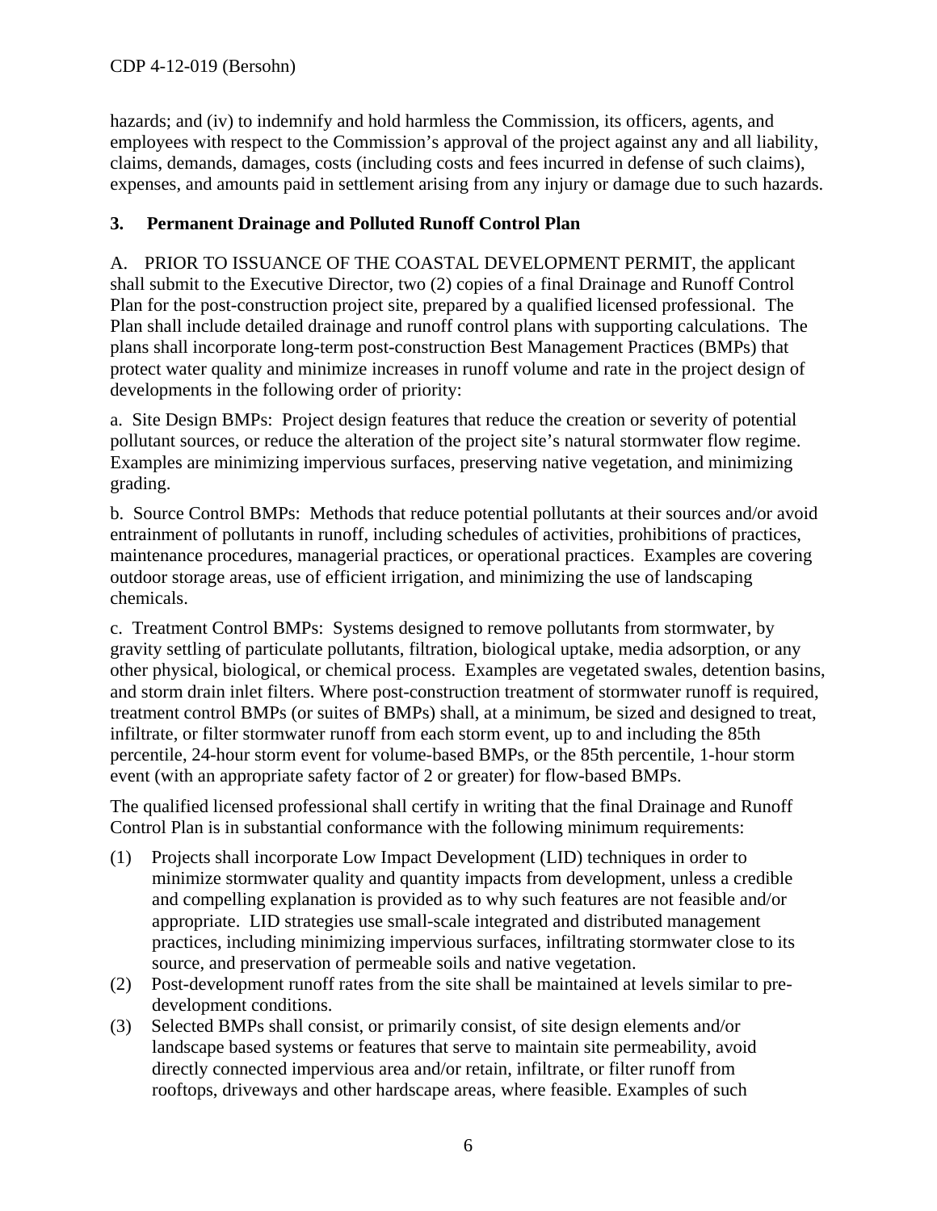hazards; and (iv) to indemnify and hold harmless the Commission, its officers, agents, and employees with respect to the Commission's approval of the project against any and all liability, claims, demands, damages, costs (including costs and fees incurred in defense of such claims), expenses, and amounts paid in settlement arising from any injury or damage due to such hazards.

### 3. Permanent Drainage and Polluted Runoff Control Plan

A. PRIOR TO ISSUANCE OF THE COASTAL DEVELOPMENT PERMIT, the applicant shall submit to the Executive Director, two (2) copies of a final Drainage and Runoff Control Plan for the post-construction project site, prepared by a qualified licensed professional. The Plan shall include detailed drainage and runoff control plans with supporting calculations. The plans shall incorporate long-term post-construction Best Management Practices (BMPs) that protect water quality and minimize increases in runoff volume and rate in the project design of developments in the following order of priority:

a. Site Design BMPs: Project design features that reduce the creation or severity of potential pollutant sources, or reduce the alteration of the project site's natural stormwater flow regime. Examples are minimizing impervious surfaces, preserving native vegetation, and minimizing grading.

b. Source Control BMPs: Methods that reduce potential pollutants at their sources and/or avoid entrainment of pollutants in runoff, including schedules of activities, prohibitions of practices, maintenance procedures, managerial practices, or operational practices. Examples are covering outdoor storage areas, use of efficient irrigation, and minimizing the use of landscaping chemicals.

c. Treatment Control BMPs: Systems designed to remove pollutants from stormwater, by gravity settling of particulate pollutants, filtration, biological uptake, media adsorption, or any other physical, biological, or chemical process. Examples are vegetated swales, detention basins, and storm drain inlet filters. Where post-construction treatment of stormwater runoff is required, treatment control BMPs (or suites of BMPs) shall, at a minimum, be sized and designed to treat, infiltrate, or filter stormwater runoff from each storm event, up to and including the 85th percentile, 24-hour storm event for volume-based BMPs, or the 85th percentile, 1-hour storm event (with an appropriate safety factor of 2 or greater) for flow-based BMPs.

The qualified licensed professional shall certify in writing that the final Drainage and Runoff Control Plan is in substantial conformance with the following minimum requirements:

(1) Projects shall incorporate Low Impact Development (LID) techniques in order to minimize stormwater quality and quantity impacts from development, unless a credible and compelling explanation is provided as to why such features are not feasible and/or appropriate. LID strategies use small-scale integrated and distributed management practices, including minimizing impervious surfaces, infiltrating stormwater close to its source, and preservation of permeable soils and native vegetation.

(2) Post-development runoff rates from the site shall be maintained at levels similar to pre-development conditions.

(3) Selected BMPs shall consist, or primarily consist, of site design elements and/or landscape based systems or features that serve to maintain site permeability, avoid directly connected impervious area and/or retain, infiltrate, or filter runoff from rooftops, driveways and other hardscape areas, where feasible. Examples of such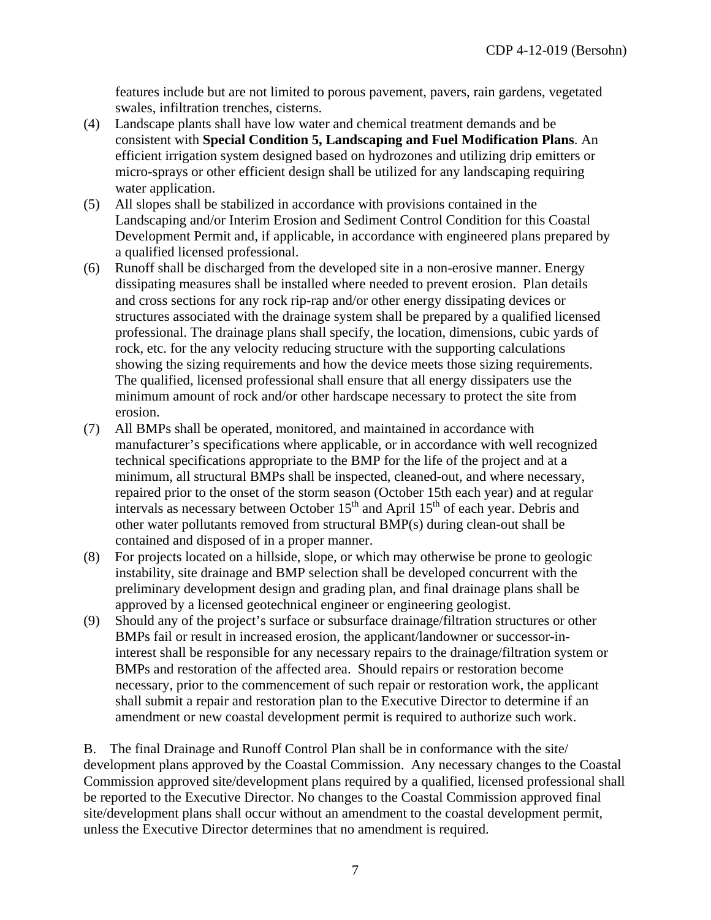features include but are not limited to porous pavement, pavers, rain gardens, vegetated swales, infiltration trenches, cisterns.

(4) Landscape plants shall have low water and chemical treatment demands and be consistent with **Special Condition 5, Landscaping and Fuel Modification Plans**. An efficient irrigation system designed based on hydrozones and utilizing drip emitters or micro-sprays or other efficient design shall be utilized for any landscaping requiring water application.

(5) All slopes shall be stabilized in accordance with provisions contained in the Landscaping and/or Interim Erosion and Sediment Control Condition for this Coastal Development Permit and, if applicable, in accordance with engineered plans prepared by a qualified licensed professional.

(6) Runoff shall be discharged from the developed site in a non-erosive manner. Energy dissipating measures shall be installed where needed to prevent erosion. Plan details and cross sections for any rock rip-rap and/or other energy dissipating devices or structures associated with the drainage system shall be prepared by a qualified licensed professional. The drainage plans shall specify, the location, dimensions, cubic yards of rock, etc. for the any velocity reducing structure with the supporting calculations showing the sizing requirements and how the device meets those sizing requirements. The qualified, licensed professional shall ensure that all energy dissipaters use the minimum amount of rock and/or other hardscape necessary to protect the site from erosion.

(7) All BMPs shall be operated, monitored, and maintained in accordance with manufacturer's specifications where applicable, or in accordance with well recognized technical specifications appropriate to the BMP for the life of the project and at a minimum, all structural BMPs shall be inspected, cleaned-out, and where necessary, repaired prior to the onset of the storm season (October 15th each year) and at regular intervals as necessary between October 15th and April 15th of each year. Debris and other water pollutants removed from structural BMP(s) during clean-out shall be contained and disposed of in a proper manner.

(8) For projects located on a hillside, slope, or which may otherwise be prone to geologic instability, site drainage and BMP selection shall be developed concurrent with the preliminary development design and grading plan, and final drainage plans shall be approved by a licensed geotechnical engineer or engineering geologist.

(9) Should any of the project's surface or subsurface drainage/filtration structures or other BMPs fail or result in increased erosion, the applicant/landowner or successor-in-interest shall be responsible for any necessary repairs to the drainage/filtration system or BMPs and restoration of the affected area. Should repairs or restoration become necessary, prior to the commencement of such repair or restoration work, the applicant shall submit a repair and restoration plan to the Executive Director to determine if an amendment or new coastal development permit is required to authorize such work.

B. The final Drainage and Runoff Control Plan shall be in conformance with the site/ development plans approved by the Coastal Commission. Any necessary changes to the Coastal Commission approved site/development plans required by a qualified, licensed professional shall be reported to the Executive Director. No changes to the Coastal Commission approved final site/development plans shall occur without an amendment to the coastal development permit, unless the Executive Director determines that no amendment is required.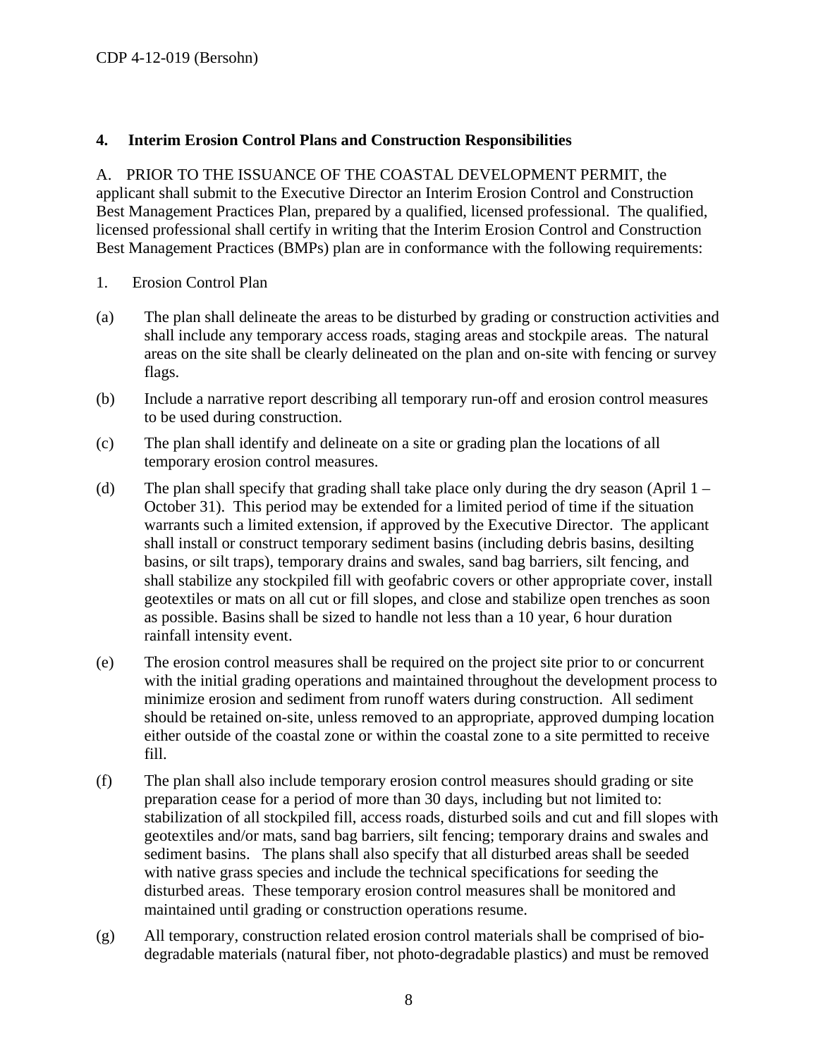**4. Interim Erosion Control Plans and Construction Responsibilities**

A. PRIOR TO THE ISSUANCE OF THE COASTAL DEVELOPMENT PERMIT, the applicant shall submit to the Executive Director an Interim Erosion Control and Construction Best Management Practices Plan, prepared by a qualified, licensed professional. The qualified, licensed professional shall certify in writing that the Interim Erosion Control and Construction Best Management Practices (BMPs) plan are in conformance with the following requirements:

1. Erosion Control Plan

(a) The plan shall delineate the areas to be disturbed by grading or construction activities and shall include any temporary access roads, staging areas and stockpile areas. The natural areas on the site shall be clearly delineated on the plan and on-site with fencing or survey flags.

(b) Include a narrative report describing all temporary run-off and erosion control measures to be used during construction.

(c) The plan shall identify and delineate on a site or grading plan the locations of all temporary erosion control measures.

(d) The plan shall specify that grading shall take place only during the dry season (April 1 – October 31). This period may be extended for a limited period of time if the situation warrants such a limited extension, if approved by the Executive Director. The applicant shall install or construct temporary sediment basins (including debris basins, desilting basins, or silt traps), temporary drains and swales, sand bag barriers, silt fencing, and shall stabilize any stockpiled fill with geofabric covers or other appropriate cover, install geotextiles or mats on all cut or fill slopes, and close and stabilize open trenches as soon as possible. Basins shall be sized to handle not less than a 10 year, 6 hour duration rainfall intensity event.

(e) The erosion control measures shall be required on the project site prior to or concurrent with the initial grading operations and maintained throughout the development process to minimize erosion and sediment from runoff waters during construction. All sediment should be retained on-site, unless removed to an appropriate, approved dumping location either outside of the coastal zone or within the coastal zone to a site permitted to receive fill.

(f) The plan shall also include temporary erosion control measures should grading or site preparation cease for a period of more than 30 days, including but not limited to: stabilization of all stockpiled fill, access roads, disturbed soils and cut and fill slopes with geotextiles and/or mats, sand bag barriers, silt fencing; temporary drains and swales and sediment basins. The plans shall also specify that all disturbed areas shall be seeded with native grass species and include the technical specifications for seeding the disturbed areas. These temporary erosion control measures shall be monitored and maintained until grading or construction operations resume.

(g) All temporary, construction related erosion control materials shall be comprised of bio-degradable materials (natural fiber, not photo-degradable plastics) and must be removed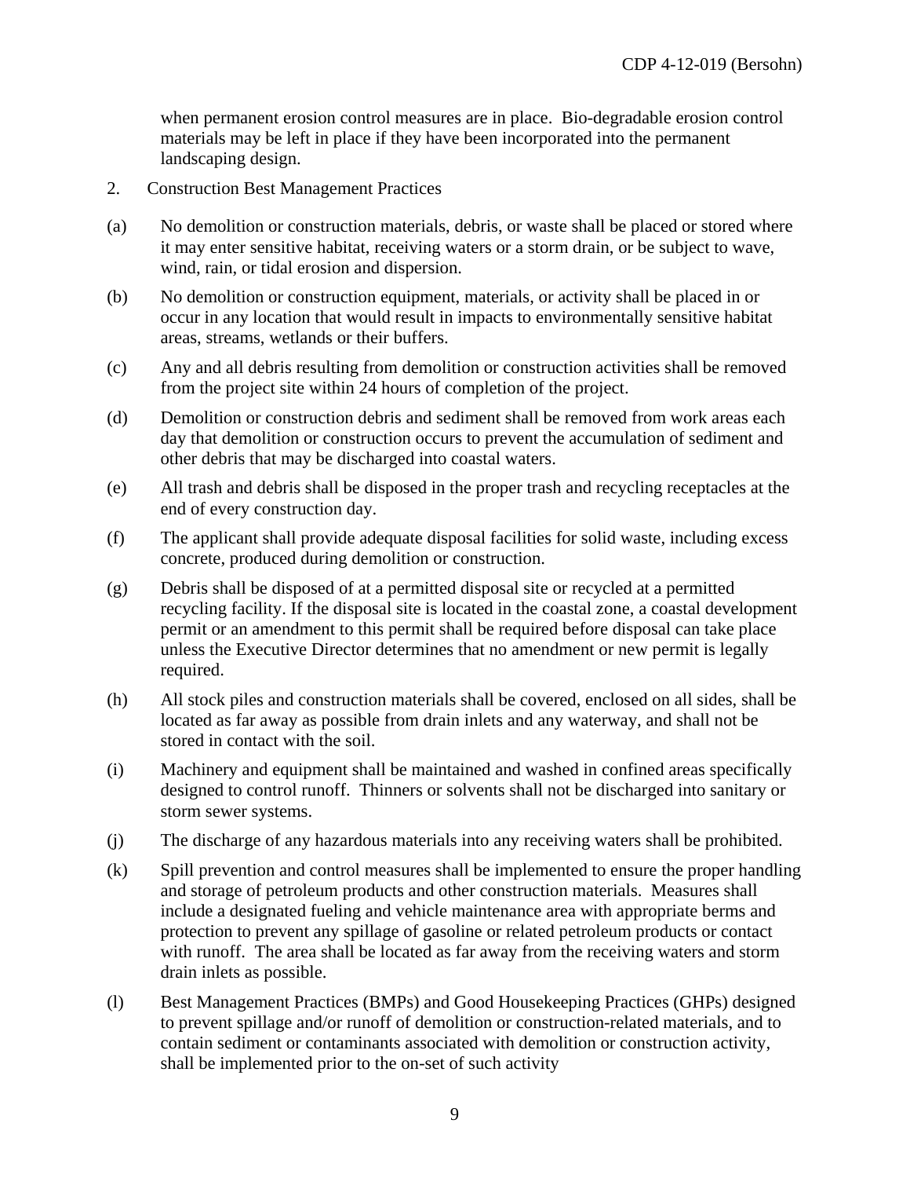when permanent erosion control measures are in place. Bio-degradable erosion control materials may be left in place if they have been incorporated into the permanent landscaping design.

2. Construction Best Management Practices

(a) No demolition or construction materials, debris, or waste shall be placed or stored where it may enter sensitive habitat, receiving waters or a storm drain, or be subject to wave, wind, rain, or tidal erosion and dispersion.

(b) No demolition or construction equipment, materials, or activity shall be placed in or occur in any location that would result in impacts to environmentally sensitive habitat areas, streams, wetlands or their buffers.

(c) Any and all debris resulting from demolition or construction activities shall be removed from the project site within 24 hours of completion of the project.

(d) Demolition or construction debris and sediment shall be removed from work areas each day that demolition or construction occurs to prevent the accumulation of sediment and other debris that may be discharged into coastal waters.

(e) All trash and debris shall be disposed in the proper trash and recycling receptacles at the end of every construction day.

(f) The applicant shall provide adequate disposal facilities for solid waste, including excess concrete, produced during demolition or construction.

(g) Debris shall be disposed of at a permitted disposal site or recycled at a permitted recycling facility. If the disposal site is located in the coastal zone, a coastal development permit or an amendment to this permit shall be required before disposal can take place unless the Executive Director determines that no amendment or new permit is legally required.

(h) All stock piles and construction materials shall be covered, enclosed on all sides, shall be located as far away as possible from drain inlets and any waterway, and shall not be stored in contact with the soil.

(i) Machinery and equipment shall be maintained and washed in confined areas specifically designed to control runoff. Thinners or solvents shall not be discharged into sanitary or storm sewer systems.

(j) The discharge of any hazardous materials into any receiving waters shall be prohibited.

(k) Spill prevention and control measures shall be implemented to ensure the proper handling and storage of petroleum products and other construction materials. Measures shall include a designated fueling and vehicle maintenance area with appropriate berms and protection to prevent any spillage of gasoline or related petroleum products or contact with runoff. The area shall be located as far away from the receiving waters and storm drain inlets as possible.

(l) Best Management Practices (BMPs) and Good Housekeeping Practices (GHPs) designed to prevent spillage and/or runoff of demolition or construction-related materials, and to contain sediment or contaminants associated with demolition or construction activity, shall be implemented prior to the on-set of such activity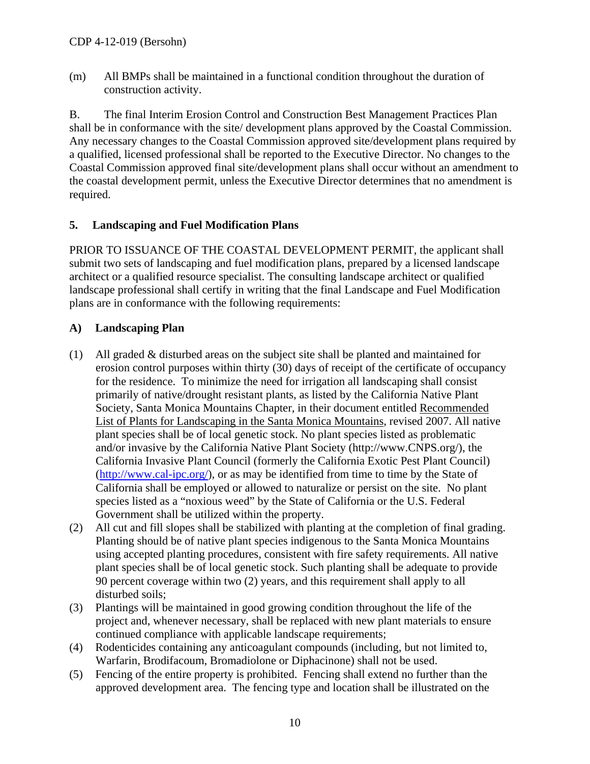(m) All BMPs shall be maintained in a functional condition throughout the duration of construction activity.

B. The final Interim Erosion Control and Construction Best Management Practices Plan shall be in conformance with the site/ development plans approved by the Coastal Commission. Any necessary changes to the Coastal Commission approved site/development plans required by a qualified, licensed professional shall be reported to the Executive Director. No changes to the Coastal Commission approved final site/development plans shall occur without an amendment to the coastal development permit, unless the Executive Director determines that no amendment is required.

**5. Landscaping and Fuel Modification Plans**

PRIOR TO ISSUANCE OF THE COASTAL DEVELOPMENT PERMIT, the applicant shall submit two sets of landscaping and fuel modification plans, prepared by a licensed landscape architect or a qualified resource specialist. The consulting landscape architect or qualified landscape professional shall certify in writing that the final Landscape and Fuel Modification plans are in conformance with the following requirements:

**A) Landscaping Plan**

(1) All graded & disturbed areas on the subject site shall be planted and maintained for erosion control purposes within thirty (30) days of receipt of the certificate of occupancy for the residence. To minimize the need for irrigation all landscaping shall consist primarily of native/drought resistant plants, as listed by the California Native Plant Society, Santa Monica Mountains Chapter, in their document entitled Recommended List of Plants for Landscaping in the Santa Monica Mountains, revised 2007. All native plant species shall be of local genetic stock. No plant species listed as problematic and/or invasive by the California Native Plant Society (http://www.CNPS.org/), the California Invasive Plant Council (formerly the California Exotic Pest Plant Council) (http://www.cal-ipc.org/), or as may be identified from time to time by the State of California shall be employed or allowed to naturalize or persist on the site. No plant species listed as a "noxious weed" by the State of California or the U.S. Federal Government shall be utilized within the property.

(2) All cut and fill slopes shall be stabilized with planting at the completion of final grading. Planting should be of native plant species indigenous to the Santa Monica Mountains using accepted planting procedures, consistent with fire safety requirements. All native plant species shall be of local genetic stock. Such planting shall be adequate to provide 90 percent coverage within two (2) years, and this requirement shall apply to all disturbed soils;

(3) Plantings will be maintained in good growing condition throughout the life of the project and, whenever necessary, shall be replaced with new plant materials to ensure continued compliance with applicable landscape requirements;

(4) Rodenticides containing any anticoagulant compounds (including, but not limited to, Warfarin, Brodifacoum, Bromadiolone or Diphacinone) shall not be used.

(5) Fencing of the entire property is prohibited. Fencing shall extend no further than the approved development area. The fencing type and location shall be illustrated on the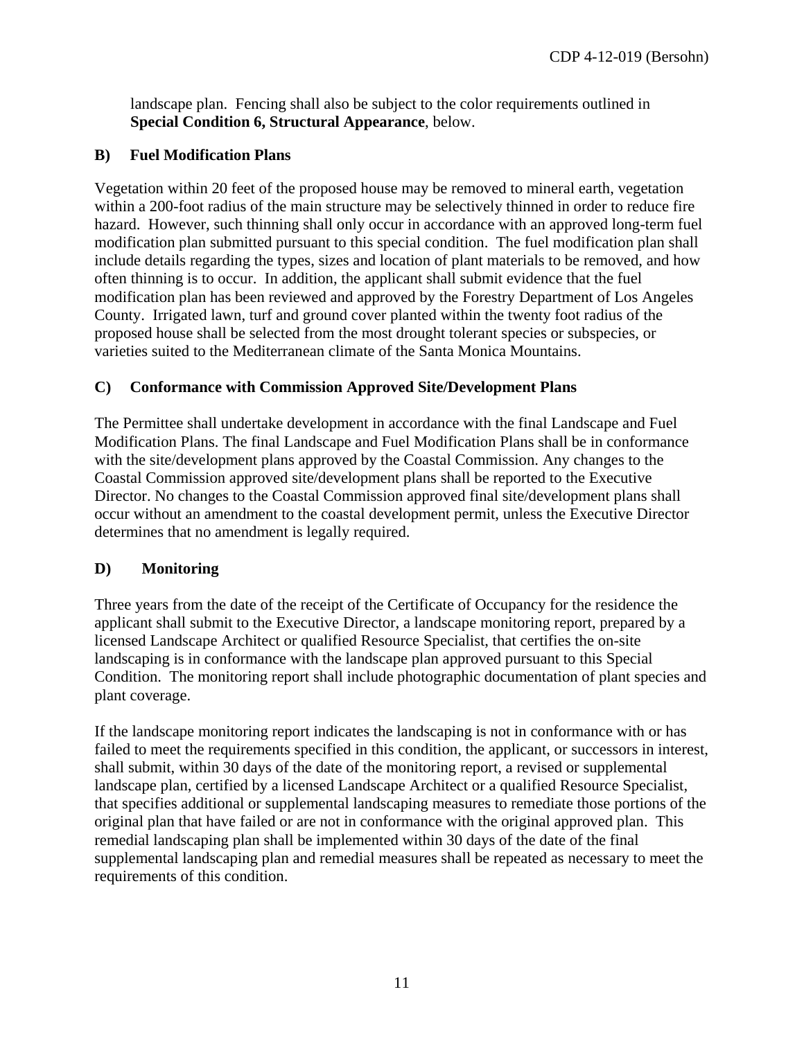landscape plan. Fencing shall also be subject to the color requirements outlined in **Special Condition 6, Structural Appearance**, below.

### B) Fuel Modification Plans

Vegetation within 20 feet of the proposed house may be removed to mineral earth, vegetation within a 200-foot radius of the main structure may be selectively thinned in order to reduce fire hazard. However, such thinning shall only occur in accordance with an approved long-term fuel modification plan submitted pursuant to this special condition. The fuel modification plan shall include details regarding the types, sizes and location of plant materials to be removed, and how often thinning is to occur. In addition, the applicant shall submit evidence that the fuel modification plan has been reviewed and approved by the Forestry Department of Los Angeles County. Irrigated lawn, turf and ground cover planted within the twenty foot radius of the proposed house shall be selected from the most drought tolerant species or subspecies, or varieties suited to the Mediterranean climate of the Santa Monica Mountains.

### C) Conformance with Commission Approved Site/Development Plans

The Permittee shall undertake development in accordance with the final Landscape and Fuel Modification Plans. The final Landscape and Fuel Modification Plans shall be in conformance with the site/development plans approved by the Coastal Commission. Any changes to the Coastal Commission approved site/development plans shall be reported to the Executive Director. No changes to the Coastal Commission approved final site/development plans shall occur without an amendment to the coastal development permit, unless the Executive Director determines that no amendment is legally required.

### D) Monitoring

Three years from the date of the receipt of the Certificate of Occupancy for the residence the applicant shall submit to the Executive Director, a landscape monitoring report, prepared by a licensed Landscape Architect or qualified Resource Specialist, that certifies the on-site landscaping is in conformance with the landscape plan approved pursuant to this Special Condition. The monitoring report shall include photographic documentation of plant species and plant coverage.

If the landscape monitoring report indicates the landscaping is not in conformance with or has failed to meet the requirements specified in this condition, the applicant, or successors in interest, shall submit, within 30 days of the date of the monitoring report, a revised or supplemental landscape plan, certified by a licensed Landscape Architect or a qualified Resource Specialist, that specifies additional or supplemental landscaping measures to remediate those portions of the original plan that have failed or are not in conformance with the original approved plan. This remedial landscaping plan shall be implemented within 30 days of the date of the final supplemental landscaping plan and remedial measures shall be repeated as necessary to meet the requirements of this condition.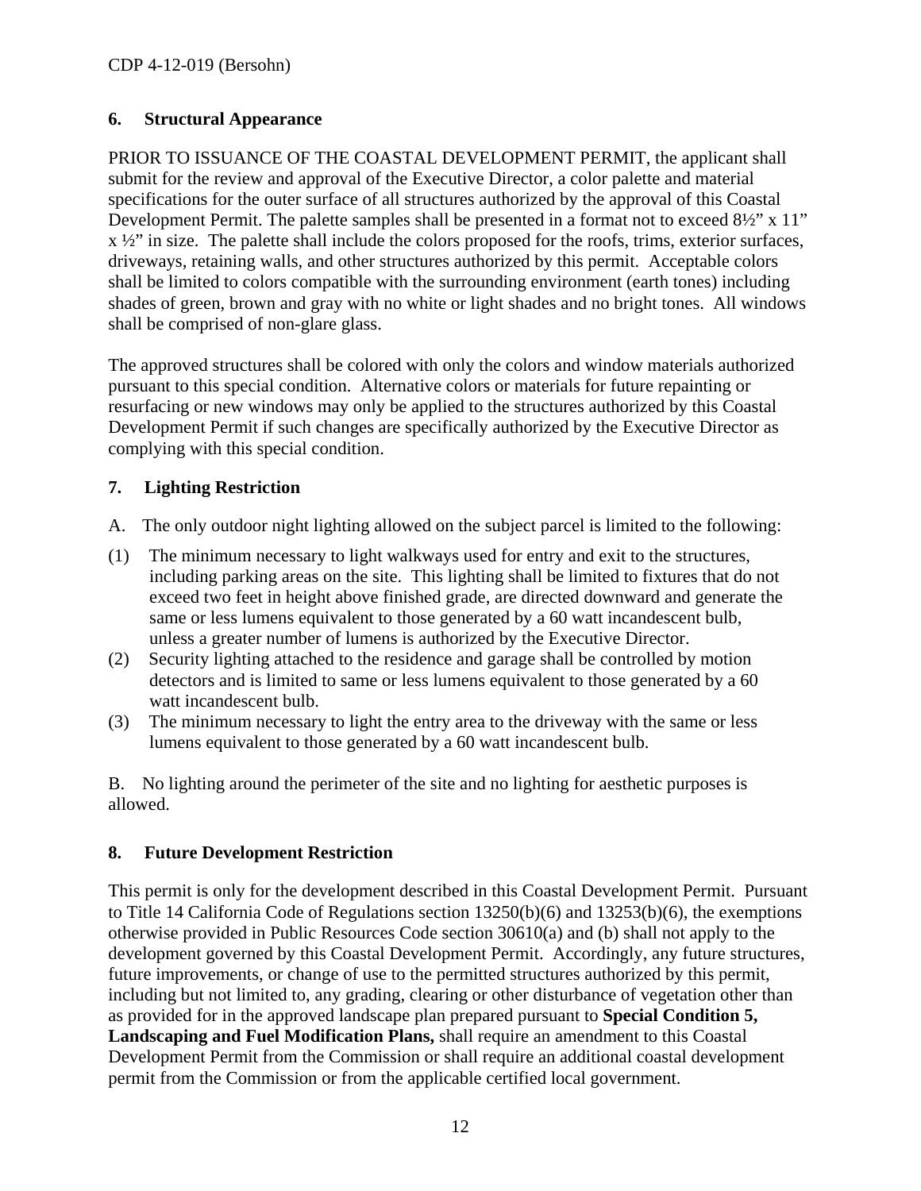### 6. Structural Appearance

PRIOR TO ISSUANCE OF THE COASTAL DEVELOPMENT PERMIT, the applicant shall submit for the review and approval of the Executive Director, a color palette and material specifications for the outer surface of all structures authorized by the approval of this Coastal Development Permit. The palette samples shall be presented in a format not to exceed 8½" x 11" x ½" in size. The palette shall include the colors proposed for the roofs, trims, exterior surfaces, driveways, retaining walls, and other structures authorized by this permit. Acceptable colors shall be limited to colors compatible with the surrounding environment (earth tones) including shades of green, brown and gray with no white or light shades and no bright tones. All windows shall be comprised of non-glare glass.

The approved structures shall be colored with only the colors and window materials authorized pursuant to this special condition. Alternative colors or materials for future repainting or resurfacing or new windows may only be applied to the structures authorized by this Coastal Development Permit if such changes are specifically authorized by the Executive Director as complying with this special condition.

### 7. Lighting Restriction

A. The only outdoor night lighting allowed on the subject parcel is limited to the following:

(1) The minimum necessary to light walkways used for entry and exit to the structures, including parking areas on the site. This lighting shall be limited to fixtures that do not exceed two feet in height above finished grade, are directed downward and generate the same or less lumens equivalent to those generated by a 60 watt incandescent bulb, unless a greater number of lumens is authorized by the Executive Director.

(2) Security lighting attached to the residence and garage shall be controlled by motion detectors and is limited to same or less lumens equivalent to those generated by a 60 watt incandescent bulb.

(3) The minimum necessary to light the entry area to the driveway with the same or less lumens equivalent to those generated by a 60 watt incandescent bulb.

B. No lighting around the perimeter of the site and no lighting for aesthetic purposes is allowed.

### 8. Future Development Restriction

This permit is only for the development described in this Coastal Development Permit. Pursuant to Title 14 California Code of Regulations section 13250(b)(6) and 13253(b)(6), the exemptions otherwise provided in Public Resources Code section 30610(a) and (b) shall not apply to the development governed by this Coastal Development Permit. Accordingly, any future structures, future improvements, or change of use to the permitted structures authorized by this permit, including but not limited to, any grading, clearing or other disturbance of vegetation other than as provided for in the approved landscape plan prepared pursuant to **Special Condition 5, Landscaping and Fuel Modification Plans,** shall require an amendment to this Coastal Development Permit from the Commission or shall require an additional coastal development permit from the Commission or from the applicable certified local government.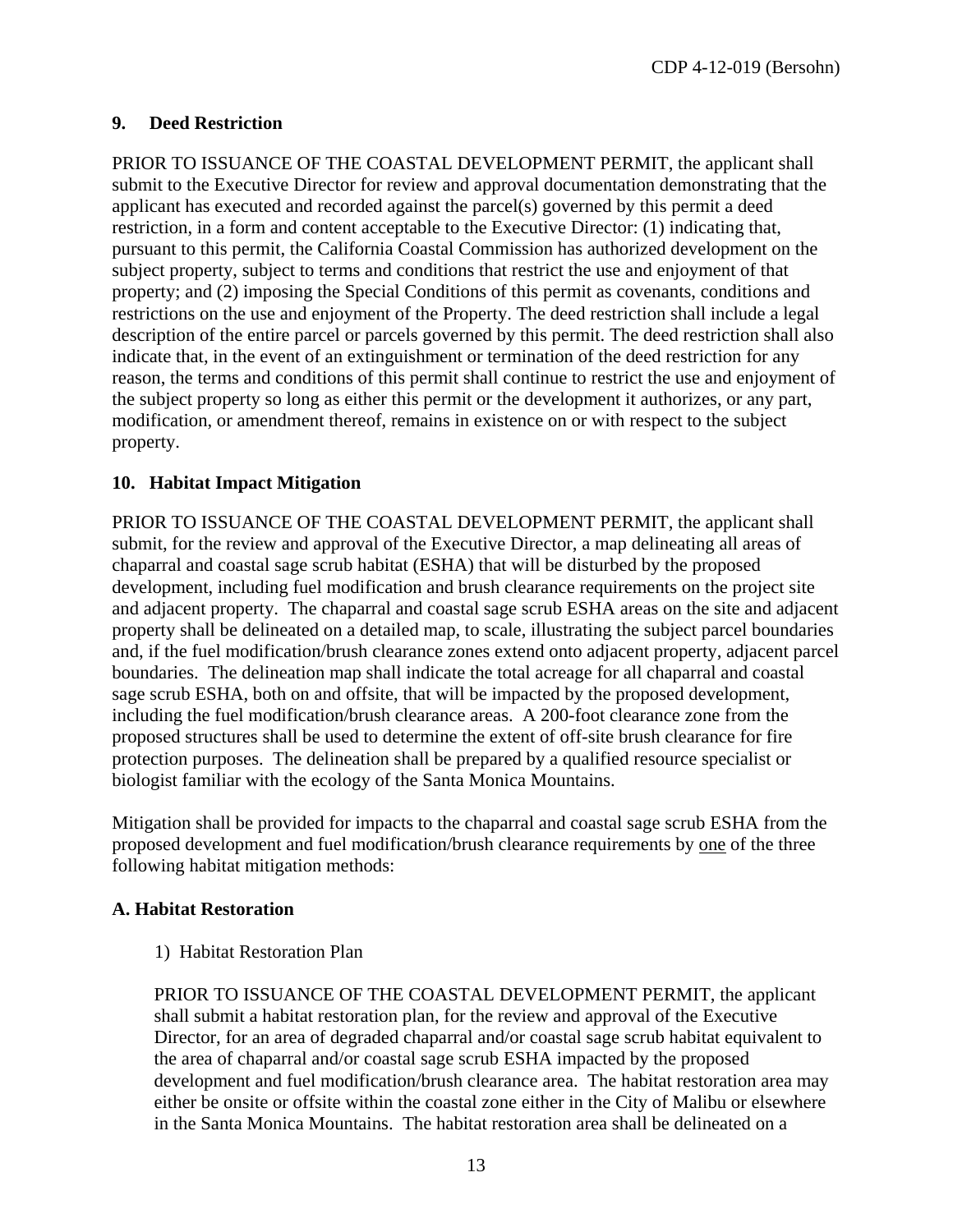## 9. Deed Restriction

PRIOR TO ISSUANCE OF THE COASTAL DEVELOPMENT PERMIT, the applicant shall submit to the Executive Director for review and approval documentation demonstrating that the applicant has executed and recorded against the parcel(s) governed by this permit a deed restriction, in a form and content acceptable to the Executive Director: (1) indicating that, pursuant to this permit, the California Coastal Commission has authorized development on the subject property, subject to terms and conditions that restrict the use and enjoyment of that property; and (2) imposing the Special Conditions of this permit as covenants, conditions and restrictions on the use and enjoyment of the Property. The deed restriction shall include a legal description of the entire parcel or parcels governed by this permit. The deed restriction shall also indicate that, in the event of an extinguishment or termination of the deed restriction for any reason, the terms and conditions of this permit shall continue to restrict the use and enjoyment of the subject property so long as either this permit or the development it authorizes, or any part, modification, or amendment thereof, remains in existence on or with respect to the subject property.

## 10. Habitat Impact Mitigation

PRIOR TO ISSUANCE OF THE COASTAL DEVELOPMENT PERMIT, the applicant shall submit, for the review and approval of the Executive Director, a map delineating all areas of chaparral and coastal sage scrub habitat (ESHA) that will be disturbed by the proposed development, including fuel modification and brush clearance requirements on the project site and adjacent property. The chaparral and coastal sage scrub ESHA areas on the site and adjacent property shall be delineated on a detailed map, to scale, illustrating the subject parcel boundaries and, if the fuel modification/brush clearance zones extend onto adjacent property, adjacent parcel boundaries. The delineation map shall indicate the total acreage for all chaparral and coastal sage scrub ESHA, both on and offsite, that will be impacted by the proposed development, including the fuel modification/brush clearance areas. A 200-foot clearance zone from the proposed structures shall be used to determine the extent of off-site brush clearance for fire protection purposes. The delineation shall be prepared by a qualified resource specialist or biologist familiar with the ecology of the Santa Monica Mountains.

Mitigation shall be provided for impacts to the chaparral and coastal sage scrub ESHA from the proposed development and fuel modification/brush clearance requirements by one of the three following habitat mitigation methods:

### A. Habitat Restoration

1) Habitat Restoration Plan

PRIOR TO ISSUANCE OF THE COASTAL DEVELOPMENT PERMIT, the applicant shall submit a habitat restoration plan, for the review and approval of the Executive Director, for an area of degraded chaparral and/or coastal sage scrub habitat equivalent to the area of chaparral and/or coastal sage scrub ESHA impacted by the proposed development and fuel modification/brush clearance area. The habitat restoration area may either be onsite or offsite within the coastal zone either in the City of Malibu or elsewhere in the Santa Monica Mountains. The habitat restoration area shall be delineated on a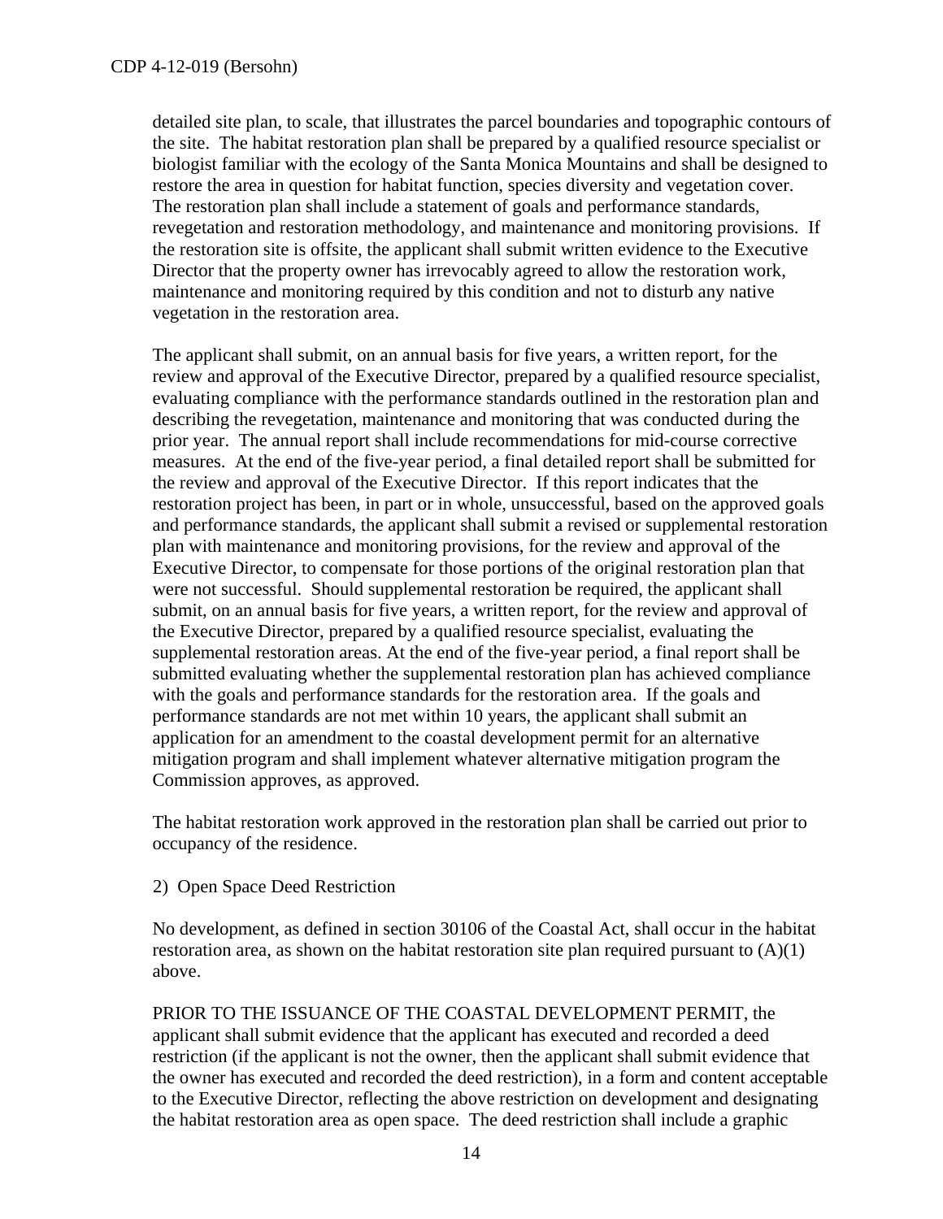detailed site plan, to scale, that illustrates the parcel boundaries and topographic contours of the site. The habitat restoration plan shall be prepared by a qualified resource specialist or biologist familiar with the ecology of the Santa Monica Mountains and shall be designed to restore the area in question for habitat function, species diversity and vegetation cover. The restoration plan shall include a statement of goals and performance standards, revegetation and restoration methodology, and maintenance and monitoring provisions. If the restoration site is offsite, the applicant shall submit written evidence to the Executive Director that the property owner has irrevocably agreed to allow the restoration work, maintenance and monitoring required by this condition and not to disturb any native vegetation in the restoration area.

The applicant shall submit, on an annual basis for five years, a written report, for the review and approval of the Executive Director, prepared by a qualified resource specialist, evaluating compliance with the performance standards outlined in the restoration plan and describing the revegetation, maintenance and monitoring that was conducted during the prior year. The annual report shall include recommendations for mid-course corrective measures. At the end of the five-year period, a final detailed report shall be submitted for the review and approval of the Executive Director. If this report indicates that the restoration project has been, in part or in whole, unsuccessful, based on the approved goals and performance standards, the applicant shall submit a revised or supplemental restoration plan with maintenance and monitoring provisions, for the review and approval of the Executive Director, to compensate for those portions of the original restoration plan that were not successful. Should supplemental restoration be required, the applicant shall submit, on an annual basis for five years, a written report, for the review and approval of the Executive Director, prepared by a qualified resource specialist, evaluating the supplemental restoration areas. At the end of the five-year period, a final report shall be submitted evaluating whether the supplemental restoration plan has achieved compliance with the goals and performance standards for the restoration area. If the goals and performance standards are not met within 10 years, the applicant shall submit an application for an amendment to the coastal development permit for an alternative mitigation program and shall implement whatever alternative mitigation program the Commission approves, as approved.

The habitat restoration work approved in the restoration plan shall be carried out prior to occupancy of the residence.

2) Open Space Deed Restriction

No development, as defined in section 30106 of the Coastal Act, shall occur in the habitat restoration area, as shown on the habitat restoration site plan required pursuant to (A)(1) above.

PRIOR TO THE ISSUANCE OF THE COASTAL DEVELOPMENT PERMIT, the applicant shall submit evidence that the applicant has executed and recorded a deed restriction (if the applicant is not the owner, then the applicant shall submit evidence that the owner has executed and recorded the deed restriction), in a form and content acceptable to the Executive Director, reflecting the above restriction on development and designating the habitat restoration area as open space. The deed restriction shall include a graphic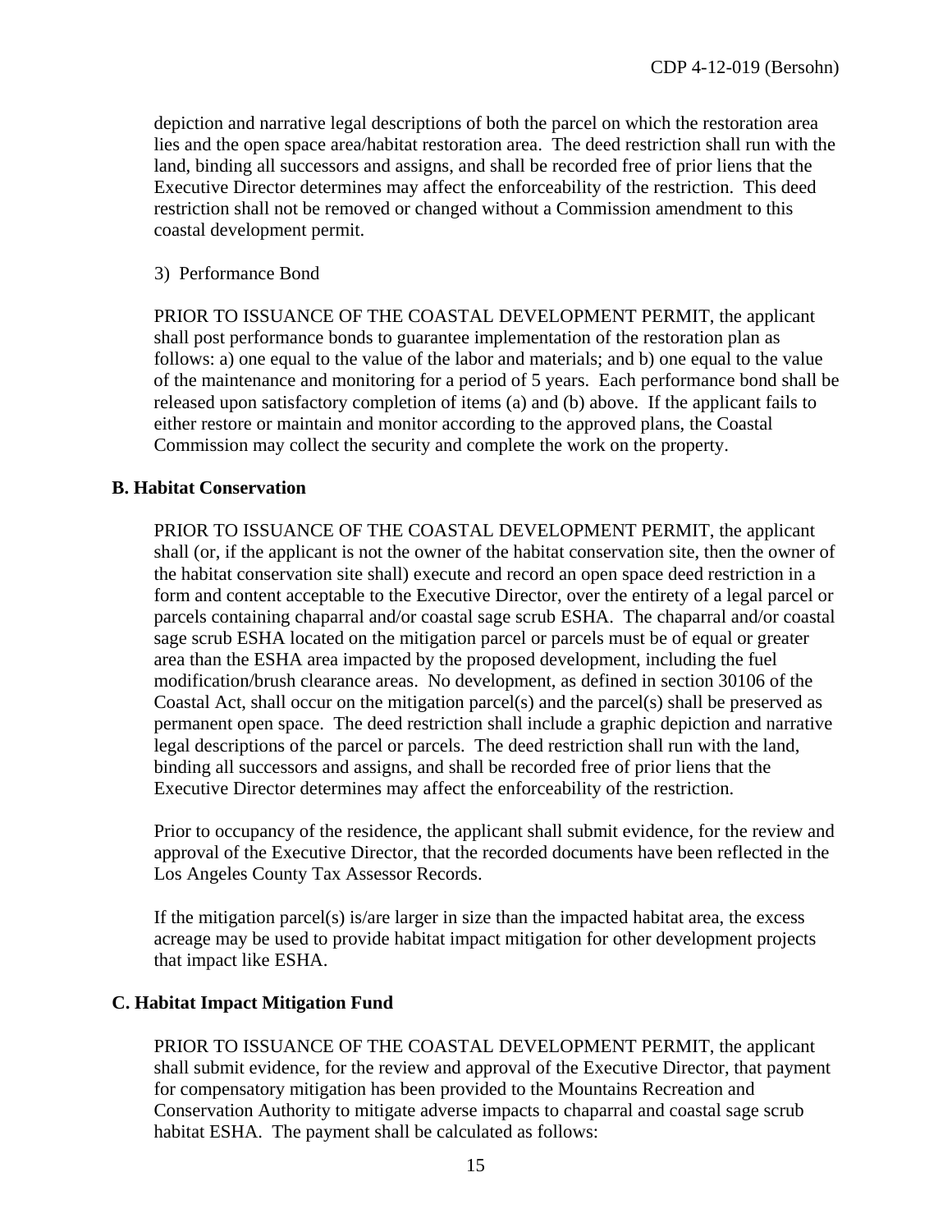depiction and narrative legal descriptions of both the parcel on which the restoration area lies and the open space area/habitat restoration area. The deed restriction shall run with the land, binding all successors and assigns, and shall be recorded free of prior liens that the Executive Director determines may affect the enforceability of the restriction. This deed restriction shall not be removed or changed without a Commission amendment to this coastal development permit.

3) Performance Bond

PRIOR TO ISSUANCE OF THE COASTAL DEVELOPMENT PERMIT, the applicant shall post performance bonds to guarantee implementation of the restoration plan as follows: a) one equal to the value of the labor and materials; and b) one equal to the value of the maintenance and monitoring for a period of 5 years. Each performance bond shall be released upon satisfactory completion of items (a) and (b) above. If the applicant fails to either restore or maintain and monitor according to the approved plans, the Coastal Commission may collect the security and complete the work on the property.

**B. Habitat Conservation**

PRIOR TO ISSUANCE OF THE COASTAL DEVELOPMENT PERMIT, the applicant shall (or, if the applicant is not the owner of the habitat conservation site, then the owner of the habitat conservation site shall) execute and record an open space deed restriction in a form and content acceptable to the Executive Director, over the entirety of a legal parcel or parcels containing chaparral and/or coastal sage scrub ESHA. The chaparral and/or coastal sage scrub ESHA located on the mitigation parcel or parcels must be of equal or greater area than the ESHA area impacted by the proposed development, including the fuel modification/brush clearance areas. No development, as defined in section 30106 of the Coastal Act, shall occur on the mitigation parcel(s) and the parcel(s) shall be preserved as permanent open space. The deed restriction shall include a graphic depiction and narrative legal descriptions of the parcel or parcels. The deed restriction shall run with the land, binding all successors and assigns, and shall be recorded free of prior liens that the Executive Director determines may affect the enforceability of the restriction.

Prior to occupancy of the residence, the applicant shall submit evidence, for the review and approval of the Executive Director, that the recorded documents have been reflected in the Los Angeles County Tax Assessor Records.

If the mitigation parcel(s) is/are larger in size than the impacted habitat area, the excess acreage may be used to provide habitat impact mitigation for other development projects that impact like ESHA.

**C. Habitat Impact Mitigation Fund**

PRIOR TO ISSUANCE OF THE COASTAL DEVELOPMENT PERMIT, the applicant shall submit evidence, for the review and approval of the Executive Director, that payment for compensatory mitigation has been provided to the Mountains Recreation and Conservation Authority to mitigate adverse impacts to chaparral and coastal sage scrub habitat ESHA. The payment shall be calculated as follows: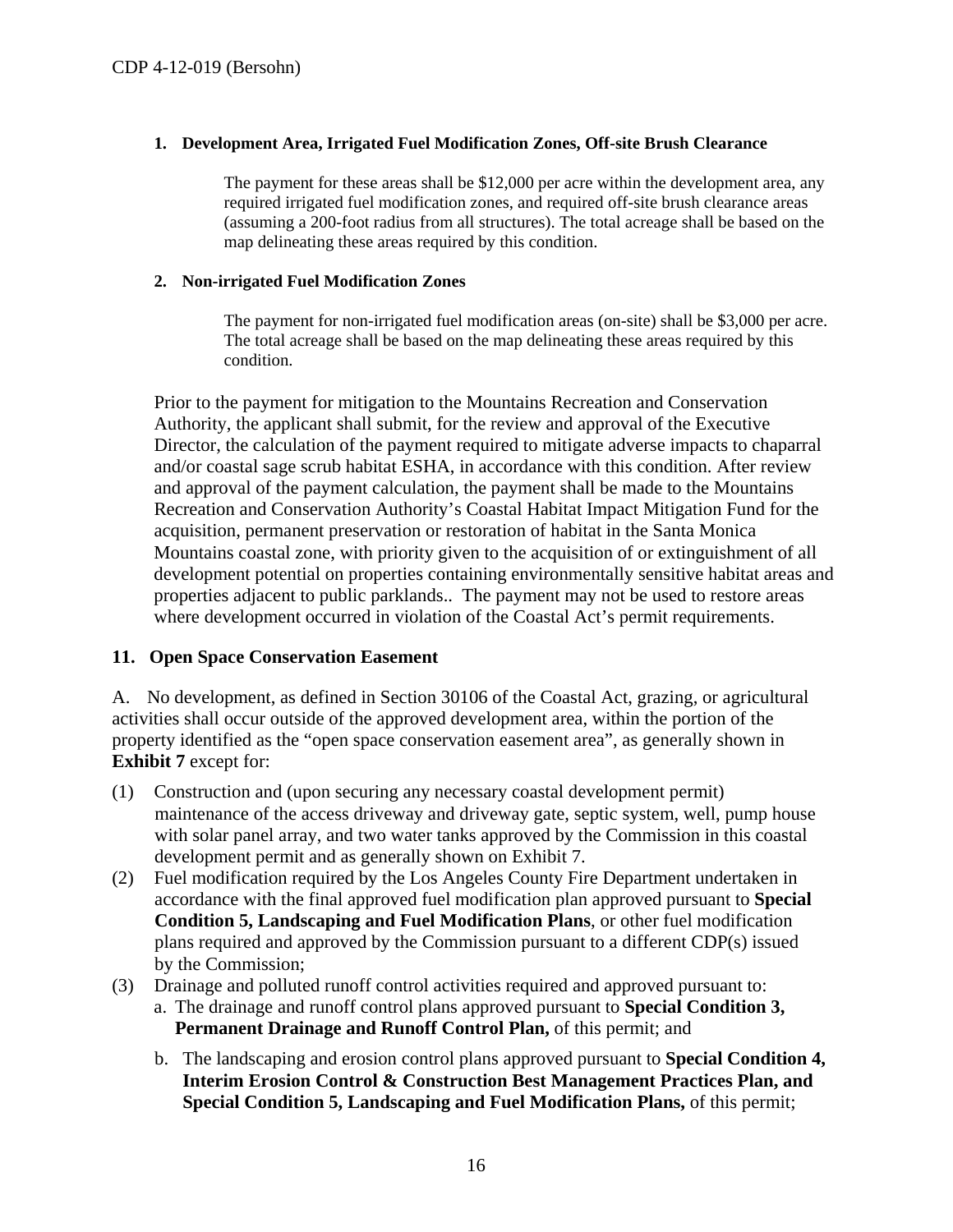**1. Development Area, Irrigated Fuel Modification Zones, Off-site Brush Clearance**

The payment for these areas shall be $12,000 per acre within the development area, any required irrigated fuel modification zones, and required off-site brush clearance areas (assuming a 200-foot radius from all structures). The total acreage shall be based on the map delineating these areas required by this condition.

**2. Non-irrigated Fuel Modification Zones**

The payment for non-irrigated fuel modification areas (on-site) shall be $3,000 per acre. The total acreage shall be based on the map delineating these areas required by this condition.

Prior to the payment for mitigation to the Mountains Recreation and Conservation Authority, the applicant shall submit, for the review and approval of the Executive Director, the calculation of the payment required to mitigate adverse impacts to chaparral and/or coastal sage scrub habitat ESHA, in accordance with this condition. After review and approval of the payment calculation, the payment shall be made to the Mountains Recreation and Conservation Authority's Coastal Habitat Impact Mitigation Fund for the acquisition, permanent preservation or restoration of habitat in the Santa Monica Mountains coastal zone, with priority given to the acquisition of or extinguishment of all development potential on properties containing environmentally sensitive habitat areas and properties adjacent to public parklands.. The payment may not be used to restore areas where development occurred in violation of the Coastal Act's permit requirements.

### 11. Open Space Conservation Easement

A. No development, as defined in Section 30106 of the Coastal Act, grazing, or agricultural activities shall occur outside of the approved development area, within the portion of the property identified as the "open space conservation easement area", as generally shown in **Exhibit 7** except for:

(1) Construction and (upon securing any necessary coastal development permit) maintenance of the access driveway and driveway gate, septic system, well, pump house with solar panel array, and two water tanks approved by the Commission in this coastal development permit and as generally shown on Exhibit 7.

(2) Fuel modification required by the Los Angeles County Fire Department undertaken in accordance with the final approved fuel modification plan approved pursuant to **Special Condition 5, Landscaping and Fuel Modification Plans**, or other fuel modification plans required and approved by the Commission pursuant to a different CDP(s) issued by the Commission;

(3) Drainage and polluted runoff control activities required and approved pursuant to:

a. The drainage and runoff control plans approved pursuant to **Special Condition 3, Permanent Drainage and Runoff Control Plan,** of this permit; and

b. The landscaping and erosion control plans approved pursuant to **Special Condition 4, Interim Erosion Control & Construction Best Management Practices Plan, and Special Condition 5, Landscaping and Fuel Modification Plans,** of this permit;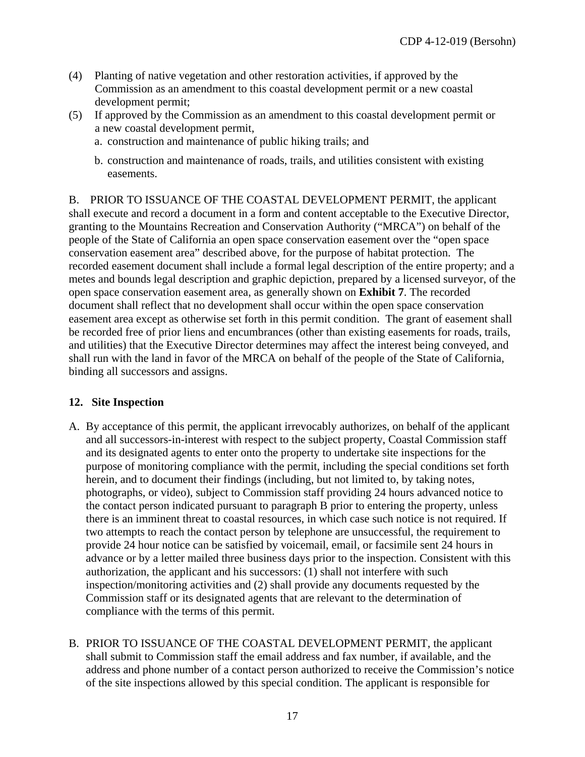(4) Planting of native vegetation and other restoration activities, if approved by the Commission as an amendment to this coastal development permit or a new coastal development permit;

(5) If approved by the Commission as an amendment to this coastal development permit or a new coastal development permit,

   a. construction and maintenance of public hiking trails; and

   b. construction and maintenance of roads, trails, and utilities consistent with existing easements.

B. PRIOR TO ISSUANCE OF THE COASTAL DEVELOPMENT PERMIT, the applicant shall execute and record a document in a form and content acceptable to the Executive Director, granting to the Mountains Recreation and Conservation Authority ("MRCA") on behalf of the people of the State of California an open space conservation easement over the "open space conservation easement area" described above, for the purpose of habitat protection. The recorded easement document shall include a formal legal description of the entire property; and a metes and bounds legal description and graphic depiction, prepared by a licensed surveyor, of the open space conservation easement area, as generally shown on **Exhibit 7**. The recorded document shall reflect that no development shall occur within the open space conservation easement area except as otherwise set forth in this permit condition. The grant of easement shall be recorded free of prior liens and encumbrances (other than existing easements for roads, trails, and utilities) that the Executive Director determines may affect the interest being conveyed, and shall run with the land in favor of the MRCA on behalf of the people of the State of California, binding all successors and assigns.

### 12. Site Inspection

A. By acceptance of this permit, the applicant irrevocably authorizes, on behalf of the applicant and all successors-in-interest with respect to the subject property, Coastal Commission staff and its designated agents to enter onto the property to undertake site inspections for the purpose of monitoring compliance with the permit, including the special conditions set forth herein, and to document their findings (including, but not limited to, by taking notes, photographs, or video), subject to Commission staff providing 24 hours advanced notice to the contact person indicated pursuant to paragraph B prior to entering the property, unless there is an imminent threat to coastal resources, in which case such notice is not required. If two attempts to reach the contact person by telephone are unsuccessful, the requirement to provide 24 hour notice can be satisfied by voicemail, email, or facsimile sent 24 hours in advance or by a letter mailed three business days prior to the inspection. Consistent with this authorization, the applicant and his successors: (1) shall not interfere with such inspection/monitoring activities and (2) shall provide any documents requested by the Commission staff or its designated agents that are relevant to the determination of compliance with the terms of this permit.

B. PRIOR TO ISSUANCE OF THE COASTAL DEVELOPMENT PERMIT, the applicant shall submit to Commission staff the email address and fax number, if available, and the address and phone number of a contact person authorized to receive the Commission's notice of the site inspections allowed by this special condition. The applicant is responsible for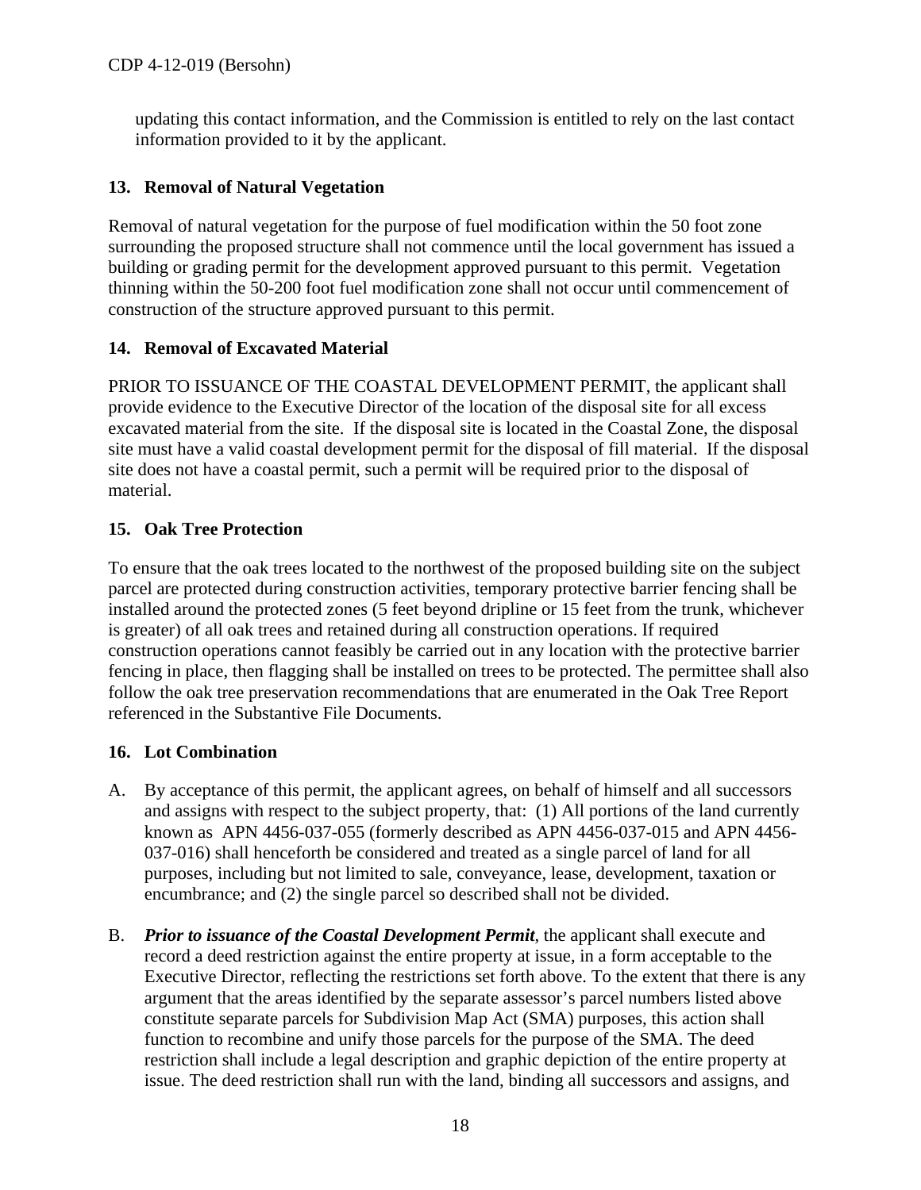updating this contact information, and the Commission is entitled to rely on the last contact information provided to it by the applicant.

### 13. Removal of Natural Vegetation

Removal of natural vegetation for the purpose of fuel modification within the 50 foot zone surrounding the proposed structure shall not commence until the local government has issued a building or grading permit for the development approved pursuant to this permit. Vegetation thinning within the 50-200 foot fuel modification zone shall not occur until commencement of construction of the structure approved pursuant to this permit.

### 14. Removal of Excavated Material

PRIOR TO ISSUANCE OF THE COASTAL DEVELOPMENT PERMIT, the applicant shall provide evidence to the Executive Director of the location of the disposal site for all excess excavated material from the site. If the disposal site is located in the Coastal Zone, the disposal site must have a valid coastal development permit for the disposal of fill material. If the disposal site does not have a coastal permit, such a permit will be required prior to the disposal of material.

### 15. Oak Tree Protection

To ensure that the oak trees located to the northwest of the proposed building site on the subject parcel are protected during construction activities, temporary protective barrier fencing shall be installed around the protected zones (5 feet beyond dripline or 15 feet from the trunk, whichever is greater) of all oak trees and retained during all construction operations. If required construction operations cannot feasibly be carried out in any location with the protective barrier fencing in place, then flagging shall be installed on trees to be protected. The permittee shall also follow the oak tree preservation recommendations that are enumerated in the Oak Tree Report referenced in the Substantive File Documents.

### 16. Lot Combination

A. By acceptance of this permit, the applicant agrees, on behalf of himself and all successors and assigns with respect to the subject property, that: (1) All portions of the land currently known as APN 4456-037-055 (formerly described as APN 4456-037-015 and APN 4456-037-016) shall henceforth be considered and treated as a single parcel of land for all purposes, including but not limited to sale, conveyance, lease, development, taxation or encumbrance; and (2) the single parcel so described shall not be divided.

B. ***Prior to issuance of the Coastal Development Permit***, the applicant shall execute and record a deed restriction against the entire property at issue, in a form acceptable to the Executive Director, reflecting the restrictions set forth above. To the extent that there is any argument that the areas identified by the separate assessor's parcel numbers listed above constitute separate parcels for Subdivision Map Act (SMA) purposes, this action shall function to recombine and unify those parcels for the purpose of the SMA. The deed restriction shall include a legal description and graphic depiction of the entire property at issue. The deed restriction shall run with the land, binding all successors and assigns, and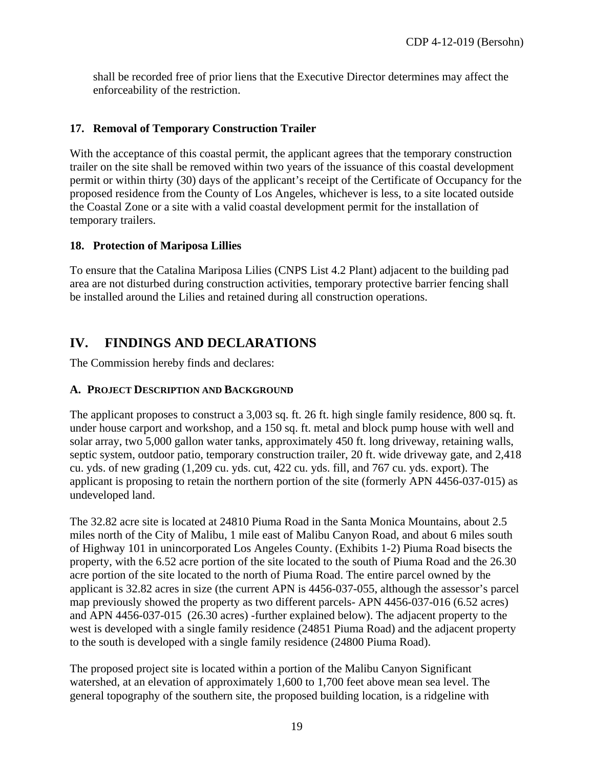shall be recorded free of prior liens that the Executive Director determines may affect the enforceability of the restriction.

### 17. Removal of Temporary Construction Trailer

With the acceptance of this coastal permit, the applicant agrees that the temporary construction trailer on the site shall be removed within two years of the issuance of this coastal development permit or within thirty (30) days of the applicant's receipt of the Certificate of Occupancy for the proposed residence from the County of Los Angeles, whichever is less, to a site located outside the Coastal Zone or a site with a valid coastal development permit for the installation of temporary trailers.

### 18. Protection of Mariposa Lillies

To ensure that the Catalina Mariposa Lilies (CNPS List 4.2 Plant) adjacent to the building pad area are not disturbed during construction activities, temporary protective barrier fencing shall be installed around the Lilies and retained during all construction operations.

## IV. FINDINGS AND DECLARATIONS

The Commission hereby finds and declares:

### A. PROJECT DESCRIPTION AND BACKGROUND

The applicant proposes to construct a 3,003 sq. ft. 26 ft. high single family residence, 800 sq. ft. under house carport and workshop, and a 150 sq. ft. metal and block pump house with well and solar array, two 5,000 gallon water tanks, approximately 450 ft. long driveway, retaining walls, septic system, outdoor patio, temporary construction trailer, 20 ft. wide driveway gate, and 2,418 cu. yds. of new grading (1,209 cu. yds. cut, 422 cu. yds. fill, and 767 cu. yds. export). The applicant is proposing to retain the northern portion of the site (formerly APN 4456-037-015) as undeveloped land.

The 32.82 acre site is located at 24810 Piuma Road in the Santa Monica Mountains, about 2.5 miles north of the City of Malibu, 1 mile east of Malibu Canyon Road, and about 6 miles south of Highway 101 in unincorporated Los Angeles County. (Exhibits 1-2) Piuma Road bisects the property, with the 6.52 acre portion of the site located to the south of Piuma Road and the 26.30 acre portion of the site located to the north of Piuma Road. The entire parcel owned by the applicant is 32.82 acres in size (the current APN is 4456-037-055, although the assessor's parcel map previously showed the property as two different parcels- APN 4456-037-016 (6.52 acres) and APN 4456-037-015 (26.30 acres) -further explained below). The adjacent property to the west is developed with a single family residence (24851 Piuma Road) and the adjacent property to the south is developed with a single family residence (24800 Piuma Road).

The proposed project site is located within a portion of the Malibu Canyon Significant watershed, at an elevation of approximately 1,600 to 1,700 feet above mean sea level. The general topography of the southern site, the proposed building location, is a ridgeline with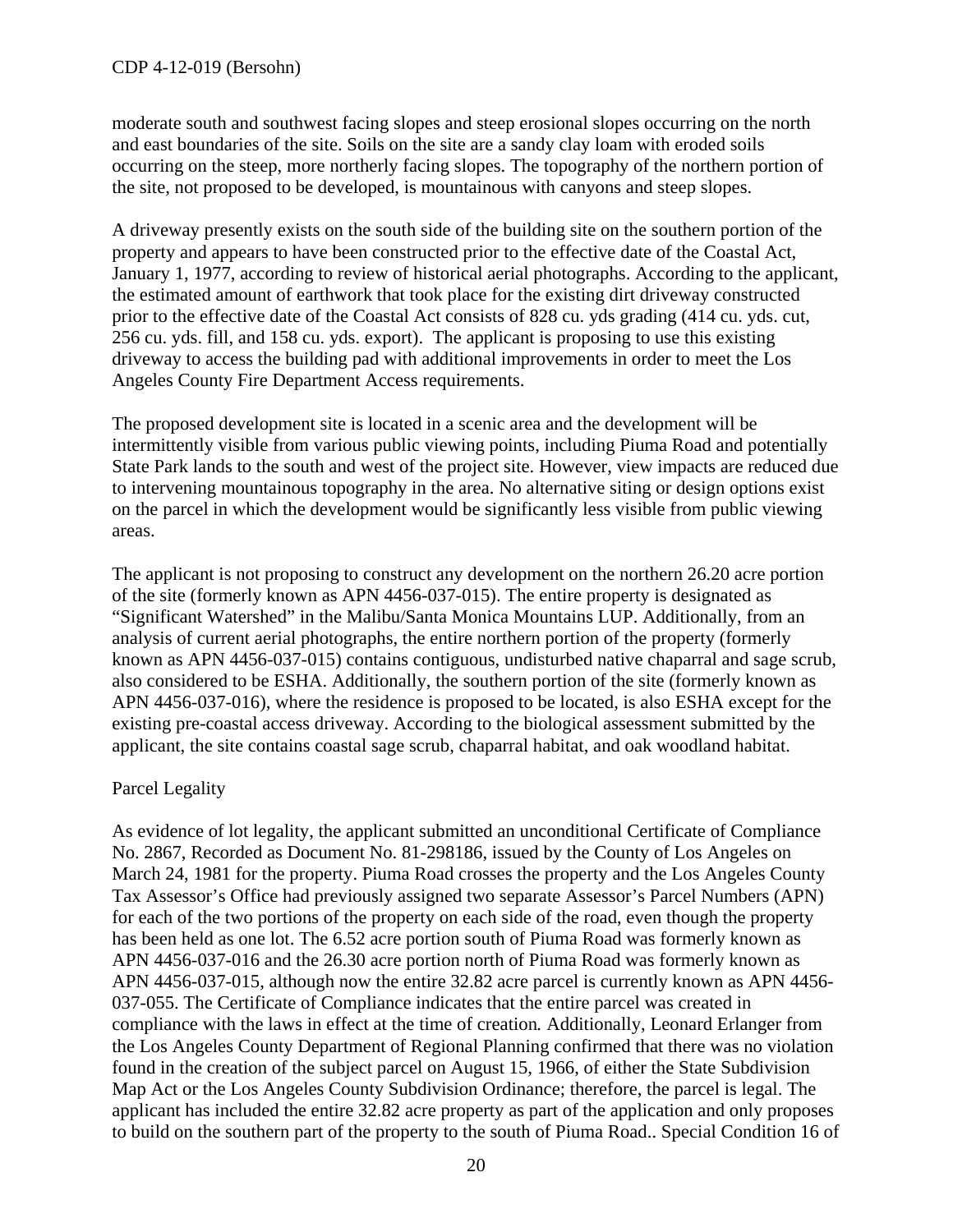moderate south and southwest facing slopes and steep erosional slopes occurring on the north and east boundaries of the site. Soils on the site are a sandy clay loam with eroded soils occurring on the steep, more northerly facing slopes. The topography of the northern portion of the site, not proposed to be developed, is mountainous with canyons and steep slopes.

A driveway presently exists on the south side of the building site on the southern portion of the property and appears to have been constructed prior to the effective date of the Coastal Act, January 1, 1977, according to review of historical aerial photographs. According to the applicant, the estimated amount of earthwork that took place for the existing dirt driveway constructed prior to the effective date of the Coastal Act consists of 828 cu. yds grading (414 cu. yds. cut, 256 cu. yds. fill, and 158 cu. yds. export). The applicant is proposing to use this existing driveway to access the building pad with additional improvements in order to meet the Los Angeles County Fire Department Access requirements.

The proposed development site is located in a scenic area and the development will be intermittently visible from various public viewing points, including Piuma Road and potentially State Park lands to the south and west of the project site. However, view impacts are reduced due to intervening mountainous topography in the area. No alternative siting or design options exist on the parcel in which the development would be significantly less visible from public viewing areas.

The applicant is not proposing to construct any development on the northern 26.20 acre portion of the site (formerly known as APN 4456-037-015). The entire property is designated as "Significant Watershed" in the Malibu/Santa Monica Mountains LUP. Additionally, from an analysis of current aerial photographs, the entire northern portion of the property (formerly known as APN 4456-037-015) contains contiguous, undisturbed native chaparral and sage scrub, also considered to be ESHA. Additionally, the southern portion of the site (formerly known as APN 4456-037-016), where the residence is proposed to be located, is also ESHA except for the existing pre-coastal access driveway. According to the biological assessment submitted by the applicant, the site contains coastal sage scrub, chaparral habitat, and oak woodland habitat.

Parcel Legality

As evidence of lot legality, the applicant submitted an unconditional Certificate of Compliance No. 2867, Recorded as Document No. 81-298186, issued by the County of Los Angeles on March 24, 1981 for the property. Piuma Road crosses the property and the Los Angeles County Tax Assessor's Office had previously assigned two separate Assessor's Parcel Numbers (APN) for each of the two portions of the property on each side of the road, even though the property has been held as one lot. The 6.52 acre portion south of Piuma Road was formerly known as APN 4456-037-016 and the 26.30 acre portion north of Piuma Road was formerly known as APN 4456-037-015, although now the entire 32.82 acre parcel is currently known as APN 4456-037-055. The Certificate of Compliance indicates that the entire parcel was created in compliance with the laws in effect at the time of creation. Additionally, Leonard Erlanger from the Los Angeles County Department of Regional Planning confirmed that there was no violation found in the creation of the subject parcel on August 15, 1966, of either the State Subdivision Map Act or the Los Angeles County Subdivision Ordinance; therefore, the parcel is legal. The applicant has included the entire 32.82 acre property as part of the application and only proposes to build on the southern part of the property to the south of Piuma Road.. Special Condition 16 of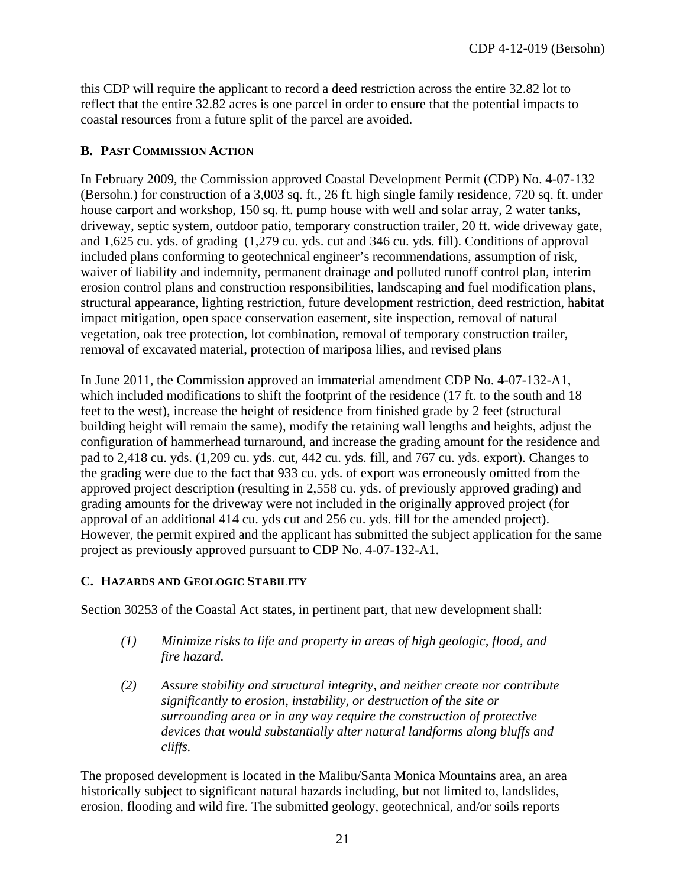this CDP will require the applicant to record a deed restriction across the entire 32.82 lot to reflect that the entire 32.82 acres is one parcel in order to ensure that the potential impacts to coastal resources from a future split of the parcel are avoided.

### B. Past Commission Action

In February 2009, the Commission approved Coastal Development Permit (CDP) No. 4-07-132 (Bersohn.) for construction of a 3,003 sq. ft., 26 ft. high single family residence, 720 sq. ft. under house carport and workshop, 150 sq. ft. pump house with well and solar array, 2 water tanks, driveway, septic system, outdoor patio, temporary construction trailer, 20 ft. wide driveway gate, and 1,625 cu. yds. of grading (1,279 cu. yds. cut and 346 cu. yds. fill). Conditions of approval included plans conforming to geotechnical engineer's recommendations, assumption of risk, waiver of liability and indemnity, permanent drainage and polluted runoff control plan, interim erosion control plans and construction responsibilities, landscaping and fuel modification plans, structural appearance, lighting restriction, future development restriction, deed restriction, habitat impact mitigation, open space conservation easement, site inspection, removal of natural vegetation, oak tree protection, lot combination, removal of temporary construction trailer, removal of excavated material, protection of mariposa lilies, and revised plans

In June 2011, the Commission approved an immaterial amendment CDP No. 4-07-132-A1, which included modifications to shift the footprint of the residence (17 ft. to the south and 18 feet to the west), increase the height of residence from finished grade by 2 feet (structural building height will remain the same), modify the retaining wall lengths and heights, adjust the configuration of hammerhead turnaround, and increase the grading amount for the residence and pad to 2,418 cu. yds. (1,209 cu. yds. cut, 442 cu. yds. fill, and 767 cu. yds. export). Changes to the grading were due to the fact that 933 cu. yds. of export was erroneously omitted from the approved project description (resulting in 2,558 cu. yds. of previously approved grading) and grading amounts for the driveway were not included in the originally approved project (for approval of an additional 414 cu. yds cut and 256 cu. yds. fill for the amended project). However, the permit expired and the applicant has submitted the subject application for the same project as previously approved pursuant to CDP No. 4-07-132-A1.

### C. Hazards and Geologic Stability

Section 30253 of the Coastal Act states, in pertinent part, that new development shall:

> *(1) Minimize risks to life and property in areas of high geologic, flood, and fire hazard.*
>
> *(2) Assure stability and structural integrity, and neither create nor contribute significantly to erosion, instability, or destruction of the site or surrounding area or in any way require the construction of protective devices that would substantially alter natural landforms along bluffs and cliffs.*

The proposed development is located in the Malibu/Santa Monica Mountains area, an area historically subject to significant natural hazards including, but not limited to, landslides, erosion, flooding and wild fire. The submitted geology, geotechnical, and/or soils reports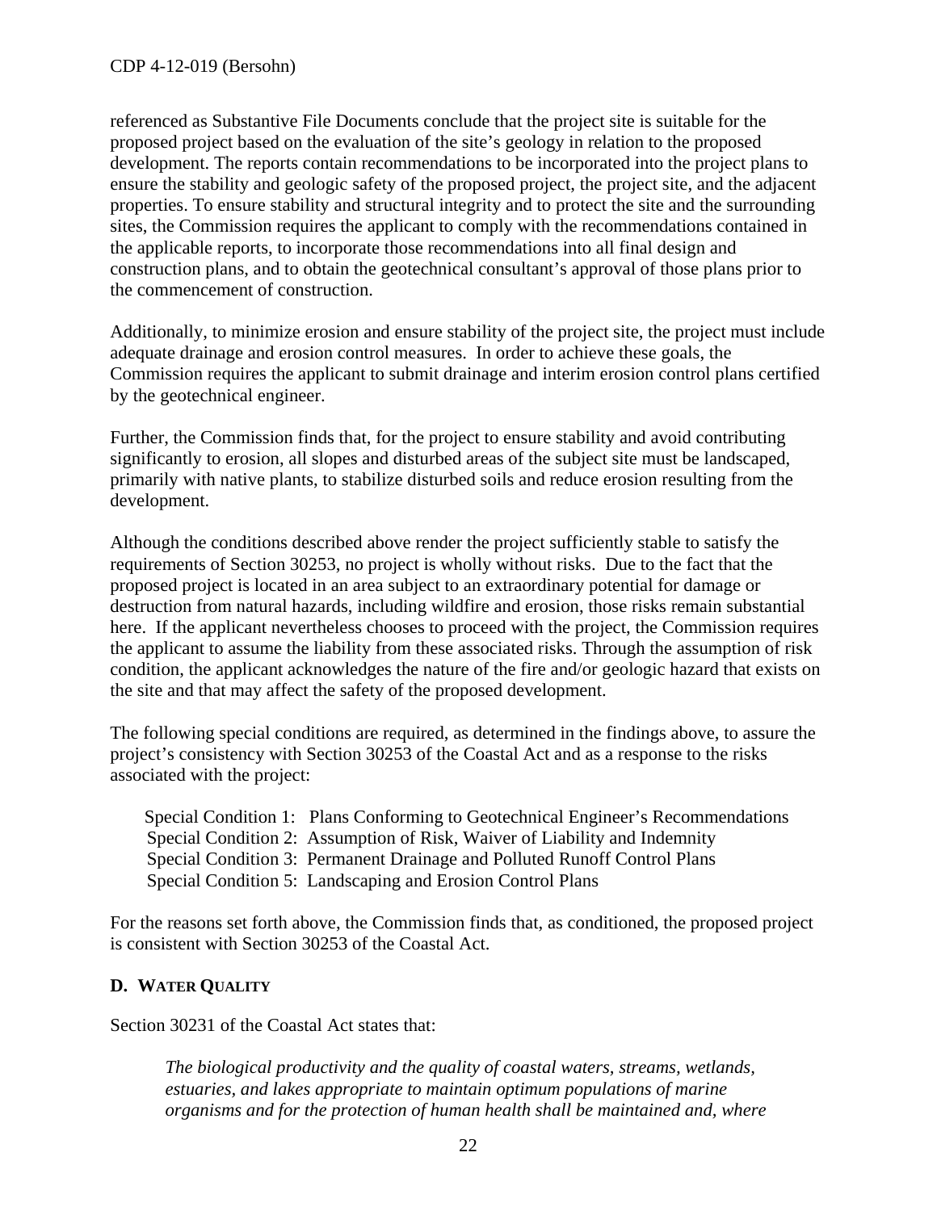referenced as Substantive File Documents conclude that the project site is suitable for the proposed project based on the evaluation of the site's geology in relation to the proposed development. The reports contain recommendations to be incorporated into the project plans to ensure the stability and geologic safety of the proposed project, the project site, and the adjacent properties. To ensure stability and structural integrity and to protect the site and the surrounding sites, the Commission requires the applicant to comply with the recommendations contained in the applicable reports, to incorporate those recommendations into all final design and construction plans, and to obtain the geotechnical consultant's approval of those plans prior to the commencement of construction.

Additionally, to minimize erosion and ensure stability of the project site, the project must include adequate drainage and erosion control measures. In order to achieve these goals, the Commission requires the applicant to submit drainage and interim erosion control plans certified by the geotechnical engineer.

Further, the Commission finds that, for the project to ensure stability and avoid contributing significantly to erosion, all slopes and disturbed areas of the subject site must be landscaped, primarily with native plants, to stabilize disturbed soils and reduce erosion resulting from the development.

Although the conditions described above render the project sufficiently stable to satisfy the requirements of Section 30253, no project is wholly without risks. Due to the fact that the proposed project is located in an area subject to an extraordinary potential for damage or destruction from natural hazards, including wildfire and erosion, those risks remain substantial here. If the applicant nevertheless chooses to proceed with the project, the Commission requires the applicant to assume the liability from these associated risks. Through the assumption of risk condition, the applicant acknowledges the nature of the fire and/or geologic hazard that exists on the site and that may affect the safety of the proposed development.

The following special conditions are required, as determined in the findings above, to assure the project's consistency with Section 30253 of the Coastal Act and as a response to the risks associated with the project:

- Special Condition 1: Plans Conforming to Geotechnical Engineer's Recommendations
- Special Condition 2: Assumption of Risk, Waiver of Liability and Indemnity
- Special Condition 3: Permanent Drainage and Polluted Runoff Control Plans
- Special Condition 5: Landscaping and Erosion Control Plans

For the reasons set forth above, the Commission finds that, as conditioned, the proposed project is consistent with Section 30253 of the Coastal Act.

## D. WATER QUALITY

Section 30231 of the Coastal Act states that:

> *The biological productivity and the quality of coastal waters, streams, wetlands, estuaries, and lakes appropriate to maintain optimum populations of marine organisms and for the protection of human health shall be maintained and, where*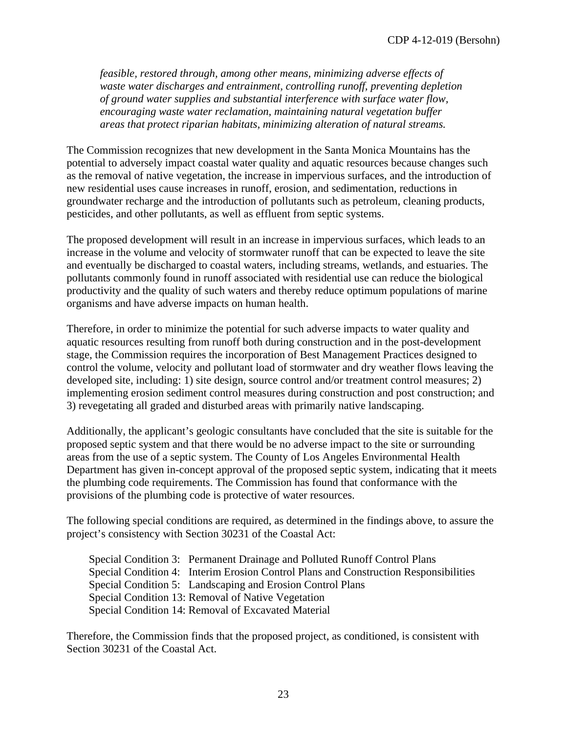*feasible, restored through, among other means, minimizing adverse effects of waste water discharges and entrainment, controlling runoff, preventing depletion of ground water supplies and substantial interference with surface water flow, encouraging waste water reclamation, maintaining natural vegetation buffer areas that protect riparian habitats, minimizing alteration of natural streams.*

The Commission recognizes that new development in the Santa Monica Mountains has the potential to adversely impact coastal water quality and aquatic resources because changes such as the removal of native vegetation, the increase in impervious surfaces, and the introduction of new residential uses cause increases in runoff, erosion, and sedimentation, reductions in groundwater recharge and the introduction of pollutants such as petroleum, cleaning products, pesticides, and other pollutants, as well as effluent from septic systems.

The proposed development will result in an increase in impervious surfaces, which leads to an increase in the volume and velocity of stormwater runoff that can be expected to leave the site and eventually be discharged to coastal waters, including streams, wetlands, and estuaries. The pollutants commonly found in runoff associated with residential use can reduce the biological productivity and the quality of such waters and thereby reduce optimum populations of marine organisms and have adverse impacts on human health.

Therefore, in order to minimize the potential for such adverse impacts to water quality and aquatic resources resulting from runoff both during construction and in the post-development stage, the Commission requires the incorporation of Best Management Practices designed to control the volume, velocity and pollutant load of stormwater and dry weather flows leaving the developed site, including: 1) site design, source control and/or treatment control measures; 2) implementing erosion sediment control measures during construction and post construction; and 3) revegetating all graded and disturbed areas with primarily native landscaping.

Additionally, the applicant's geologic consultants have concluded that the site is suitable for the proposed septic system and that there would be no adverse impact to the site or surrounding areas from the use of a septic system. The County of Los Angeles Environmental Health Department has given in-concept approval of the proposed septic system, indicating that it meets the plumbing code requirements. The Commission has found that conformance with the provisions of the plumbing code is protective of water resources.

The following special conditions are required, as determined in the findings above, to assure the project's consistency with Section 30231 of the Coastal Act:

Special Condition 3: Permanent Drainage and Polluted Runoff Control Plans
Special Condition 4: Interim Erosion Control Plans and Construction Responsibilities
Special Condition 5: Landscaping and Erosion Control Plans
Special Condition 13: Removal of Native Vegetation
Special Condition 14: Removal of Excavated Material

Therefore, the Commission finds that the proposed project, as conditioned, is consistent with Section 30231 of the Coastal Act.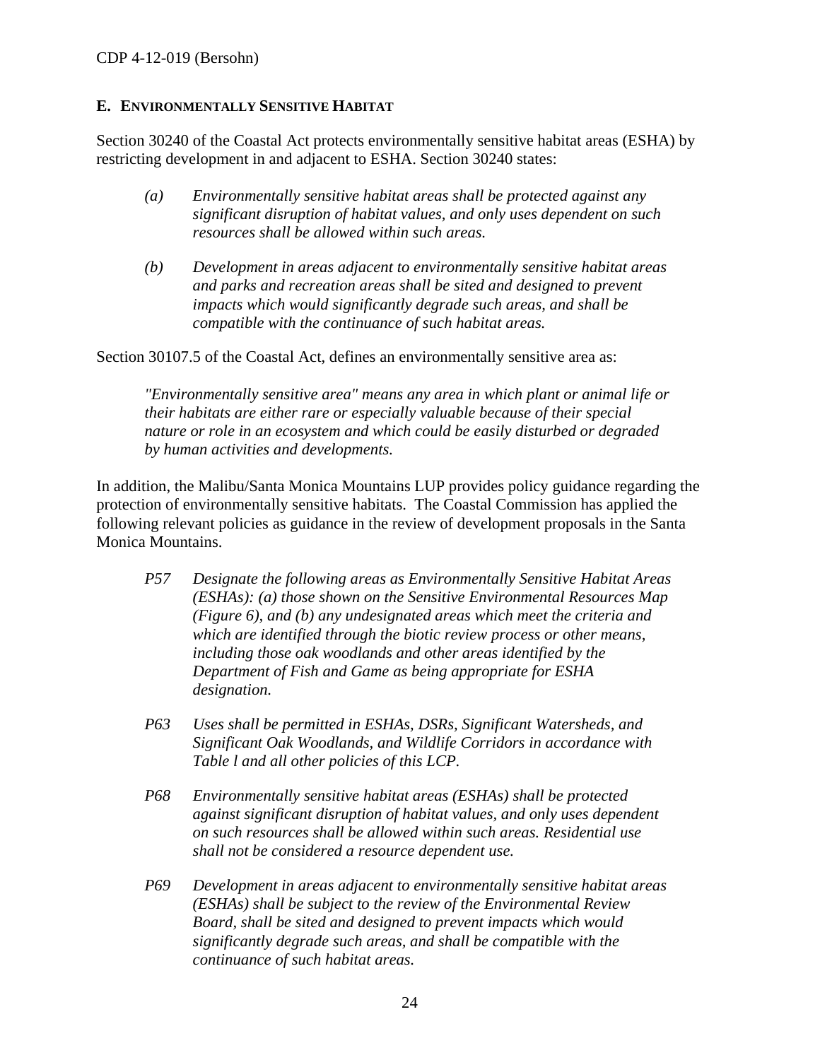## E. Environmentally Sensitive Habitat

Section 30240 of the Coastal Act protects environmentally sensitive habitat areas (ESHA) by restricting development in and adjacent to ESHA. Section 30240 states:

> *(a) Environmentally sensitive habitat areas shall be protected against any significant disruption of habitat values, and only uses dependent on such resources shall be allowed within such areas.*
>
> *(b) Development in areas adjacent to environmentally sensitive habitat areas and parks and recreation areas shall be sited and designed to prevent impacts which would significantly degrade such areas, and shall be compatible with the continuance of such habitat areas.*

Section 30107.5 of the Coastal Act, defines an environmentally sensitive area as:

> *"Environmentally sensitive area" means any area in which plant or animal life or their habitats are either rare or especially valuable because of their special nature or role in an ecosystem and which could be easily disturbed or degraded by human activities and developments.*

In addition, the Malibu/Santa Monica Mountains LUP provides policy guidance regarding the protection of environmentally sensitive habitats. The Coastal Commission has applied the following relevant policies as guidance in the review of development proposals in the Santa Monica Mountains.

> *P57 Designate the following areas as Environmentally Sensitive Habitat Areas (ESHAs): (a) those shown on the Sensitive Environmental Resources Map (Figure 6), and (b) any undesignated areas which meet the criteria and which are identified through the biotic review process or other means, including those oak woodlands and other areas identified by the Department of Fish and Game as being appropriate for ESHA designation.*
>
> *P63 Uses shall be permitted in ESHAs, DSRs, Significant Watersheds, and Significant Oak Woodlands, and Wildlife Corridors in accordance with Table l and all other policies of this LCP.*
>
> *P68 Environmentally sensitive habitat areas (ESHAs) shall be protected against significant disruption of habitat values, and only uses dependent on such resources shall be allowed within such areas. Residential use shall not be considered a resource dependent use.*
>
> *P69 Development in areas adjacent to environmentally sensitive habitat areas (ESHAs) shall be subject to the review of the Environmental Review Board, shall be sited and designed to prevent impacts which would significantly degrade such areas, and shall be compatible with the continuance of such habitat areas.*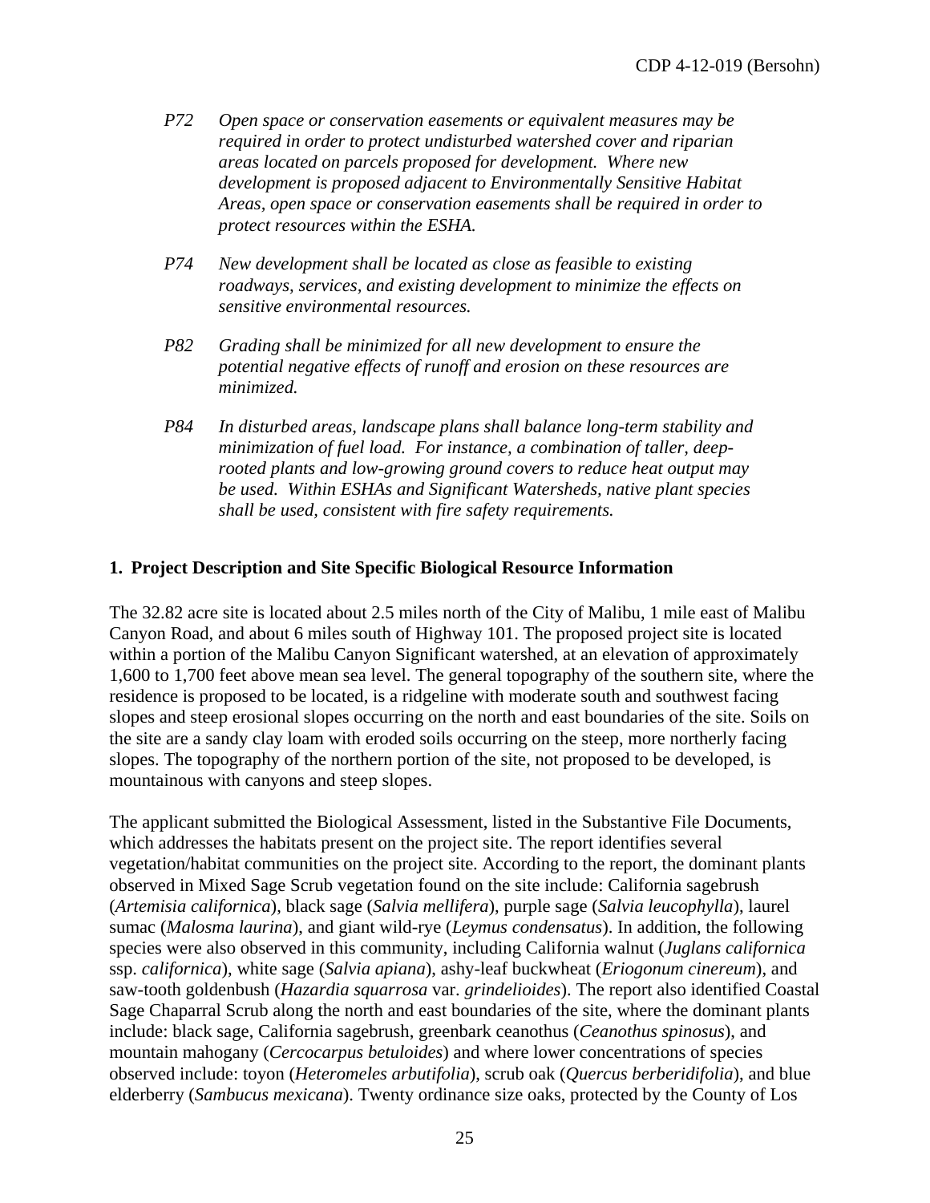*P72 Open space or conservation easements or equivalent measures may be required in order to protect undisturbed watershed cover and riparian areas located on parcels proposed for development. Where new development is proposed adjacent to Environmentally Sensitive Habitat Areas, open space or conservation easements shall be required in order to protect resources within the ESHA.*

*P74 New development shall be located as close as feasible to existing roadways, services, and existing development to minimize the effects on sensitive environmental resources.*

*P82 Grading shall be minimized for all new development to ensure the potential negative effects of runoff and erosion on these resources are minimized.*

*P84 In disturbed areas, landscape plans shall balance long-term stability and minimization of fuel load. For instance, a combination of taller, deep-rooted plants and low-growing ground covers to reduce heat output may be used. Within ESHAs and Significant Watersheds, native plant species shall be used, consistent with fire safety requirements.*

**1. Project Description and Site Specific Biological Resource Information**

The 32.82 acre site is located about 2.5 miles north of the City of Malibu, 1 mile east of Malibu Canyon Road, and about 6 miles south of Highway 101. The proposed project site is located within a portion of the Malibu Canyon Significant watershed, at an elevation of approximately 1,600 to 1,700 feet above mean sea level. The general topography of the southern site, where the residence is proposed to be located, is a ridgeline with moderate south and southwest facing slopes and steep erosional slopes occurring on the north and east boundaries of the site. Soils on the site are a sandy clay loam with eroded soils occurring on the steep, more northerly facing slopes. The topography of the northern portion of the site, not proposed to be developed, is mountainous with canyons and steep slopes.

The applicant submitted the Biological Assessment, listed in the Substantive File Documents, which addresses the habitats present on the project site. The report identifies several vegetation/habitat communities on the project site. According to the report, the dominant plants observed in Mixed Sage Scrub vegetation found on the site include: California sagebrush (*Artemisia californica*), black sage (*Salvia mellifera*), purple sage (*Salvia leucophylla*), laurel sumac (*Malosma laurina*), and giant wild-rye (*Leymus condensatus*). In addition, the following species were also observed in this community, including California walnut (*Juglans californica* ssp. *californica*), white sage (*Salvia apiana*), ashy-leaf buckwheat (*Eriogonum cinereum*), and saw-tooth goldenbush (*Hazardia squarrosa* var. *grindelioides*). The report also identified Coastal Sage Chaparral Scrub along the north and east boundaries of the site, where the dominant plants include: black sage, California sagebrush, greenbark ceanothus (*Ceanothus spinosus*), and mountain mahogany (*Cercocarpus betuloides*) and where lower concentrations of species observed include: toyon (*Heteromeles arbutifolia*), scrub oak (*Quercus berberidifolia*), and blue elderberry (*Sambucus mexicana*). Twenty ordinance size oaks, protected by the County of Los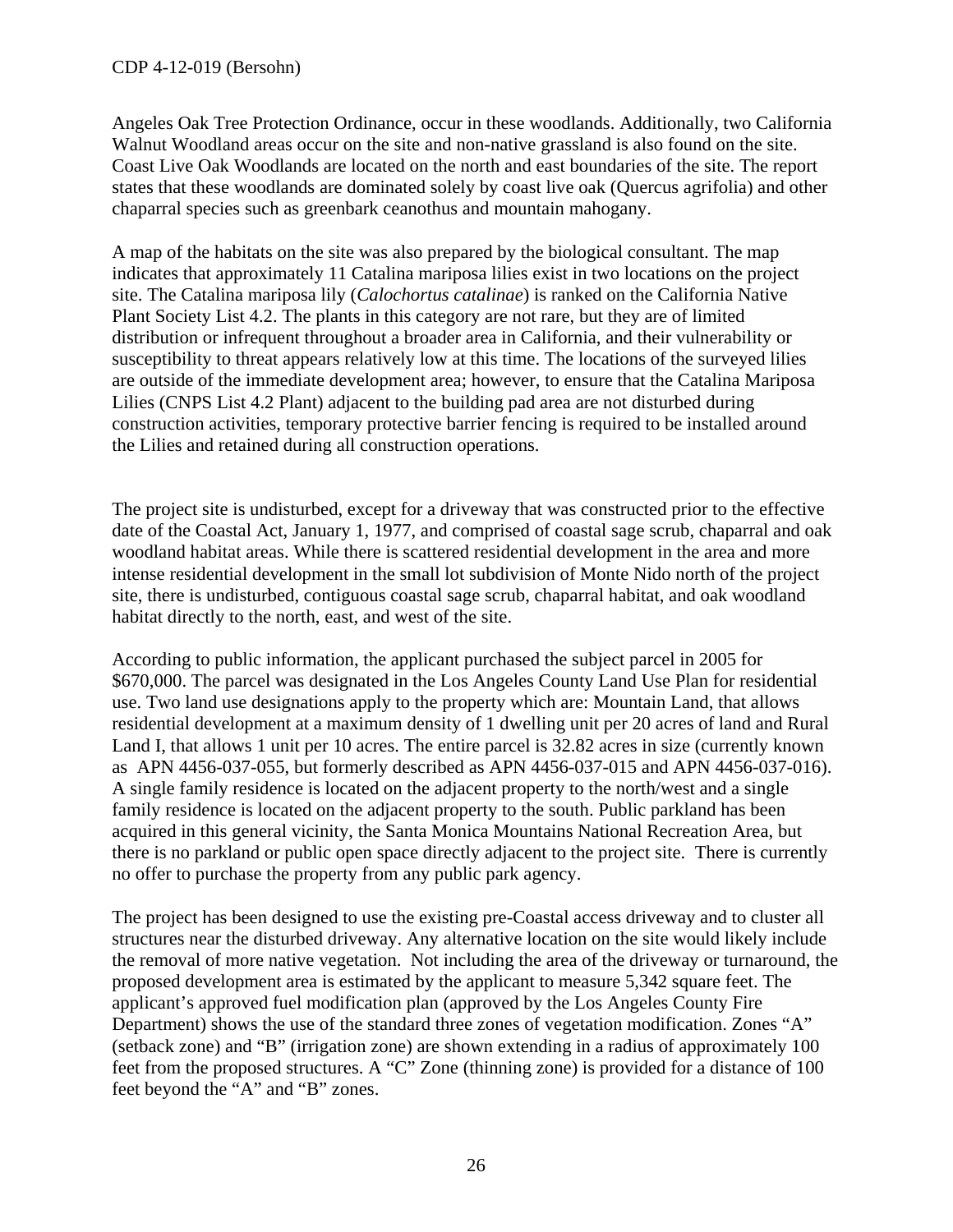Angeles Oak Tree Protection Ordinance, occur in these woodlands. Additionally, two California Walnut Woodland areas occur on the site and non-native grassland is also found on the site. Coast Live Oak Woodlands are located on the north and east boundaries of the site. The report states that these woodlands are dominated solely by coast live oak (Quercus agrifolia) and other chaparral species such as greenbark ceanothus and mountain mahogany.

A map of the habitats on the site was also prepared by the biological consultant. The map indicates that approximately 11 Catalina mariposa lilies exist in two locations on the project site. The Catalina mariposa lily (*Calochortus catalinae*) is ranked on the California Native Plant Society List 4.2. The plants in this category are not rare, but they are of limited distribution or infrequent throughout a broader area in California, and their vulnerability or susceptibility to threat appears relatively low at this time. The locations of the surveyed lilies are outside of the immediate development area; however, to ensure that the Catalina Mariposa Lilies (CNPS List 4.2 Plant) adjacent to the building pad area are not disturbed during construction activities, temporary protective barrier fencing is required to be installed around the Lilies and retained during all construction operations.

The project site is undisturbed, except for a driveway that was constructed prior to the effective date of the Coastal Act, January 1, 1977, and comprised of coastal sage scrub, chaparral and oak woodland habitat areas. While there is scattered residential development in the area and more intense residential development in the small lot subdivision of Monte Nido north of the project site, there is undisturbed, contiguous coastal sage scrub, chaparral habitat, and oak woodland habitat directly to the north, east, and west of the site.

According to public information, the applicant purchased the subject parcel in 2005 for $670,000. The parcel was designated in the Los Angeles County Land Use Plan for residential use. Two land use designations apply to the property which are: Mountain Land, that allows residential development at a maximum density of 1 dwelling unit per 20 acres of land and Rural Land I, that allows 1 unit per 10 acres. The entire parcel is 32.82 acres in size (currently known as APN 4456-037-055, but formerly described as APN 4456-037-015 and APN 4456-037-016). A single family residence is located on the adjacent property to the north/west and a single family residence is located on the adjacent property to the south. Public parkland has been acquired in this general vicinity, the Santa Monica Mountains National Recreation Area, but there is no parkland or public open space directly adjacent to the project site. There is currently no offer to purchase the property from any public park agency.

The project has been designed to use the existing pre-Coastal access driveway and to cluster all structures near the disturbed driveway. Any alternative location on the site would likely include the removal of more native vegetation. Not including the area of the driveway or turnaround, the proposed development area is estimated by the applicant to measure 5,342 square feet. The applicant's approved fuel modification plan (approved by the Los Angeles County Fire Department) shows the use of the standard three zones of vegetation modification. Zones "A" (setback zone) and "B" (irrigation zone) are shown extending in a radius of approximately 100 feet from the proposed structures. A "C" Zone (thinning zone) is provided for a distance of 100 feet beyond the "A" and "B" zones.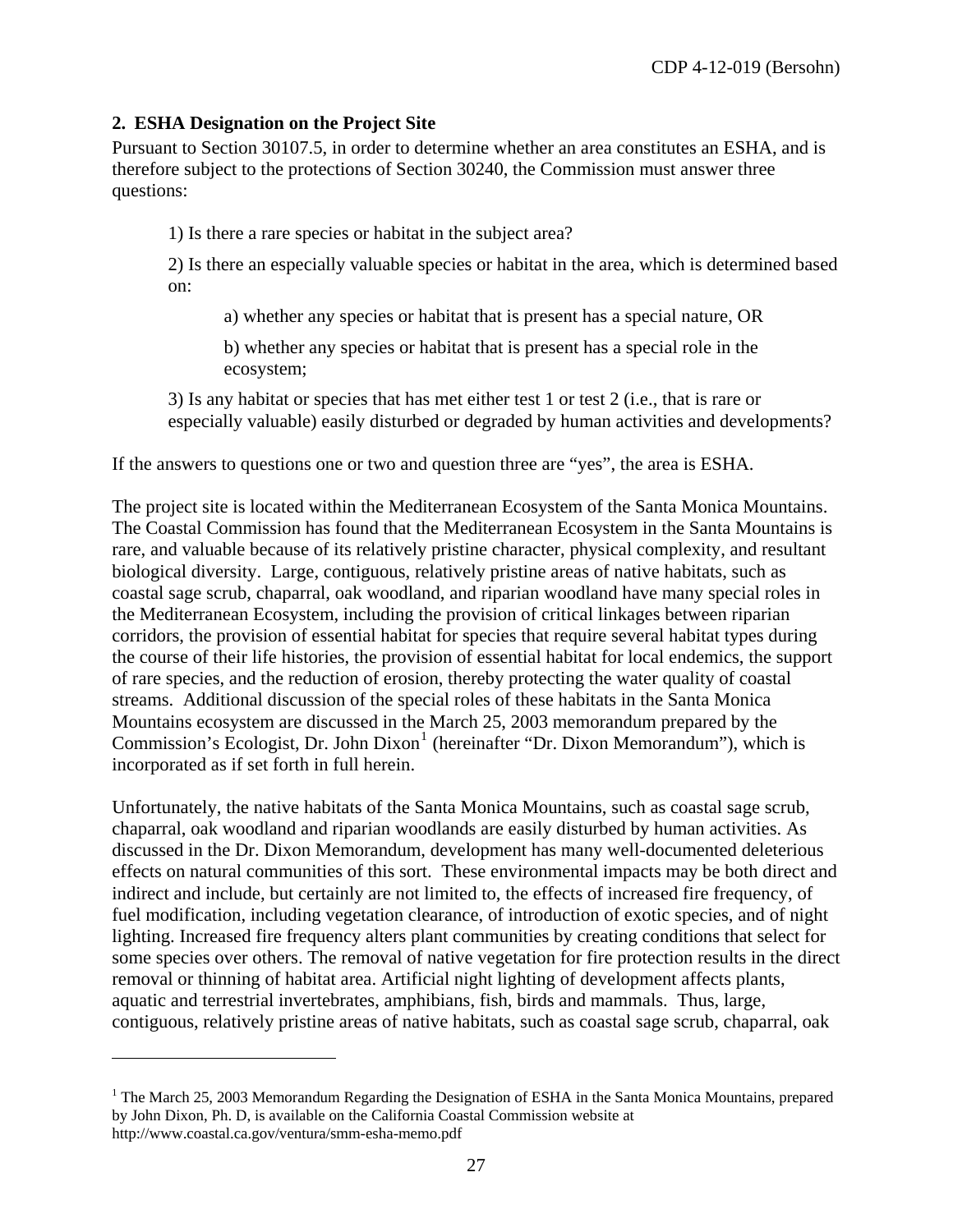### 2. ESHA Designation on the Project Site

Pursuant to Section 30107.5, in order to determine whether an area constitutes an ESHA, and is therefore subject to the protections of Section 30240, the Commission must answer three questions:

1) Is there a rare species or habitat in the subject area?

2) Is there an especially valuable species or habitat in the area, which is determined based on:

a) whether any species or habitat that is present has a special nature, OR

b) whether any species or habitat that is present has a special role in the ecosystem;

3) Is any habitat or species that has met either test 1 or test 2 (i.e., that is rare or especially valuable) easily disturbed or degraded by human activities and developments?

If the answers to questions one or two and question three are "yes", the area is ESHA.

The project site is located within the Mediterranean Ecosystem of the Santa Monica Mountains. The Coastal Commission has found that the Mediterranean Ecosystem in the Santa Mountains is rare, and valuable because of its relatively pristine character, physical complexity, and resultant biological diversity. Large, contiguous, relatively pristine areas of native habitats, such as coastal sage scrub, chaparral, oak woodland, and riparian woodland have many special roles in the Mediterranean Ecosystem, including the provision of critical linkages between riparian corridors, the provision of essential habitat for species that require several habitat types during the course of their life histories, the provision of essential habitat for local endemics, the support of rare species, and the reduction of erosion, thereby protecting the water quality of coastal streams. Additional discussion of the special roles of these habitats in the Santa Monica Mountains ecosystem are discussed in the March 25, 2003 memorandum prepared by the Commission's Ecologist, Dr. John Dixon[1] (hereinafter "Dr. Dixon Memorandum"), which is incorporated as if set forth in full herein.

Unfortunately, the native habitats of the Santa Monica Mountains, such as coastal sage scrub, chaparral, oak woodland and riparian woodlands are easily disturbed by human activities. As discussed in the Dr. Dixon Memorandum, development has many well-documented deleterious effects on natural communities of this sort. These environmental impacts may be both direct and indirect and include, but certainly are not limited to, the effects of increased fire frequency, of fuel modification, including vegetation clearance, of introduction of exotic species, and of night lighting. Increased fire frequency alters plant communities by creating conditions that select for some species over others. The removal of native vegetation for fire protection results in the direct removal or thinning of habitat area. Artificial night lighting of development affects plants, aquatic and terrestrial invertebrates, amphibians, fish, birds and mammals. Thus, large, contiguous, relatively pristine areas of native habitats, such as coastal sage scrub, chaparral, oak

[1] The March 25, 2003 Memorandum Regarding the Designation of ESHA in the Santa Monica Mountains, prepared by John Dixon, Ph. D, is available on the California Coastal Commission website at http://www.coastal.ca.gov/ventura/smm-esha-memo.pdf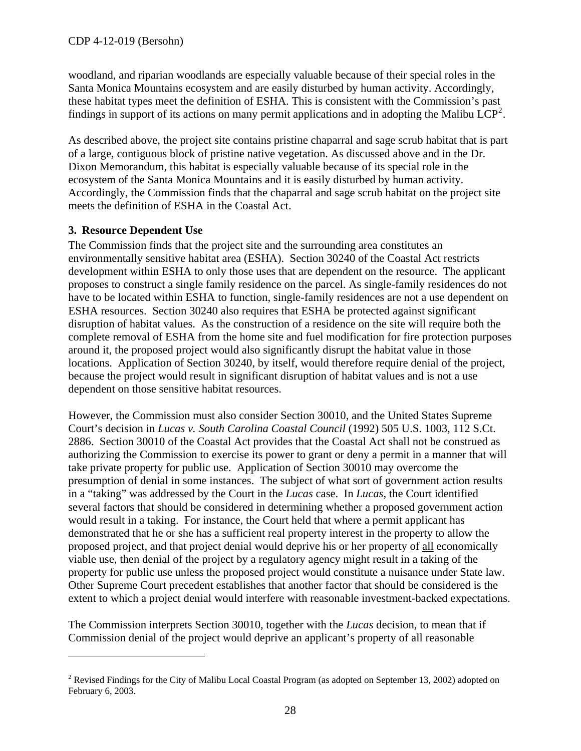woodland, and riparian woodlands are especially valuable because of their special roles in the Santa Monica Mountains ecosystem and are easily disturbed by human activity. Accordingly, these habitat types meet the definition of ESHA. This is consistent with the Commission's past findings in support of its actions on many permit applications and in adopting the Malibu LCP[2].

As described above, the project site contains pristine chaparral and sage scrub habitat that is part of a large, contiguous block of pristine native vegetation. As discussed above and in the Dr. Dixon Memorandum, this habitat is especially valuable because of its special role in the ecosystem of the Santa Monica Mountains and it is easily disturbed by human activity. Accordingly, the Commission finds that the chaparral and sage scrub habitat on the project site meets the definition of ESHA in the Coastal Act.

### 3. Resource Dependent Use

The Commission finds that the project site and the surrounding area constitutes an environmentally sensitive habitat area (ESHA). Section 30240 of the Coastal Act restricts development within ESHA to only those uses that are dependent on the resource. The applicant proposes to construct a single family residence on the parcel. As single-family residences do not have to be located within ESHA to function, single-family residences are not a use dependent on ESHA resources. Section 30240 also requires that ESHA be protected against significant disruption of habitat values. As the construction of a residence on the site will require both the complete removal of ESHA from the home site and fuel modification for fire protection purposes around it, the proposed project would also significantly disrupt the habitat value in those locations. Application of Section 30240, by itself, would therefore require denial of the project, because the project would result in significant disruption of habitat values and is not a use dependent on those sensitive habitat resources.

However, the Commission must also consider Section 30010, and the United States Supreme Court's decision in *Lucas v. South Carolina Coastal Council* (1992) 505 U.S. 1003, 112 S.Ct. 2886. Section 30010 of the Coastal Act provides that the Coastal Act shall not be construed as authorizing the Commission to exercise its power to grant or deny a permit in a manner that will take private property for public use. Application of Section 30010 may overcome the presumption of denial in some instances. The subject of what sort of government action results in a "taking" was addressed by the Court in the *Lucas* case. In *Lucas*, the Court identified several factors that should be considered in determining whether a proposed government action would result in a taking. For instance, the Court held that where a permit applicant has demonstrated that he or she has a sufficient real property interest in the property to allow the proposed project, and that project denial would deprive his or her property of <u>all</u> economically viable use, then denial of the project by a regulatory agency might result in a taking of the property for public use unless the proposed project would constitute a nuisance under State law. Other Supreme Court precedent establishes that another factor that should be considered is the extent to which a project denial would interfere with reasonable investment-backed expectations.

The Commission interprets Section 30010, together with the *Lucas* decision, to mean that if Commission denial of the project would deprive an applicant's property of all reasonable

---

[2] Revised Findings for the City of Malibu Local Coastal Program (as adopted on September 13, 2002) adopted on February 6, 2003.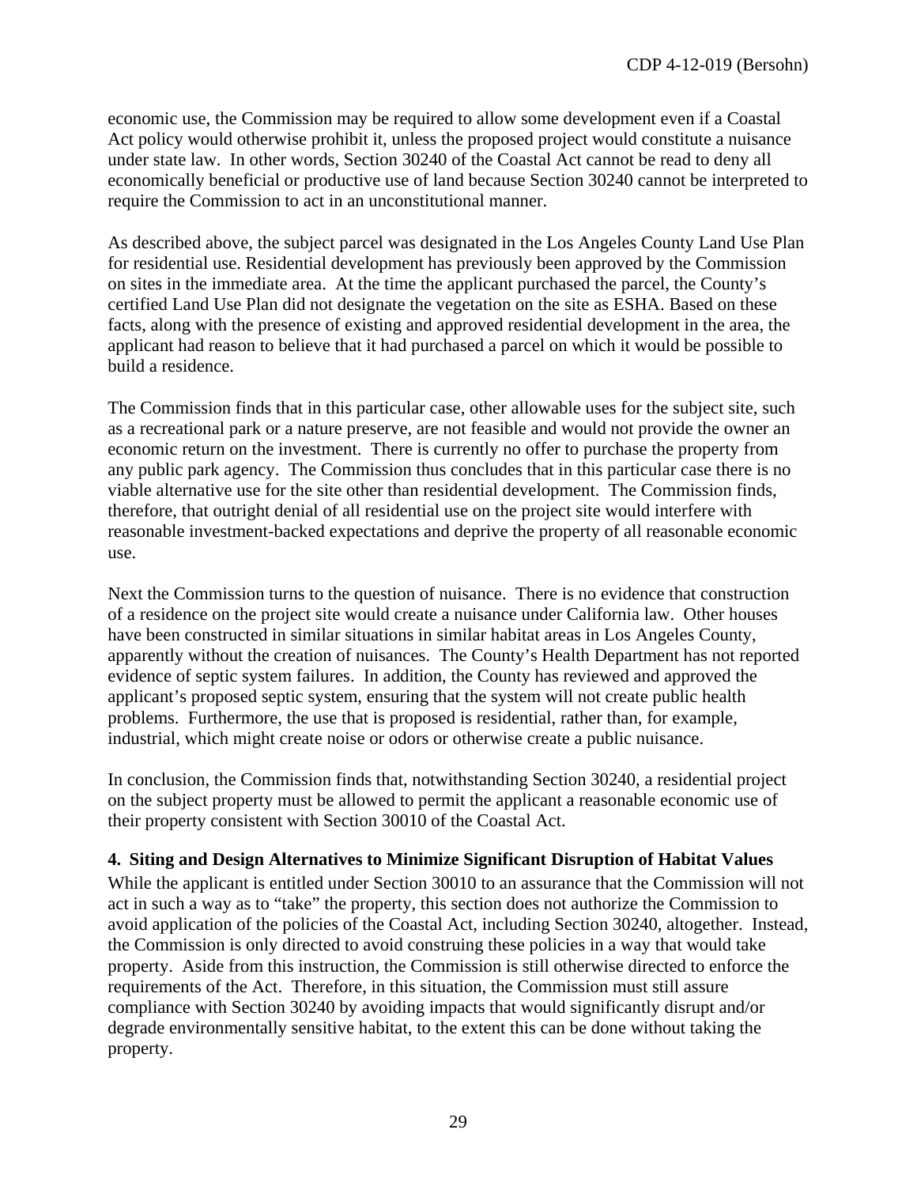economic use, the Commission may be required to allow some development even if a Coastal Act policy would otherwise prohibit it, unless the proposed project would constitute a nuisance under state law. In other words, Section 30240 of the Coastal Act cannot be read to deny all economically beneficial or productive use of land because Section 30240 cannot be interpreted to require the Commission to act in an unconstitutional manner.

As described above, the subject parcel was designated in the Los Angeles County Land Use Plan for residential use. Residential development has previously been approved by the Commission on sites in the immediate area. At the time the applicant purchased the parcel, the County's certified Land Use Plan did not designate the vegetation on the site as ESHA. Based on these facts, along with the presence of existing and approved residential development in the area, the applicant had reason to believe that it had purchased a parcel on which it would be possible to build a residence.

The Commission finds that in this particular case, other allowable uses for the subject site, such as a recreational park or a nature preserve, are not feasible and would not provide the owner an economic return on the investment. There is currently no offer to purchase the property from any public park agency. The Commission thus concludes that in this particular case there is no viable alternative use for the site other than residential development. The Commission finds, therefore, that outright denial of all residential use on the project site would interfere with reasonable investment-backed expectations and deprive the property of all reasonable economic use.

Next the Commission turns to the question of nuisance. There is no evidence that construction of a residence on the project site would create a nuisance under California law. Other houses have been constructed in similar situations in similar habitat areas in Los Angeles County, apparently without the creation of nuisances. The County's Health Department has not reported evidence of septic system failures. In addition, the County has reviewed and approved the applicant's proposed septic system, ensuring that the system will not create public health problems. Furthermore, the use that is proposed is residential, rather than, for example, industrial, which might create noise or odors or otherwise create a public nuisance.

In conclusion, the Commission finds that, notwithstanding Section 30240, a residential project on the subject property must be allowed to permit the applicant a reasonable economic use of their property consistent with Section 30010 of the Coastal Act.

**4. Siting and Design Alternatives to Minimize Significant Disruption of Habitat Values**

While the applicant is entitled under Section 30010 to an assurance that the Commission will not act in such a way as to "take" the property, this section does not authorize the Commission to avoid application of the policies of the Coastal Act, including Section 30240, altogether. Instead, the Commission is only directed to avoid construing these policies in a way that would take property. Aside from this instruction, the Commission is still otherwise directed to enforce the requirements of the Act. Therefore, in this situation, the Commission must still assure compliance with Section 30240 by avoiding impacts that would significantly disrupt and/or degrade environmentally sensitive habitat, to the extent this can be done without taking the property.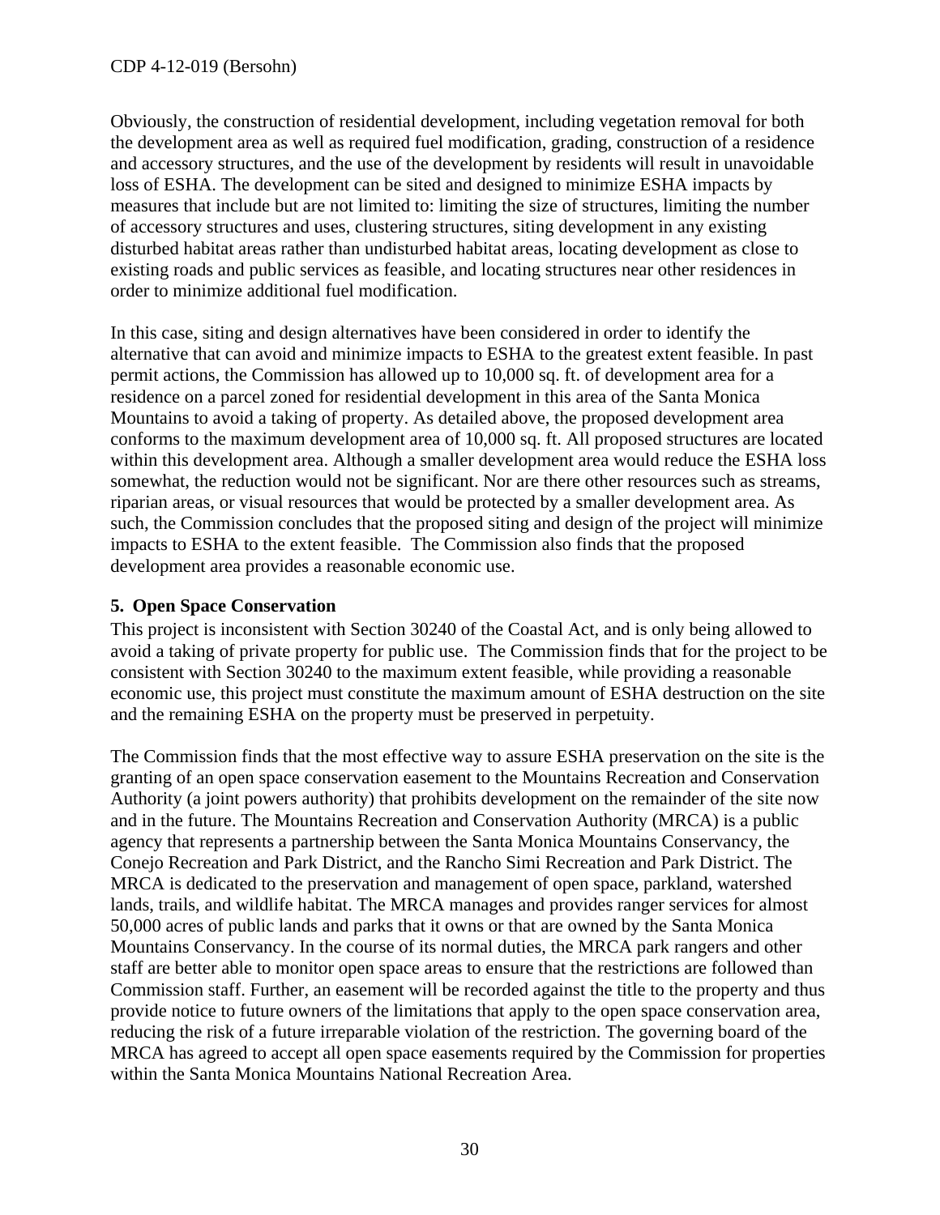Obviously, the construction of residential development, including vegetation removal for both the development area as well as required fuel modification, grading, construction of a residence and accessory structures, and the use of the development by residents will result in unavoidable loss of ESHA. The development can be sited and designed to minimize ESHA impacts by measures that include but are not limited to: limiting the size of structures, limiting the number of accessory structures and uses, clustering structures, siting development in any existing disturbed habitat areas rather than undisturbed habitat areas, locating development as close to existing roads and public services as feasible, and locating structures near other residences in order to minimize additional fuel modification.

In this case, siting and design alternatives have been considered in order to identify the alternative that can avoid and minimize impacts to ESHA to the greatest extent feasible. In past permit actions, the Commission has allowed up to 10,000 sq. ft. of development area for a residence on a parcel zoned for residential development in this area of the Santa Monica Mountains to avoid a taking of property. As detailed above, the proposed development area conforms to the maximum development area of 10,000 sq. ft. All proposed structures are located within this development area. Although a smaller development area would reduce the ESHA loss somewhat, the reduction would not be significant. Nor are there other resources such as streams, riparian areas, or visual resources that would be protected by a smaller development area. As such, the Commission concludes that the proposed siting and design of the project will minimize impacts to ESHA to the extent feasible. The Commission also finds that the proposed development area provides a reasonable economic use.

**5. Open Space Conservation**

This project is inconsistent with Section 30240 of the Coastal Act, and is only being allowed to avoid a taking of private property for public use. The Commission finds that for the project to be consistent with Section 30240 to the maximum extent feasible, while providing a reasonable economic use, this project must constitute the maximum amount of ESHA destruction on the site and the remaining ESHA on the property must be preserved in perpetuity.

The Commission finds that the most effective way to assure ESHA preservation on the site is the granting of an open space conservation easement to the Mountains Recreation and Conservation Authority (a joint powers authority) that prohibits development on the remainder of the site now and in the future. The Mountains Recreation and Conservation Authority (MRCA) is a public agency that represents a partnership between the Santa Monica Mountains Conservancy, the Conejo Recreation and Park District, and the Rancho Simi Recreation and Park District. The MRCA is dedicated to the preservation and management of open space, parkland, watershed lands, trails, and wildlife habitat. The MRCA manages and provides ranger services for almost 50,000 acres of public lands and parks that it owns or that are owned by the Santa Monica Mountains Conservancy. In the course of its normal duties, the MRCA park rangers and other staff are better able to monitor open space areas to ensure that the restrictions are followed than Commission staff. Further, an easement will be recorded against the title to the property and thus provide notice to future owners of the limitations that apply to the open space conservation area, reducing the risk of a future irreparable violation of the restriction. The governing board of the MRCA has agreed to accept all open space easements required by the Commission for properties within the Santa Monica Mountains National Recreation Area.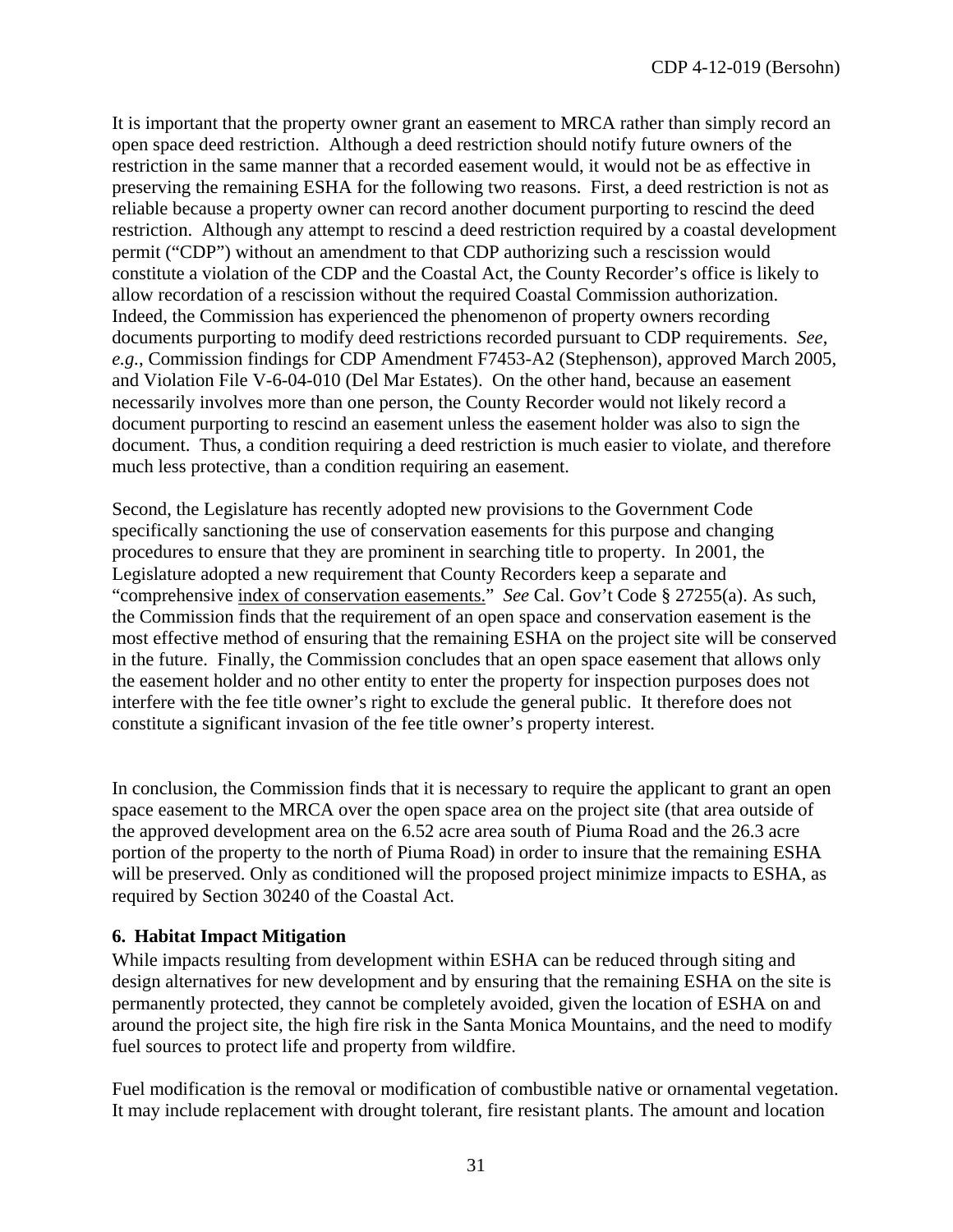It is important that the property owner grant an easement to MRCA rather than simply record an open space deed restriction. Although a deed restriction should notify future owners of the restriction in the same manner that a recorded easement would, it would not be as effective in preserving the remaining ESHA for the following two reasons. First, a deed restriction is not as reliable because a property owner can record another document purporting to rescind the deed restriction. Although any attempt to rescind a deed restriction required by a coastal development permit ("CDP") without an amendment to that CDP authorizing such a rescission would constitute a violation of the CDP and the Coastal Act, the County Recorder's office is likely to allow recordation of a rescission without the required Coastal Commission authorization. Indeed, the Commission has experienced the phenomenon of property owners recording documents purporting to modify deed restrictions recorded pursuant to CDP requirements. *See*, *e.g.*, Commission findings for CDP Amendment F7453-A2 (Stephenson), approved March 2005, and Violation File V-6-04-010 (Del Mar Estates). On the other hand, because an easement necessarily involves more than one person, the County Recorder would not likely record a document purporting to rescind an easement unless the easement holder was also to sign the document. Thus, a condition requiring a deed restriction is much easier to violate, and therefore much less protective, than a condition requiring an easement.

Second, the Legislature has recently adopted new provisions to the Government Code specifically sanctioning the use of conservation easements for this purpose and changing procedures to ensure that they are prominent in searching title to property. In 2001, the Legislature adopted a new requirement that County Recorders keep a separate and "comprehensive index of conservation easements." *See* Cal. Gov't Code § 27255(a). As such, the Commission finds that the requirement of an open space and conservation easement is the most effective method of ensuring that the remaining ESHA on the project site will be conserved in the future. Finally, the Commission concludes that an open space easement that allows only the easement holder and no other entity to enter the property for inspection purposes does not interfere with the fee title owner's right to exclude the general public. It therefore does not constitute a significant invasion of the fee title owner's property interest.

In conclusion, the Commission finds that it is necessary to require the applicant to grant an open space easement to the MRCA over the open space area on the project site (that area outside of the approved development area on the 6.52 acre area south of Piuma Road and the 26.3 acre portion of the property to the north of Piuma Road) in order to insure that the remaining ESHA will be preserved. Only as conditioned will the proposed project minimize impacts to ESHA, as required by Section 30240 of the Coastal Act.

### 6. Habitat Impact Mitigation

While impacts resulting from development within ESHA can be reduced through siting and design alternatives for new development and by ensuring that the remaining ESHA on the site is permanently protected, they cannot be completely avoided, given the location of ESHA on and around the project site, the high fire risk in the Santa Monica Mountains, and the need to modify fuel sources to protect life and property from wildfire.

Fuel modification is the removal or modification of combustible native or ornamental vegetation. It may include replacement with drought tolerant, fire resistant plants. The amount and location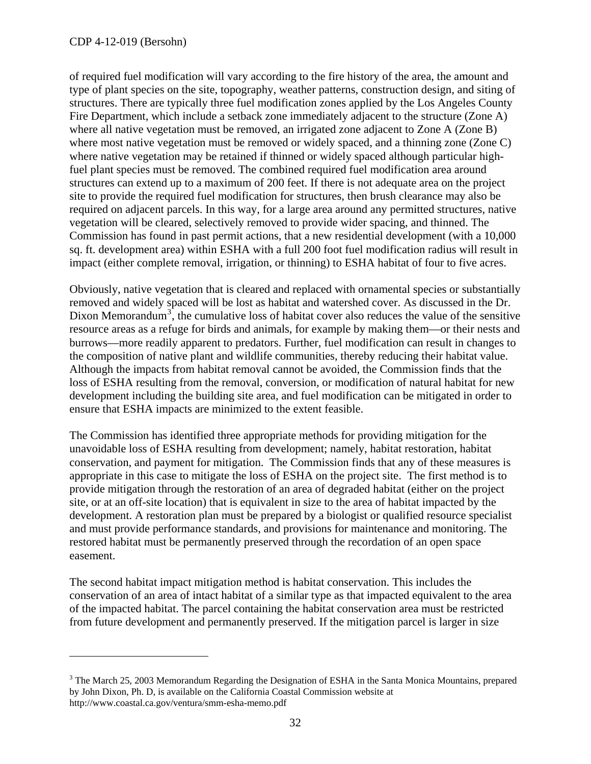of required fuel modification will vary according to the fire history of the area, the amount and type of plant species on the site, topography, weather patterns, construction design, and siting of structures. There are typically three fuel modification zones applied by the Los Angeles County Fire Department, which include a setback zone immediately adjacent to the structure (Zone A) where all native vegetation must be removed, an irrigated zone adjacent to Zone A (Zone B) where most native vegetation must be removed or widely spaced, and a thinning zone (Zone C) where native vegetation may be retained if thinned or widely spaced although particular high-fuel plant species must be removed. The combined required fuel modification area around structures can extend up to a maximum of 200 feet. If there is not adequate area on the project site to provide the required fuel modification for structures, then brush clearance may also be required on adjacent parcels. In this way, for a large area around any permitted structures, native vegetation will be cleared, selectively removed to provide wider spacing, and thinned. The Commission has found in past permit actions, that a new residential development (with a 10,000 sq. ft. development area) within ESHA with a full 200 foot fuel modification radius will result in impact (either complete removal, irrigation, or thinning) to ESHA habitat of four to five acres.

Obviously, native vegetation that is cleared and replaced with ornamental species or substantially removed and widely spaced will be lost as habitat and watershed cover. As discussed in the Dr. Dixon Memorandum[3], the cumulative loss of habitat cover also reduces the value of the sensitive resource areas as a refuge for birds and animals, for example by making them—or their nests and burrows—more readily apparent to predators. Further, fuel modification can result in changes to the composition of native plant and wildlife communities, thereby reducing their habitat value. Although the impacts from habitat removal cannot be avoided, the Commission finds that the loss of ESHA resulting from the removal, conversion, or modification of natural habitat for new development including the building site area, and fuel modification can be mitigated in order to ensure that ESHA impacts are minimized to the extent feasible.

The Commission has identified three appropriate methods for providing mitigation for the unavoidable loss of ESHA resulting from development; namely, habitat restoration, habitat conservation, and payment for mitigation. The Commission finds that any of these measures is appropriate in this case to mitigate the loss of ESHA on the project site. The first method is to provide mitigation through the restoration of an area of degraded habitat (either on the project site, or at an off-site location) that is equivalent in size to the area of habitat impacted by the development. A restoration plan must be prepared by a biologist or qualified resource specialist and must provide performance standards, and provisions for maintenance and monitoring. The restored habitat must be permanently preserved through the recordation of an open space easement.

The second habitat impact mitigation method is habitat conservation. This includes the conservation of an area of intact habitat of a similar type as that impacted equivalent to the area of the impacted habitat. The parcel containing the habitat conservation area must be restricted from future development and permanently preserved. If the mitigation parcel is larger in size

[3] The March 25, 2003 Memorandum Regarding the Designation of ESHA in the Santa Monica Mountains, prepared by John Dixon, Ph. D, is available on the California Coastal Commission website at http://www.coastal.ca.gov/ventura/smm-esha-memo.pdf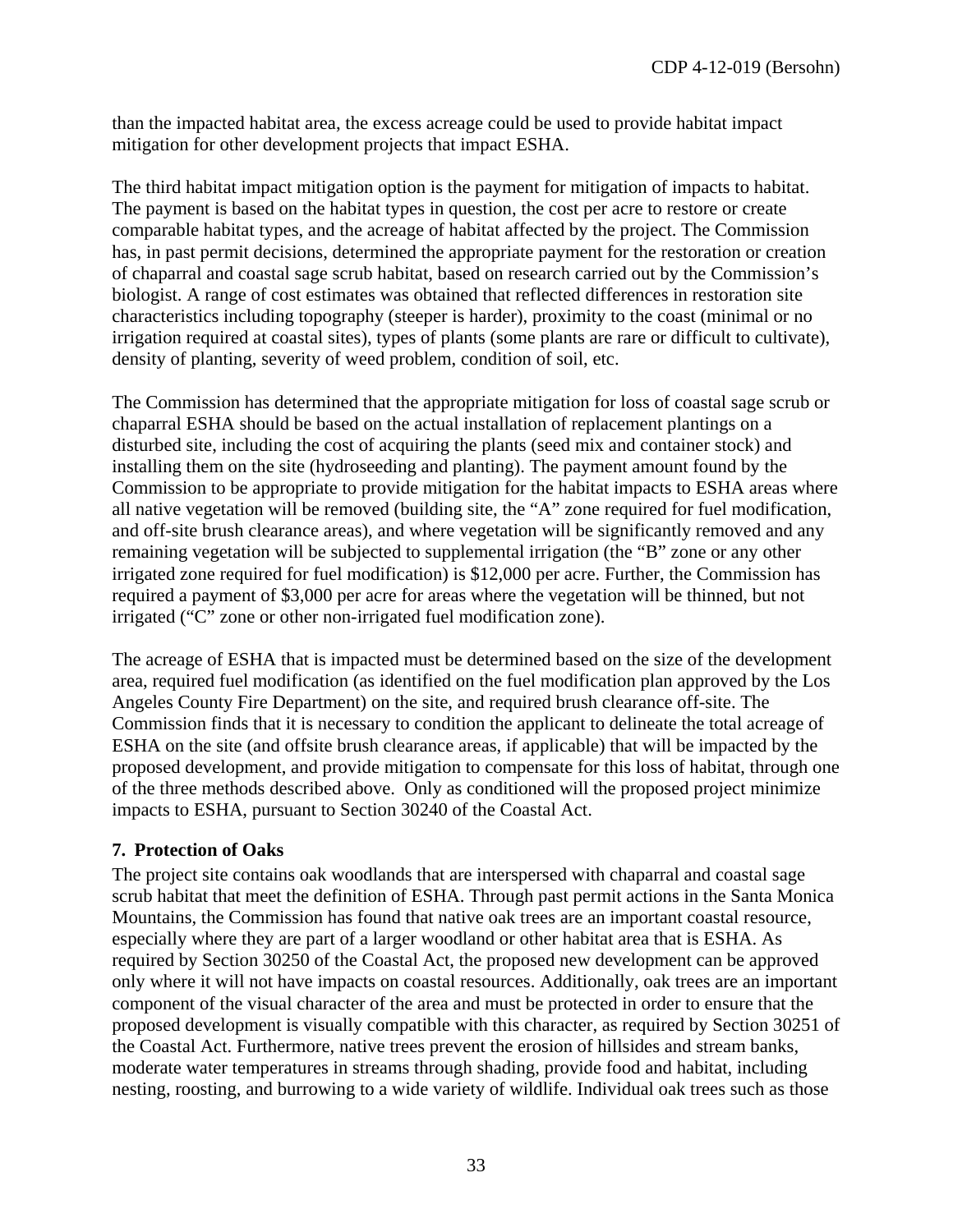than the impacted habitat area, the excess acreage could be used to provide habitat impact mitigation for other development projects that impact ESHA.

The third habitat impact mitigation option is the payment for mitigation of impacts to habitat. The payment is based on the habitat types in question, the cost per acre to restore or create comparable habitat types, and the acreage of habitat affected by the project. The Commission has, in past permit decisions, determined the appropriate payment for the restoration or creation of chaparral and coastal sage scrub habitat, based on research carried out by the Commission's biologist. A range of cost estimates was obtained that reflected differences in restoration site characteristics including topography (steeper is harder), proximity to the coast (minimal or no irrigation required at coastal sites), types of plants (some plants are rare or difficult to cultivate), density of planting, severity of weed problem, condition of soil, etc.

The Commission has determined that the appropriate mitigation for loss of coastal sage scrub or chaparral ESHA should be based on the actual installation of replacement plantings on a disturbed site, including the cost of acquiring the plants (seed mix and container stock) and installing them on the site (hydroseeding and planting). The payment amount found by the Commission to be appropriate to provide mitigation for the habitat impacts to ESHA areas where all native vegetation will be removed (building site, the "A" zone required for fuel modification, and off-site brush clearance areas), and where vegetation will be significantly removed and any remaining vegetation will be subjected to supplemental irrigation (the "B" zone or any other irrigated zone required for fuel modification) is $12,000 per acre. Further, the Commission has required a payment of $3,000 per acre for areas where the vegetation will be thinned, but not irrigated ("C" zone or other non-irrigated fuel modification zone).

The acreage of ESHA that is impacted must be determined based on the size of the development area, required fuel modification (as identified on the fuel modification plan approved by the Los Angeles County Fire Department) on the site, and required brush clearance off-site. The Commission finds that it is necessary to condition the applicant to delineate the total acreage of ESHA on the site (and offsite brush clearance areas, if applicable) that will be impacted by the proposed development, and provide mitigation to compensate for this loss of habitat, through one of the three methods described above. Only as conditioned will the proposed project minimize impacts to ESHA, pursuant to Section 30240 of the Coastal Act.

**7. Protection of Oaks**

The project site contains oak woodlands that are interspersed with chaparral and coastal sage scrub habitat that meet the definition of ESHA. Through past permit actions in the Santa Monica Mountains, the Commission has found that native oak trees are an important coastal resource, especially where they are part of a larger woodland or other habitat area that is ESHA. As required by Section 30250 of the Coastal Act, the proposed new development can be approved only where it will not have impacts on coastal resources. Additionally, oak trees are an important component of the visual character of the area and must be protected in order to ensure that the proposed development is visually compatible with this character, as required by Section 30251 of the Coastal Act. Furthermore, native trees prevent the erosion of hillsides and stream banks, moderate water temperatures in streams through shading, provide food and habitat, including nesting, roosting, and burrowing to a wide variety of wildlife. Individual oak trees such as those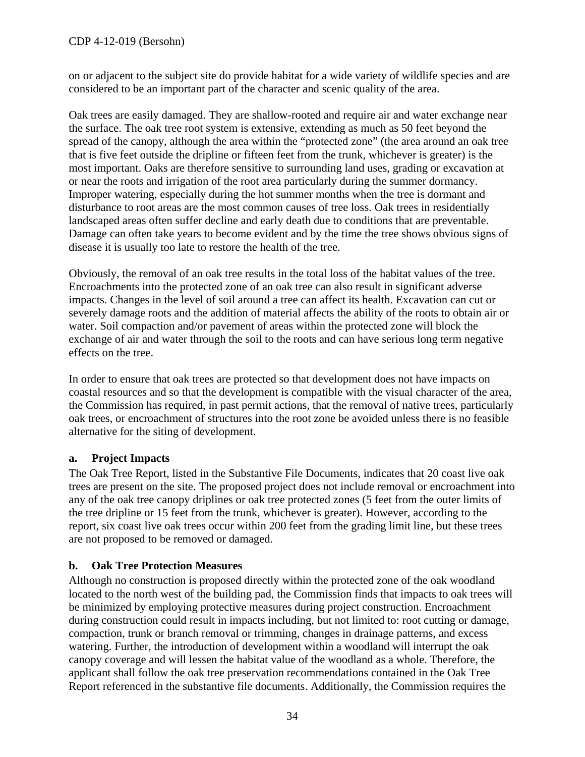on or adjacent to the subject site do provide habitat for a wide variety of wildlife species and are considered to be an important part of the character and scenic quality of the area.

Oak trees are easily damaged. They are shallow-rooted and require air and water exchange near the surface. The oak tree root system is extensive, extending as much as 50 feet beyond the spread of the canopy, although the area within the "protected zone" (the area around an oak tree that is five feet outside the dripline or fifteen feet from the trunk, whichever is greater) is the most important. Oaks are therefore sensitive to surrounding land uses, grading or excavation at or near the roots and irrigation of the root area particularly during the summer dormancy. Improper watering, especially during the hot summer months when the tree is dormant and disturbance to root areas are the most common causes of tree loss. Oak trees in residentially landscaped areas often suffer decline and early death due to conditions that are preventable. Damage can often take years to become evident and by the time the tree shows obvious signs of disease it is usually too late to restore the health of the tree.

Obviously, the removal of an oak tree results in the total loss of the habitat values of the tree. Encroachments into the protected zone of an oak tree can also result in significant adverse impacts. Changes in the level of soil around a tree can affect its health. Excavation can cut or severely damage roots and the addition of material affects the ability of the roots to obtain air or water. Soil compaction and/or pavement of areas within the protected zone will block the exchange of air and water through the soil to the roots and can have serious long term negative effects on the tree.

In order to ensure that oak trees are protected so that development does not have impacts on coastal resources and so that the development is compatible with the visual character of the area, the Commission has required, in past permit actions, that the removal of native trees, particularly oak trees, or encroachment of structures into the root zone be avoided unless there is no feasible alternative for the siting of development.

**a. Project Impacts**

The Oak Tree Report, listed in the Substantive File Documents, indicates that 20 coast live oak trees are present on the site. The proposed project does not include removal or encroachment into any of the oak tree canopy driplines or oak tree protected zones (5 feet from the outer limits of the tree dripline or 15 feet from the trunk, whichever is greater). However, according to the report, six coast live oak trees occur within 200 feet from the grading limit line, but these trees are not proposed to be removed or damaged.

**b. Oak Tree Protection Measures**

Although no construction is proposed directly within the protected zone of the oak woodland located to the north west of the building pad, the Commission finds that impacts to oak trees will be minimized by employing protective measures during project construction. Encroachment during construction could result in impacts including, but not limited to: root cutting or damage, compaction, trunk or branch removal or trimming, changes in drainage patterns, and excess watering. Further, the introduction of development within a woodland will interrupt the oak canopy coverage and will lessen the habitat value of the woodland as a whole. Therefore, the applicant shall follow the oak tree preservation recommendations contained in the Oak Tree Report referenced in the substantive file documents. Additionally, the Commission requires the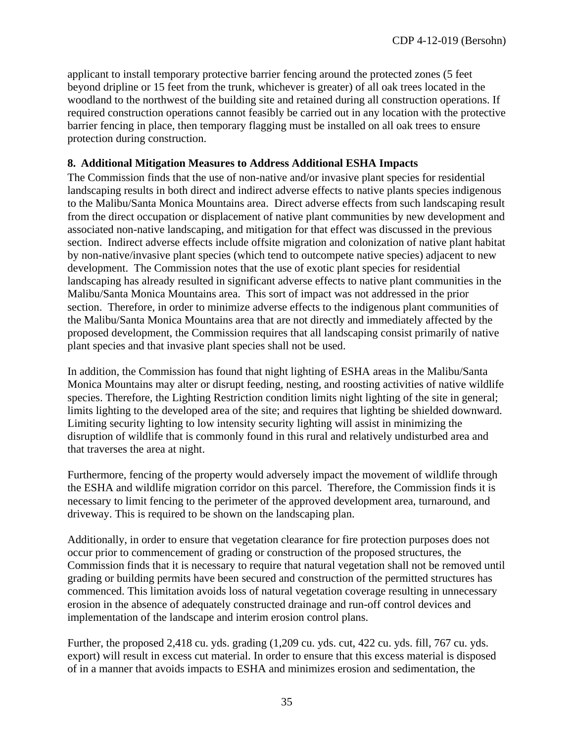applicant to install temporary protective barrier fencing around the protected zones (5 feet beyond dripline or 15 feet from the trunk, whichever is greater) of all oak trees located in the woodland to the northwest of the building site and retained during all construction operations. If required construction operations cannot feasibly be carried out in any location with the protective barrier fencing in place, then temporary flagging must be installed on all oak trees to ensure protection during construction.

**8. Additional Mitigation Measures to Address Additional ESHA Impacts**

The Commission finds that the use of non-native and/or invasive plant species for residential landscaping results in both direct and indirect adverse effects to native plants species indigenous to the Malibu/Santa Monica Mountains area. Direct adverse effects from such landscaping result from the direct occupation or displacement of native plant communities by new development and associated non-native landscaping, and mitigation for that effect was discussed in the previous section. Indirect adverse effects include offsite migration and colonization of native plant habitat by non-native/invasive plant species (which tend to outcompete native species) adjacent to new development. The Commission notes that the use of exotic plant species for residential landscaping has already resulted in significant adverse effects to native plant communities in the Malibu/Santa Monica Mountains area. This sort of impact was not addressed in the prior section. Therefore, in order to minimize adverse effects to the indigenous plant communities of the Malibu/Santa Monica Mountains area that are not directly and immediately affected by the proposed development, the Commission requires that all landscaping consist primarily of native plant species and that invasive plant species shall not be used.

In addition, the Commission has found that night lighting of ESHA areas in the Malibu/Santa Monica Mountains may alter or disrupt feeding, nesting, and roosting activities of native wildlife species. Therefore, the Lighting Restriction condition limits night lighting of the site in general; limits lighting to the developed area of the site; and requires that lighting be shielded downward. Limiting security lighting to low intensity security lighting will assist in minimizing the disruption of wildlife that is commonly found in this rural and relatively undisturbed area and that traverses the area at night.

Furthermore, fencing of the property would adversely impact the movement of wildlife through the ESHA and wildlife migration corridor on this parcel. Therefore, the Commission finds it is necessary to limit fencing to the perimeter of the approved development area, turnaround, and driveway. This is required to be shown on the landscaping plan.

Additionally, in order to ensure that vegetation clearance for fire protection purposes does not occur prior to commencement of grading or construction of the proposed structures, the Commission finds that it is necessary to require that natural vegetation shall not be removed until grading or building permits have been secured and construction of the permitted structures has commenced. This limitation avoids loss of natural vegetation coverage resulting in unnecessary erosion in the absence of adequately constructed drainage and run-off control devices and implementation of the landscape and interim erosion control plans.

Further, the proposed 2,418 cu. yds. grading (1,209 cu. yds. cut, 422 cu. yds. fill, 767 cu. yds. export) will result in excess cut material. In order to ensure that this excess material is disposed of in a manner that avoids impacts to ESHA and minimizes erosion and sedimentation, the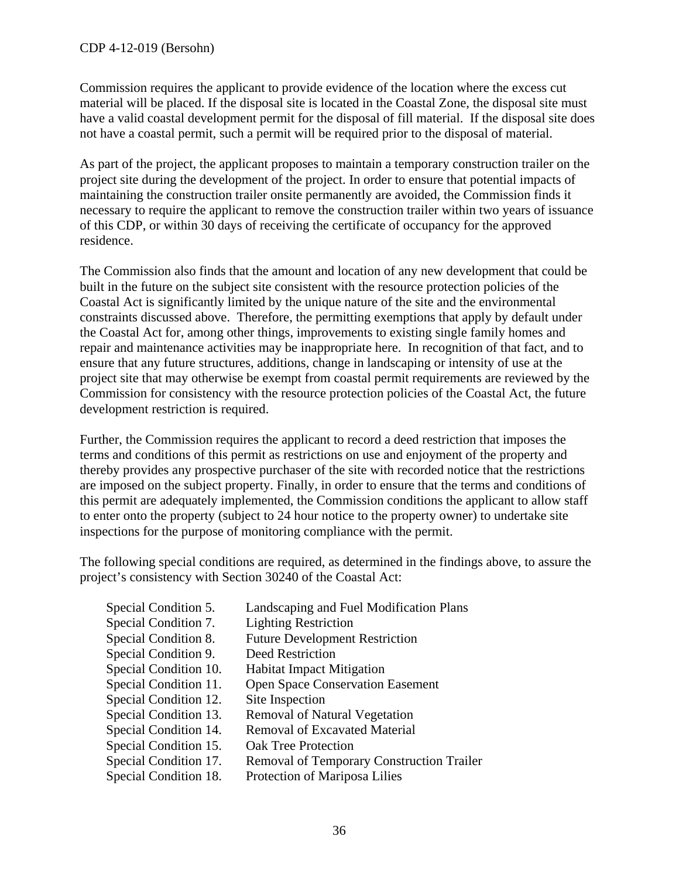Commission requires the applicant to provide evidence of the location where the excess cut material will be placed. If the disposal site is located in the Coastal Zone, the disposal site must have a valid coastal development permit for the disposal of fill material. If the disposal site does not have a coastal permit, such a permit will be required prior to the disposal of material.

As part of the project, the applicant proposes to maintain a temporary construction trailer on the project site during the development of the project. In order to ensure that potential impacts of maintaining the construction trailer onsite permanently are avoided, the Commission finds it necessary to require the applicant to remove the construction trailer within two years of issuance of this CDP, or within 30 days of receiving the certificate of occupancy for the approved residence.

The Commission also finds that the amount and location of any new development that could be built in the future on the subject site consistent with the resource protection policies of the Coastal Act is significantly limited by the unique nature of the site and the environmental constraints discussed above. Therefore, the permitting exemptions that apply by default under the Coastal Act for, among other things, improvements to existing single family homes and repair and maintenance activities may be inappropriate here. In recognition of that fact, and to ensure that any future structures, additions, change in landscaping or intensity of use at the project site that may otherwise be exempt from coastal permit requirements are reviewed by the Commission for consistency with the resource protection policies of the Coastal Act, the future development restriction is required.

Further, the Commission requires the applicant to record a deed restriction that imposes the terms and conditions of this permit as restrictions on use and enjoyment of the property and thereby provides any prospective purchaser of the site with recorded notice that the restrictions are imposed on the subject property. Finally, in order to ensure that the terms and conditions of this permit are adequately implemented, the Commission conditions the applicant to allow staff to enter onto the property (subject to 24 hour notice to the property owner) to undertake site inspections for the purpose of monitoring compliance with the permit.

The following special conditions are required, as determined in the findings above, to assure the project's consistency with Section 30240 of the Coastal Act:

Special Condition 5. Landscaping and Fuel Modification Plans
Special Condition 7. Lighting Restriction
Special Condition 8. Future Development Restriction
Special Condition 9. Deed Restriction
Special Condition 10. Habitat Impact Mitigation
Special Condition 11. Open Space Conservation Easement
Special Condition 12. Site Inspection
Special Condition 13. Removal of Natural Vegetation
Special Condition 14. Removal of Excavated Material
Special Condition 15. Oak Tree Protection
Special Condition 17. Removal of Temporary Construction Trailer
Special Condition 18. Protection of Mariposa Lilies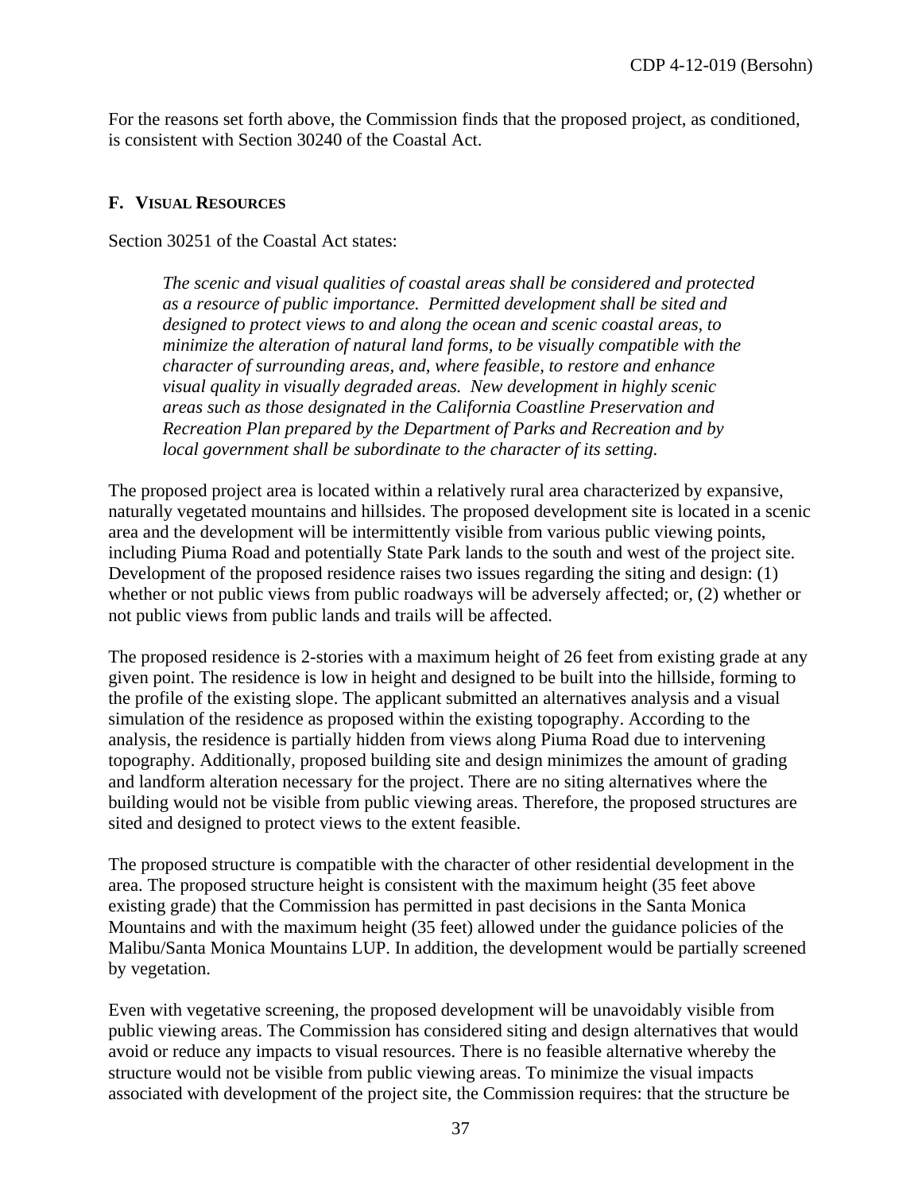For the reasons set forth above, the Commission finds that the proposed project, as conditioned, is consistent with Section 30240 of the Coastal Act.

## F. Visual Resources

Section 30251 of the Coastal Act states:

> *The scenic and visual qualities of coastal areas shall be considered and protected as a resource of public importance. Permitted development shall be sited and designed to protect views to and along the ocean and scenic coastal areas, to minimize the alteration of natural land forms, to be visually compatible with the character of surrounding areas, and, where feasible, to restore and enhance visual quality in visually degraded areas. New development in highly scenic areas such as those designated in the California Coastline Preservation and Recreation Plan prepared by the Department of Parks and Recreation and by local government shall be subordinate to the character of its setting.*

The proposed project area is located within a relatively rural area characterized by expansive, naturally vegetated mountains and hillsides. The proposed development site is located in a scenic area and the development will be intermittently visible from various public viewing points, including Piuma Road and potentially State Park lands to the south and west of the project site. Development of the proposed residence raises two issues regarding the siting and design: (1) whether or not public views from public roadways will be adversely affected; or, (2) whether or not public views from public lands and trails will be affected.

The proposed residence is 2-stories with a maximum height of 26 feet from existing grade at any given point. The residence is low in height and designed to be built into the hillside, forming to the profile of the existing slope. The applicant submitted an alternatives analysis and a visual simulation of the residence as proposed within the existing topography. According to the analysis, the residence is partially hidden from views along Piuma Road due to intervening topography. Additionally, proposed building site and design minimizes the amount of grading and landform alteration necessary for the project. There are no siting alternatives where the building would not be visible from public viewing areas. Therefore, the proposed structures are sited and designed to protect views to the extent feasible.

The proposed structure is compatible with the character of other residential development in the area. The proposed structure height is consistent with the maximum height (35 feet above existing grade) that the Commission has permitted in past decisions in the Santa Monica Mountains and with the maximum height (35 feet) allowed under the guidance policies of the Malibu/Santa Monica Mountains LUP. In addition, the development would be partially screened by vegetation.

Even with vegetative screening, the proposed development will be unavoidably visible from public viewing areas. The Commission has considered siting and design alternatives that would avoid or reduce any impacts to visual resources. There is no feasible alternative whereby the structure would not be visible from public viewing areas. To minimize the visual impacts associated with development of the project site, the Commission requires: that the structure be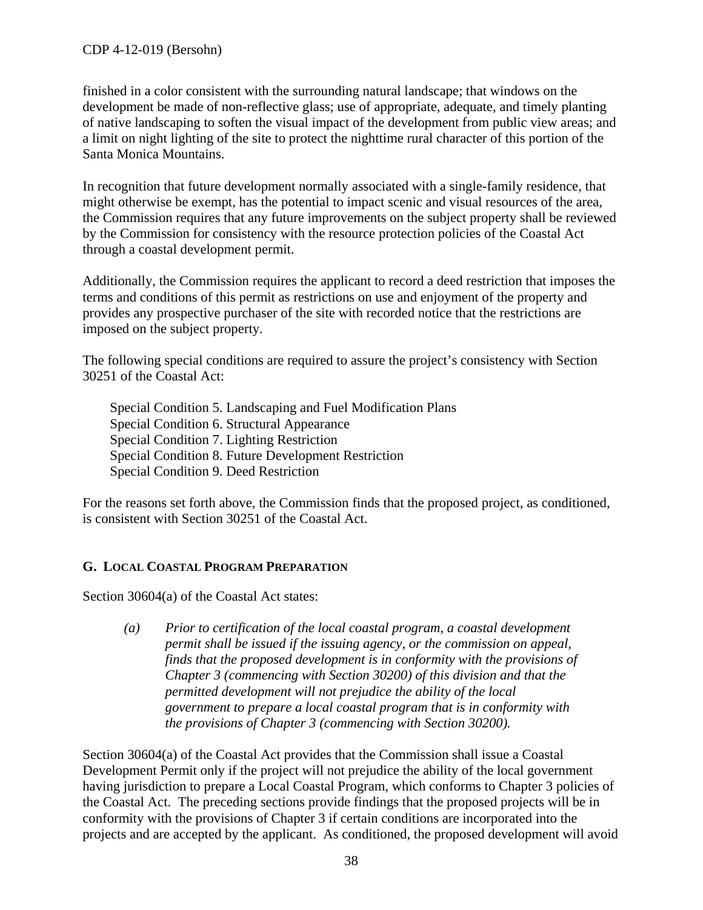finished in a color consistent with the surrounding natural landscape; that windows on the development be made of non-reflective glass; use of appropriate, adequate, and timely planting of native landscaping to soften the visual impact of the development from public view areas; and a limit on night lighting of the site to protect the nighttime rural character of this portion of the Santa Monica Mountains.

In recognition that future development normally associated with a single-family residence, that might otherwise be exempt, has the potential to impact scenic and visual resources of the area, the Commission requires that any future improvements on the subject property shall be reviewed by the Commission for consistency with the resource protection policies of the Coastal Act through a coastal development permit.

Additionally, the Commission requires the applicant to record a deed restriction that imposes the terms and conditions of this permit as restrictions on use and enjoyment of the property and provides any prospective purchaser of the site with recorded notice that the restrictions are imposed on the subject property.

The following special conditions are required to assure the project's consistency with Section 30251 of the Coastal Act:

Special Condition 5. Landscaping and Fuel Modification Plans
Special Condition 6. Structural Appearance
Special Condition 7. Lighting Restriction
Special Condition 8. Future Development Restriction
Special Condition 9. Deed Restriction

For the reasons set forth above, the Commission finds that the proposed project, as conditioned, is consistent with Section 30251 of the Coastal Act.

## G. Local Coastal Program Preparation

Section 30604(a) of the Coastal Act states:

> *(a) Prior to certification of the local coastal program, a coastal development permit shall be issued if the issuing agency, or the commission on appeal, finds that the proposed development is in conformity with the provisions of Chapter 3 (commencing with Section 30200) of this division and that the permitted development will not prejudice the ability of the local government to prepare a local coastal program that is in conformity with the provisions of Chapter 3 (commencing with Section 30200).*

Section 30604(a) of the Coastal Act provides that the Commission shall issue a Coastal Development Permit only if the project will not prejudice the ability of the local government having jurisdiction to prepare a Local Coastal Program, which conforms to Chapter 3 policies of the Coastal Act. The preceding sections provide findings that the proposed projects will be in conformity with the provisions of Chapter 3 if certain conditions are incorporated into the projects and are accepted by the applicant. As conditioned, the proposed development will avoid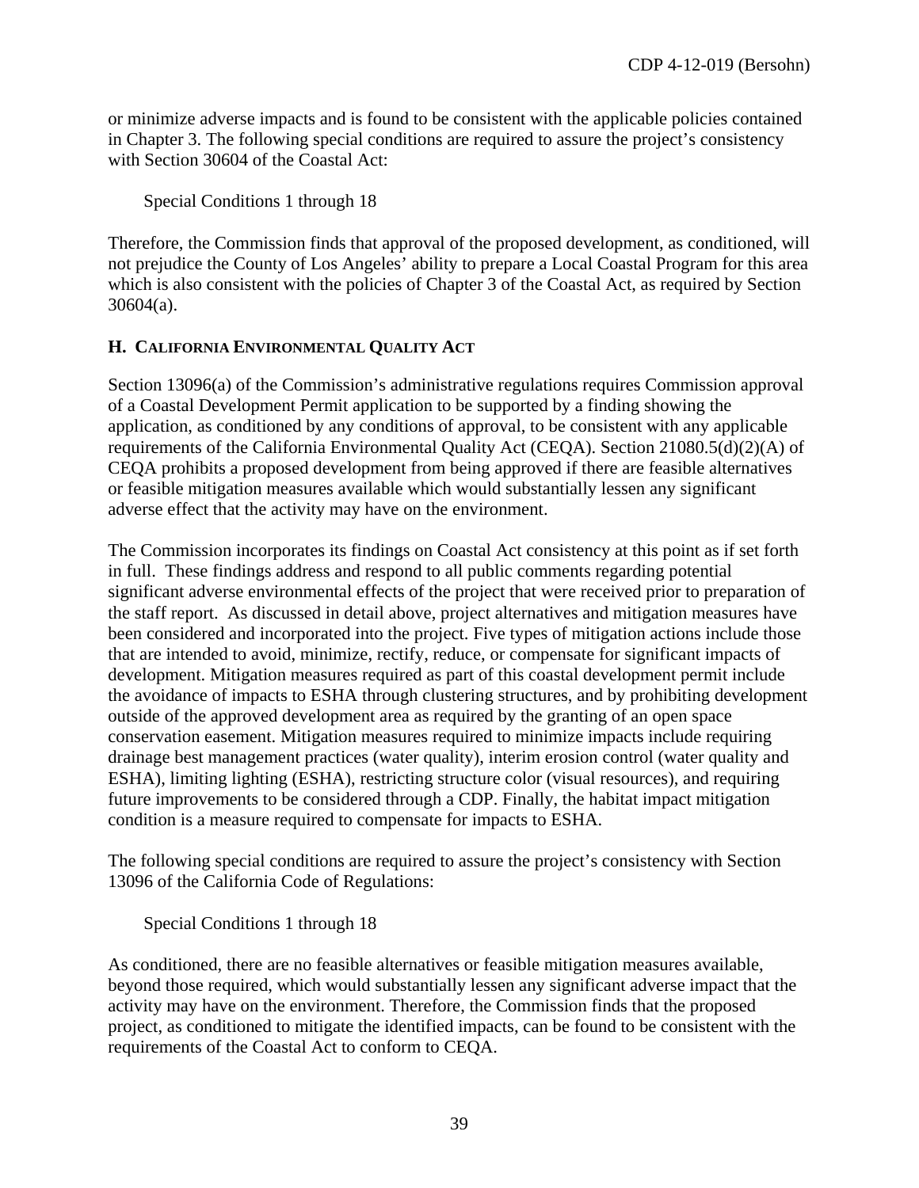or minimize adverse impacts and is found to be consistent with the applicable policies contained in Chapter 3. The following special conditions are required to assure the project's consistency with Section 30604 of the Coastal Act:

Special Conditions 1 through 18

Therefore, the Commission finds that approval of the proposed development, as conditioned, will not prejudice the County of Los Angeles' ability to prepare a Local Coastal Program for this area which is also consistent with the policies of Chapter 3 of the Coastal Act, as required by Section 30604(a).

## H. CALIFORNIA ENVIRONMENTAL QUALITY ACT

Section 13096(a) of the Commission's administrative regulations requires Commission approval of a Coastal Development Permit application to be supported by a finding showing the application, as conditioned by any conditions of approval, to be consistent with any applicable requirements of the California Environmental Quality Act (CEQA). Section 21080.5(d)(2)(A) of CEQA prohibits a proposed development from being approved if there are feasible alternatives or feasible mitigation measures available which would substantially lessen any significant adverse effect that the activity may have on the environment.

The Commission incorporates its findings on Coastal Act consistency at this point as if set forth in full. These findings address and respond to all public comments regarding potential significant adverse environmental effects of the project that were received prior to preparation of the staff report. As discussed in detail above, project alternatives and mitigation measures have been considered and incorporated into the project. Five types of mitigation actions include those that are intended to avoid, minimize, rectify, reduce, or compensate for significant impacts of development. Mitigation measures required as part of this coastal development permit include the avoidance of impacts to ESHA through clustering structures, and by prohibiting development outside of the approved development area as required by the granting of an open space conservation easement. Mitigation measures required to minimize impacts include requiring drainage best management practices (water quality), interim erosion control (water quality and ESHA), limiting lighting (ESHA), restricting structure color (visual resources), and requiring future improvements to be considered through a CDP. Finally, the habitat impact mitigation condition is a measure required to compensate for impacts to ESHA.

The following special conditions are required to assure the project's consistency with Section 13096 of the California Code of Regulations:

Special Conditions 1 through 18

As conditioned, there are no feasible alternatives or feasible mitigation measures available, beyond those required, which would substantially lessen any significant adverse impact that the activity may have on the environment. Therefore, the Commission finds that the proposed project, as conditioned to mitigate the identified impacts, can be found to be consistent with the requirements of the Coastal Act to conform to CEQA.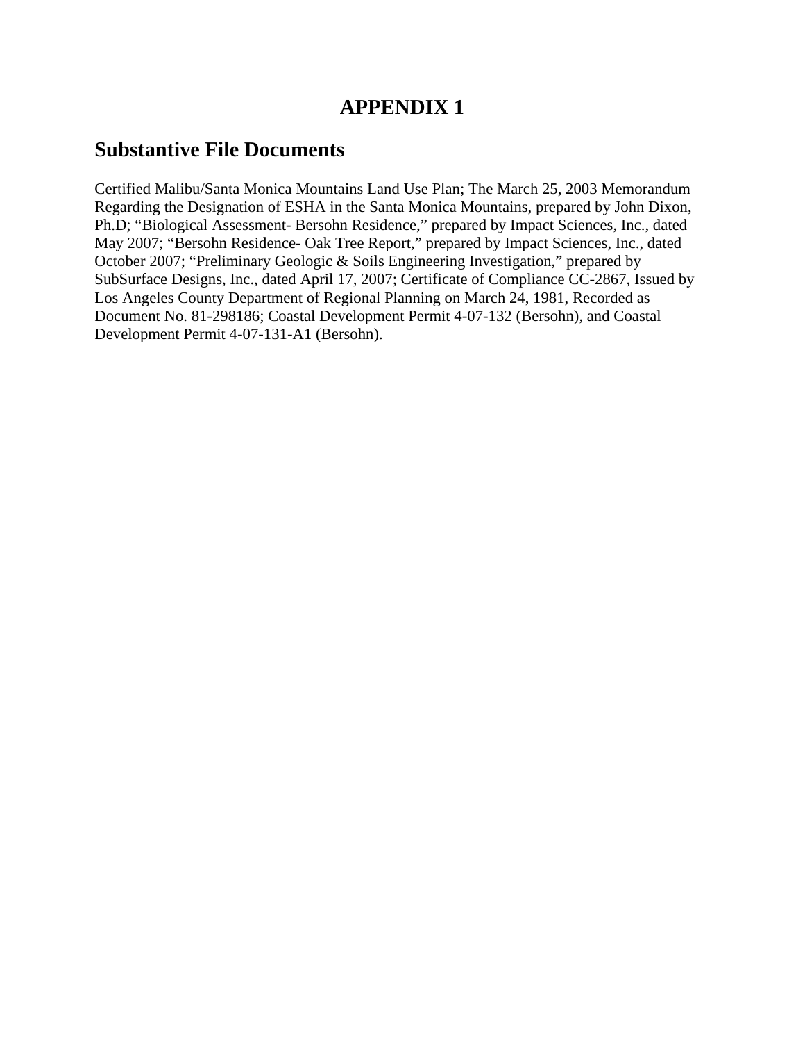# APPENDIX 1

## Substantive File Documents

Certified Malibu/Santa Monica Mountains Land Use Plan; The March 25, 2003 Memorandum Regarding the Designation of ESHA in the Santa Monica Mountains, prepared by John Dixon, Ph.D; "Biological Assessment- Bersohn Residence," prepared by Impact Sciences, Inc., dated May 2007; "Bersohn Residence- Oak Tree Report," prepared by Impact Sciences, Inc., dated October 2007; "Preliminary Geologic & Soils Engineering Investigation," prepared by SubSurface Designs, Inc., dated April 17, 2007; Certificate of Compliance CC-2867, Issued by Los Angeles County Department of Regional Planning on March 24, 1981, Recorded as Document No. 81-298186; Coastal Development Permit 4-07-132 (Bersohn), and Coastal Development Permit 4-07-131-A1 (Bersohn).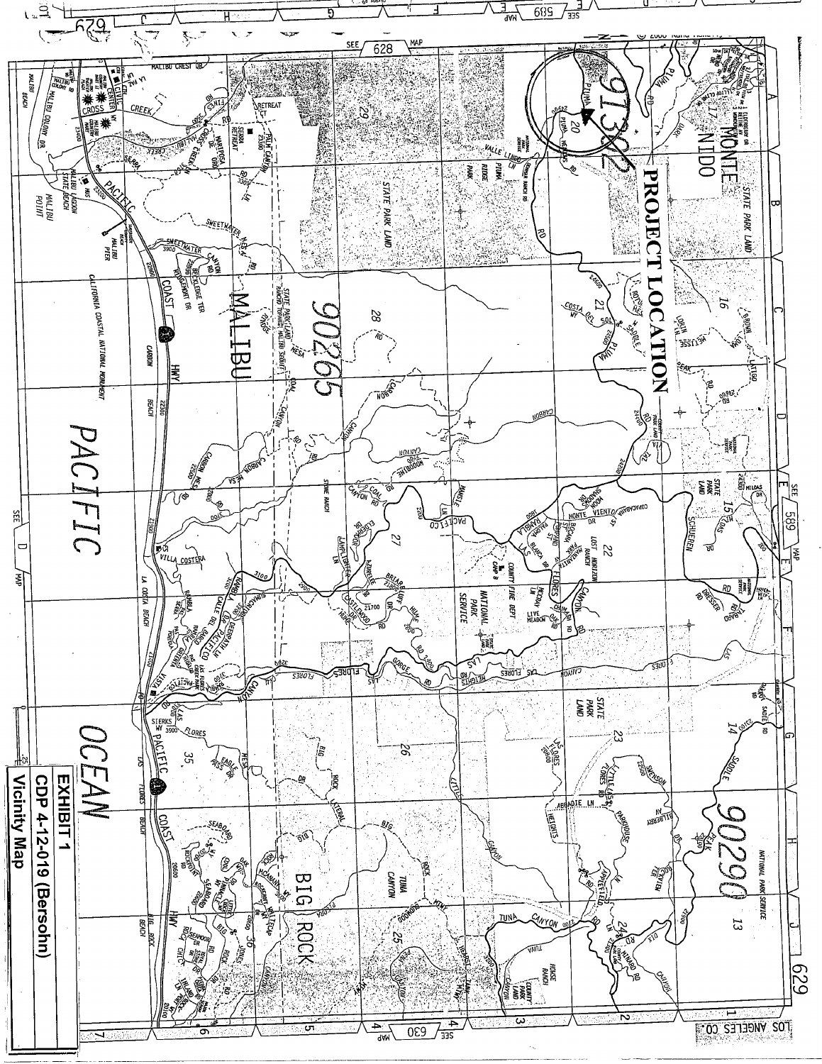**EXHIBIT 1**

**CDP 4-12-019 (Bersohn)**

**Vicinity Map**

PROJECT LOCATION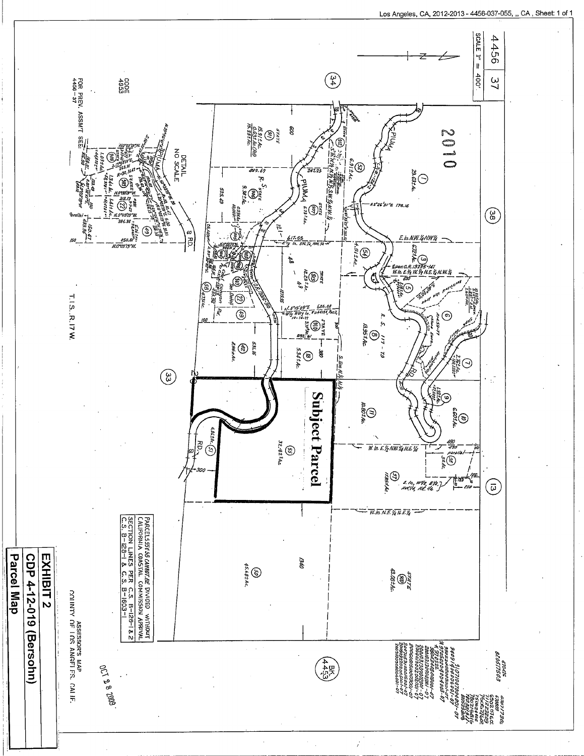4456 37

SCALE 1" = 400'

Subject Parcel

PARCELS 55 & 56 CANNOT BE DIVIDED WITHOUT CALIFORNIA COASTAL COMMISSION APPROVAL

SECTION LINES PER C.S. B-128-1 & 2
C.S. B-128-1 & C.S. B-1603-1

DETAIL
NO SCALE

T.1 S., R.17 W.

CODE
4953

FOR PREV. ASSMT. SEE:
4456 - 37

ASSESSOR'S MAP
COUNTY OF LOS ANGELES, CALIF.

OCT 2 8 2009

**EXHIBIT 2**
**CDP 4-12-019 (Bersohn)**
**Parcel Map**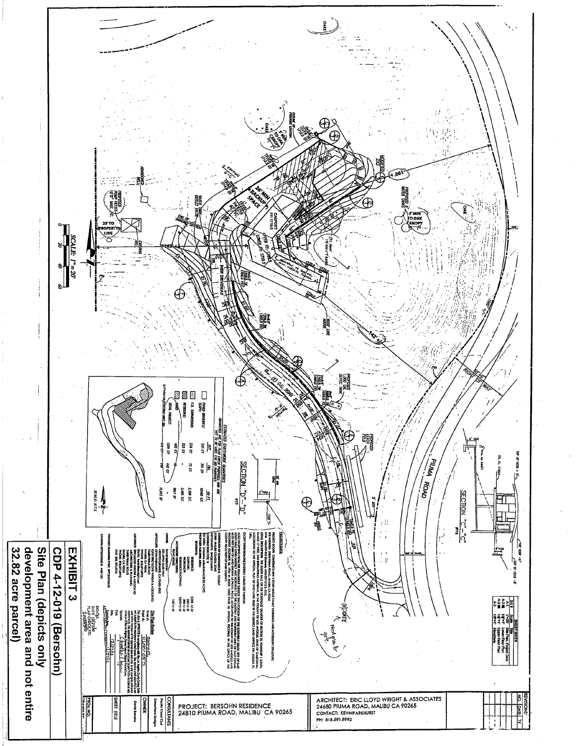# EXHIBIT 3

## CDP 4-12-019 (Bersohn)

**Site Plan (depicts only development area and not entire 32.82 acre parcel)**

PROJECT: BERSOHN RESIDENCE
24810 PIUMA ROAD, MALIBU CA 90265

ARCHITECT: ERIC LLOYD WRIGHT & ASSOCIATES
24680 PIUMA ROAD, MALIBU CA 90265
CONTACT: KEVIN PARKHURST
PH: 818.591.8992

SCALE: 1" = 20'

ESTIMATED EARTHWORK QUANTITIES (QUANTITIES ARE FOR PLAN CHECK PURPOSES AND ARE NOT TO BE USED FOR BID PURPOSES)

| | CUT | FILL | SQ FT |
|---|---|---|---|
| PAVED DRIVEWAY/SLOPE | 320 CY | 351 CY | 12,480 S.F. |
| F.D. TURNAROUND | 234 CY | 73 CY | 2,308 S.F. |
| RESIDENCE | 253 CY | - | 3,466 S.F. |
| R&R | 462 CY | 462 CY | 1,047 SF |
| TOTAL PROJECT | 1,269 CY | 886 CY | 19,301 SF |
| EXPORT/IMPORT | ... | 383 | |

SECTION "C"-"C"

SECTION "D"-"D"

PIUMA ROAD

NEW DRIVEWAY

26' MIN BACKUP SPACE

CARPORT

PROPOSED 1,000 GAL SEPTIC TANK

PROPOSED LEACH FIELD

PROPOSED WATER TANKS

5' MIN TO OAK CANOPY

25' TO PROPERTY LINE

ROOF LINE ABOVE

EXISTING WELL

ABANDONED WELL

(E) D.G. ROAD

RIGHT OF WAY

OAKS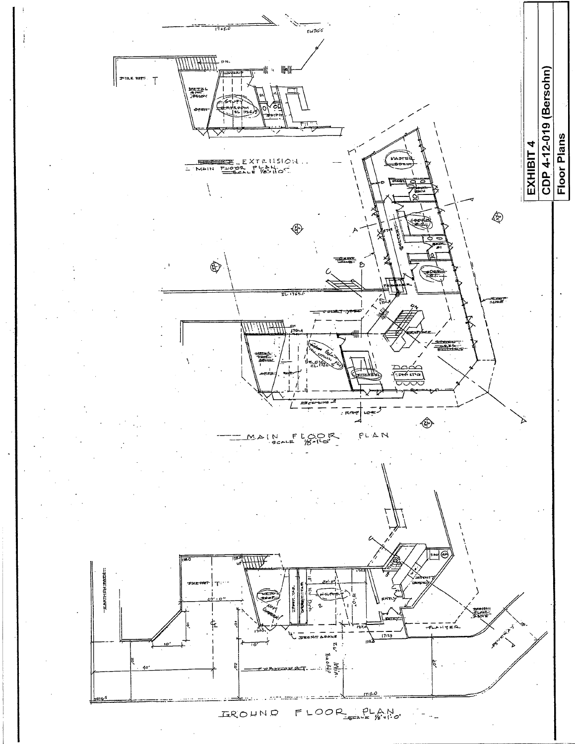**EXHIBIT 4**

**CDP 4-12-019 (Bersohn)**

**Floor Plans**

EXTENSION MAIN FLOOR PLAN SCALE 1/8"=1'-0"

MAIN FLOOR PLAN SCALE 1/8"=1'-0"

GROUND FLOOR PLAN SCALE 1/8"=1'-0"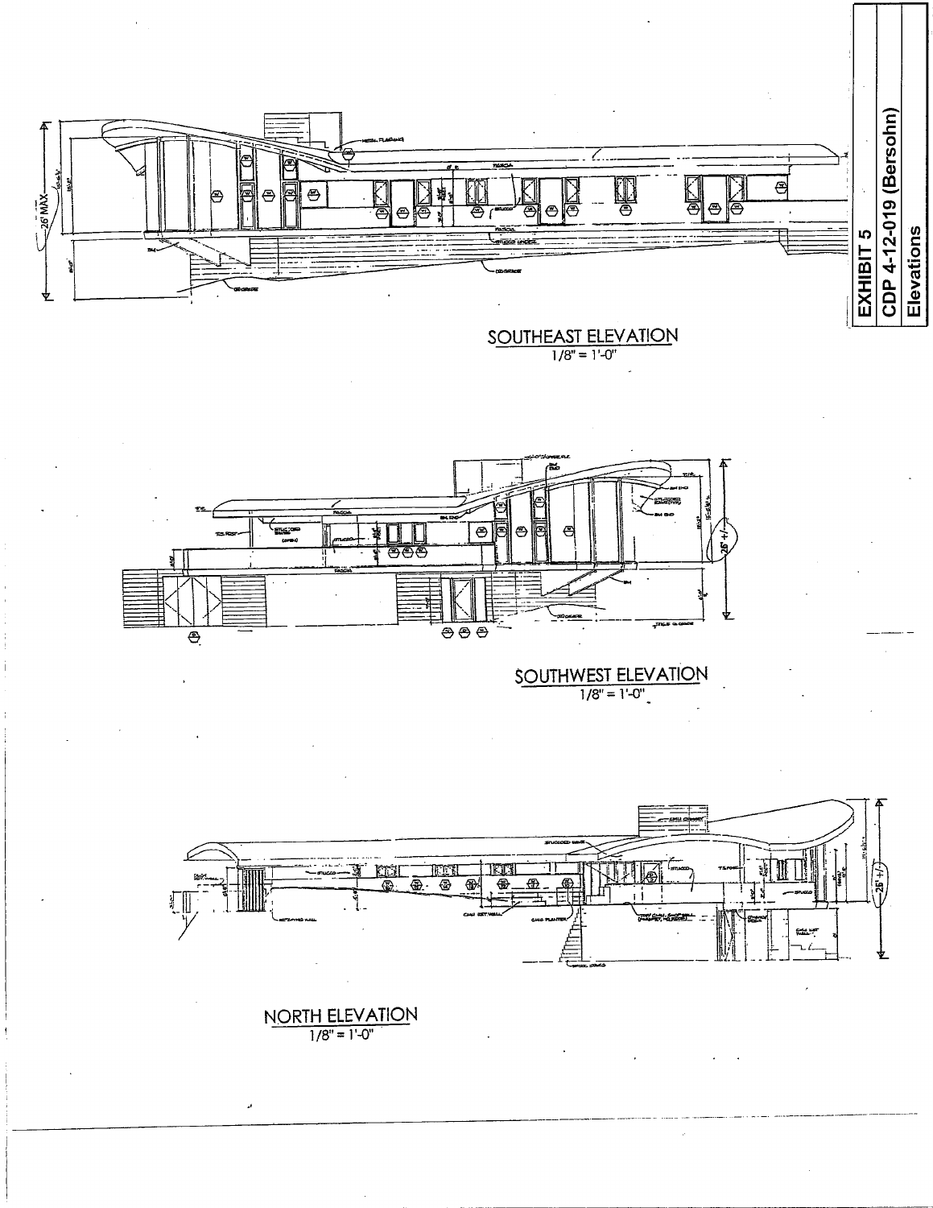**EXHIBIT 5**
**CDP 4-12-019 (Bersohn)**
**Elevations**

SOUTHEAST ELEVATION
1/8" = 1'-0"

SOUTHWEST ELEVATION
1/8" = 1'-0"

NORTH ELEVATION
1/8" = 1'-0"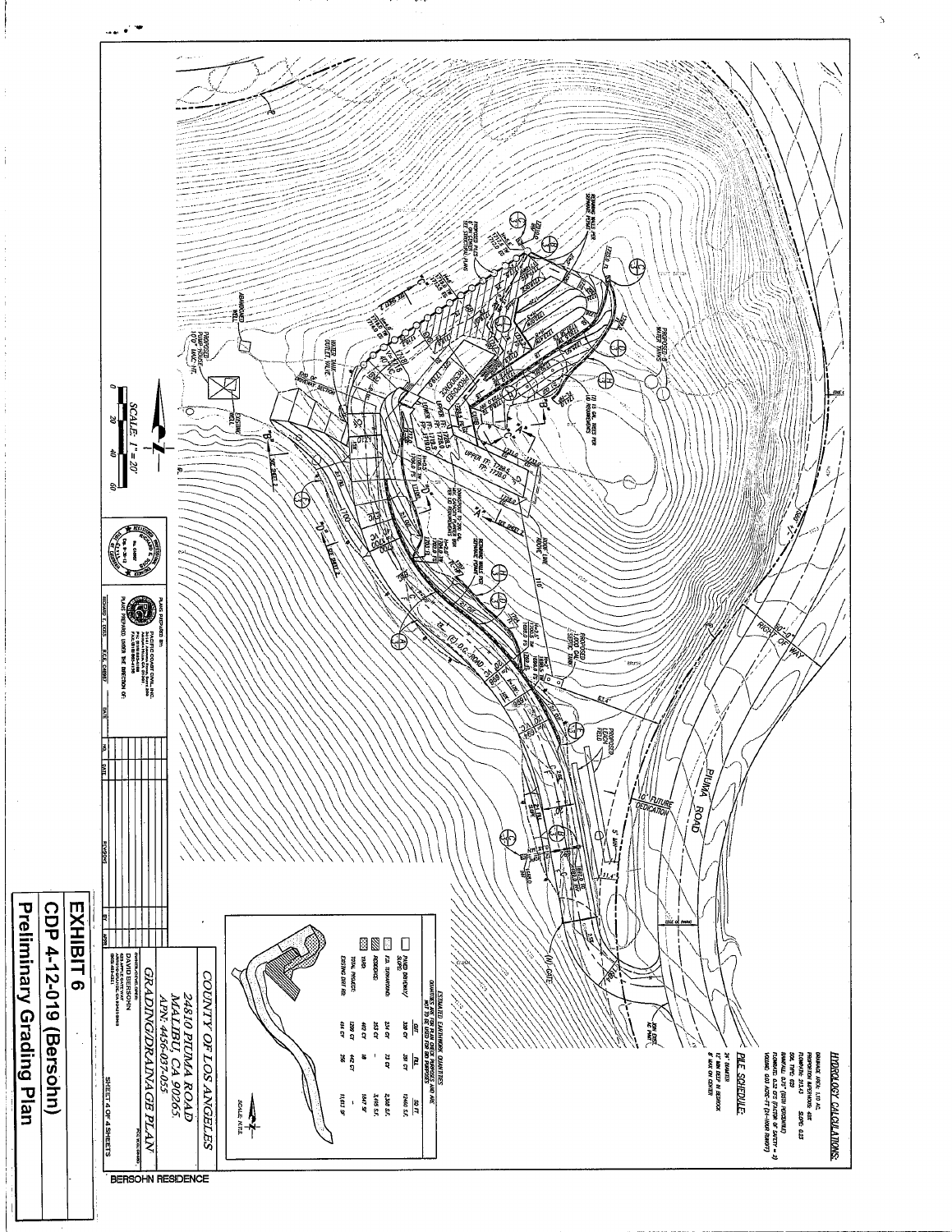## HYDROLOGY CALCULATIONS:

DRAINAGE AREA: 1.10 AC.
PROPORTION IMPERVIOUS: 40%
FLOWROUTE: 211A3 SLOPE: 0.33
SOIL TYPE: 025
RAINFALL: 0.75" (85TH PERCENTILE)
FLOWRATE: 0.32 CFS (FACTOR OF SAFETY = 2)
VOLUME: 0.03 ACRE-FT (24-HOUR RUNOFF)

## PILE SCHEDULE:

24" DIAMETER
12' MIN EMBED IN BEDROCK
8' MAX ON CENTER

## ESTIMATED EARTHWORK QUANTITIES

QUANTITIES ARE FOR PLAN CHECK PURPOSES AND ARE NOT TO BE USED FOR BID PURPOSES

| | CUT | FILL | SQ FT |
|---|---|---|---|
| PAVED DRIVEWAY/SLOPE | 330 CY | 351 CY | 12465 S.F. |
| F.D. TURNAROUND | 214 CY | 73 CY | 2,308 S.F. |
| RESIDENCE | 253 CY | - | 3,493 S.F. |
| YARD | 402 CY | 18 | 1847 SF |
| TOTAL PROJECT: | 1200 CY | 442 CY | - |
| EXISTING DIRT RD: | 414 CY | 256 | 11,613 SF |

SCALE: N.T.S.

SCALE: 1" = 20'

0 20 40 60

PIUMA ROAD

RIGHT OF WAY

10' FUTURE DEDICATION

(N) GATE

EDGE OF PAVING

PROPOSED SEPTIC TANK

PROPOSED LEACH FIELD

PROPOSED WATER TANKS

PROPOSED RESIDENCE

EXISTING WELL

ABANDONED WELL

WATER TANK OUTLET VALVE

PROPOSED PUMP HOUSE

EXISTING O.C. ROAD

END OF DRIVEWAY SECTION

UPPER FF: 1728.5
FF: 1728.0

PLANS PREPARED BY:
PACIFIC COAST CIVIL, INC.

PLANS PREPARED UNDER THE DIRECTION OF:
RICHARD T. DOSS R.C.E. C45897

## COUNTY OF LOS ANGELES

24810 PIUMA ROAD
MALIBU, CA 90265
APN: 4456-037-055

## GRADING/DRAINAGE PLAN

DAVID BERSOHN

SHEET 4 OF 4 SHEETS

BERSOHN RESIDENCE

**EXHIBIT 6**
**CDP 4-12-019 (Bersohn)**
**Preliminary Grading Plan**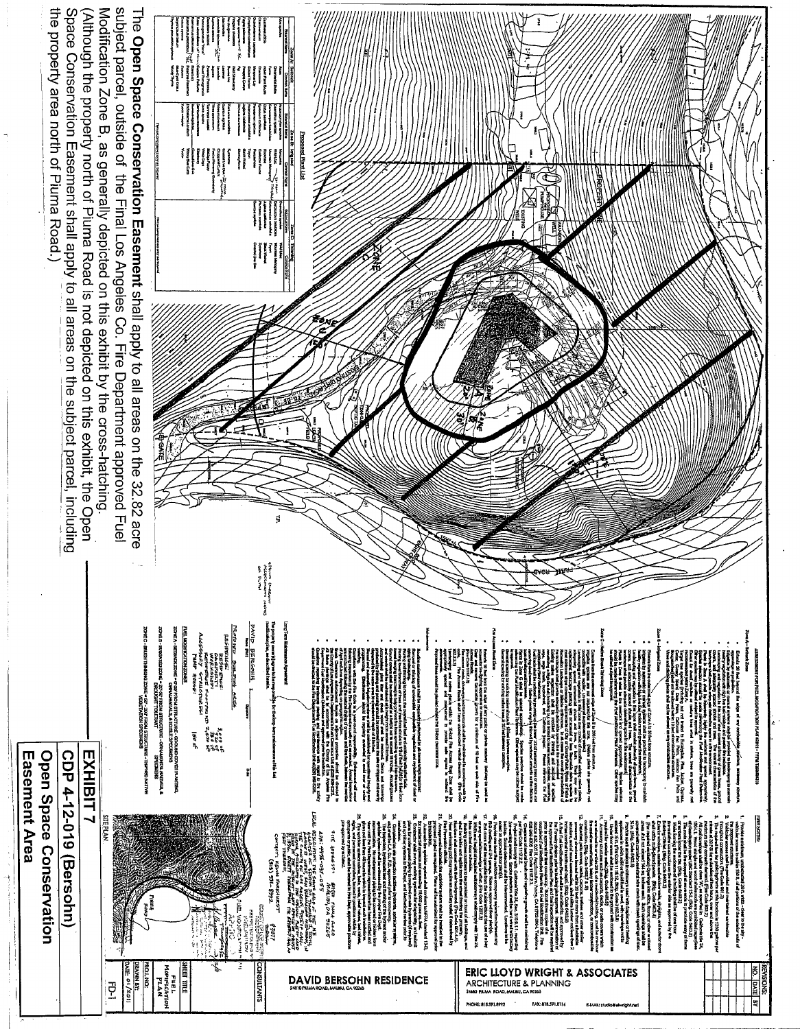The **Open Space Conservation Easement** shall apply to all areas on the 32.82 acre subject parcel, outside of the Final Los Angeles Co. Fire Department approved Fuel Modification Zone B, as generally depicted on this exhibit by the cross-hatching. (Although the property north of Piuma Road is not depicted on this exhibit, the Open Space Conservation Easement shall apply to all areas on the subject parcel, including the property area north of Piuma Road.)

**EXHIBIT 7**

**CDP 4-12-019 (Bersohn)**

**Open Space Conservation Easement Area**

ERIC LLOYD WRIGHT & ASSOCIATES
ARCHITECTURE & PLANNING

DAVID BERSOHN RESIDENCE

FUEL MODIFICATION PLAN

FD-1